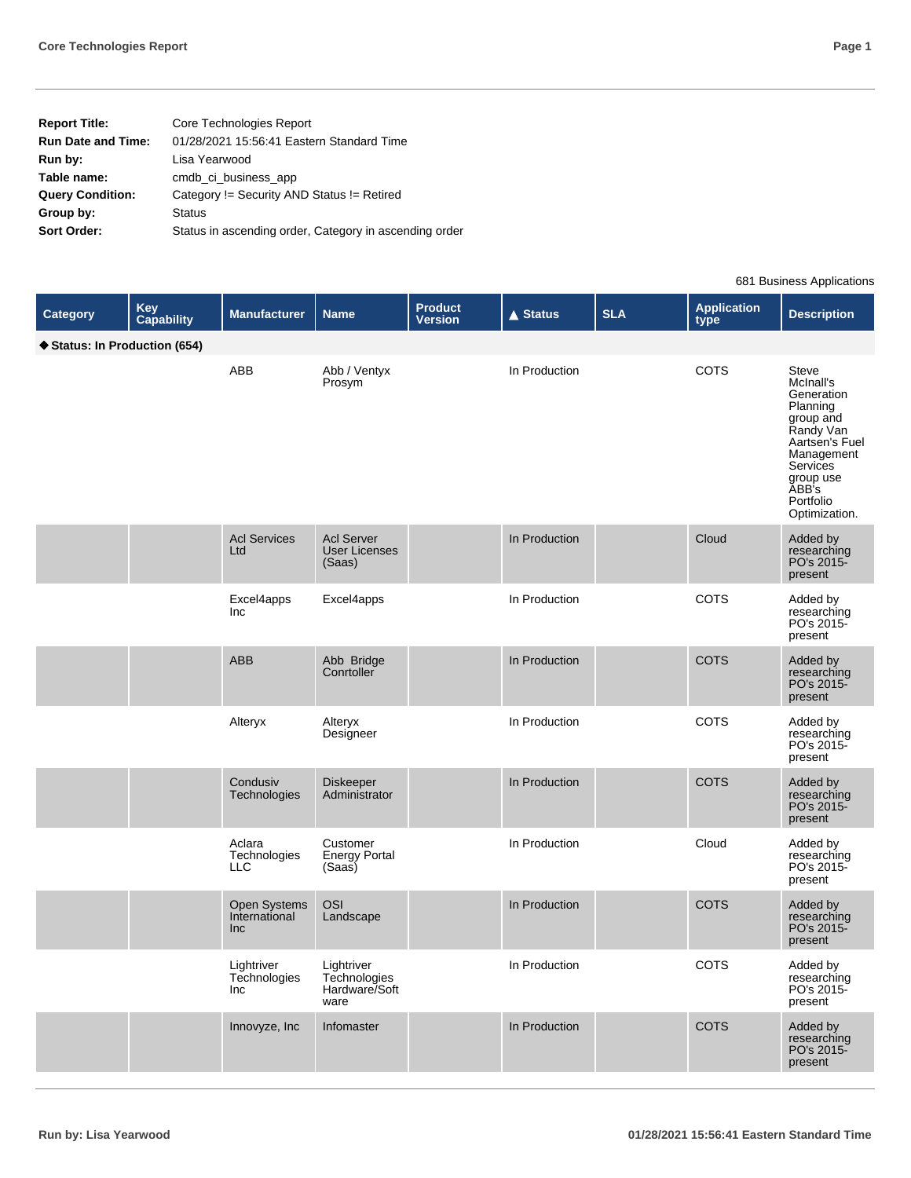| | |
|---|---|
| **Report Title:** | Core Technologies Report |
| **Run Date and Time:** | 01/28/2021 15:56:41 Eastern Standard Time |
| **Run by:** | Lisa Yearwood |
| **Table name:** | cmdb_ci_business_app |
| **Query Condition:** | Category != Security AND Status != Retired |
| **Group by:** | Status |
| **Sort Order:** | Status in ascending order, Category in ascending order |

681 Business Applications

| Category | Key Capability | Manufacturer | Name | Product Version | ▲ Status | SLA | Application type | Description |
|---|---|---|---|---|---|---|---|---|
| **◆ Status: In Production (654)** | | | | | | | | |
| | | ABB | Abb / Ventyx Prosym | | In Production | | COTS | Steve McInall's Generation Planning group and Randy Van Aartsen's Fuel Management Services group use ABB's Portfolio Optimization. |
| | | Acl Services Ltd | Acl Server User Licenses (Saas) | | In Production | | Cloud | Added by researching PO's 2015-present |
| | | Excel4apps Inc | Excel4apps | | In Production | | COTS | Added by researching PO's 2015-present |
| | | ABB | Abb Bridge Conrtoller | | In Production | | COTS | Added by researching PO's 2015-present |
| | | Alteryx | Alteryx Designeer | | In Production | | COTS | Added by researching PO's 2015-present |
| | | Condusiv Technologies | Diskeeper Administrator | | In Production | | COTS | Added by researching PO's 2015-present |
| | | Aclara Technologies LLC | Customer Energy Portal (Saas) | | In Production | | Cloud | Added by researching PO's 2015-present |
| | | Open Systems International Inc | OSI Landscape | | In Production | | COTS | Added by researching PO's 2015-present |
| | | Lightriver Technologies Inc | Lightriver Technologies Hardware/Software | | In Production | | COTS | Added by researching PO's 2015-present |
| | | Innovyze, Inc | Infomaster | | In Production | | COTS | Added by researching PO's 2015-present |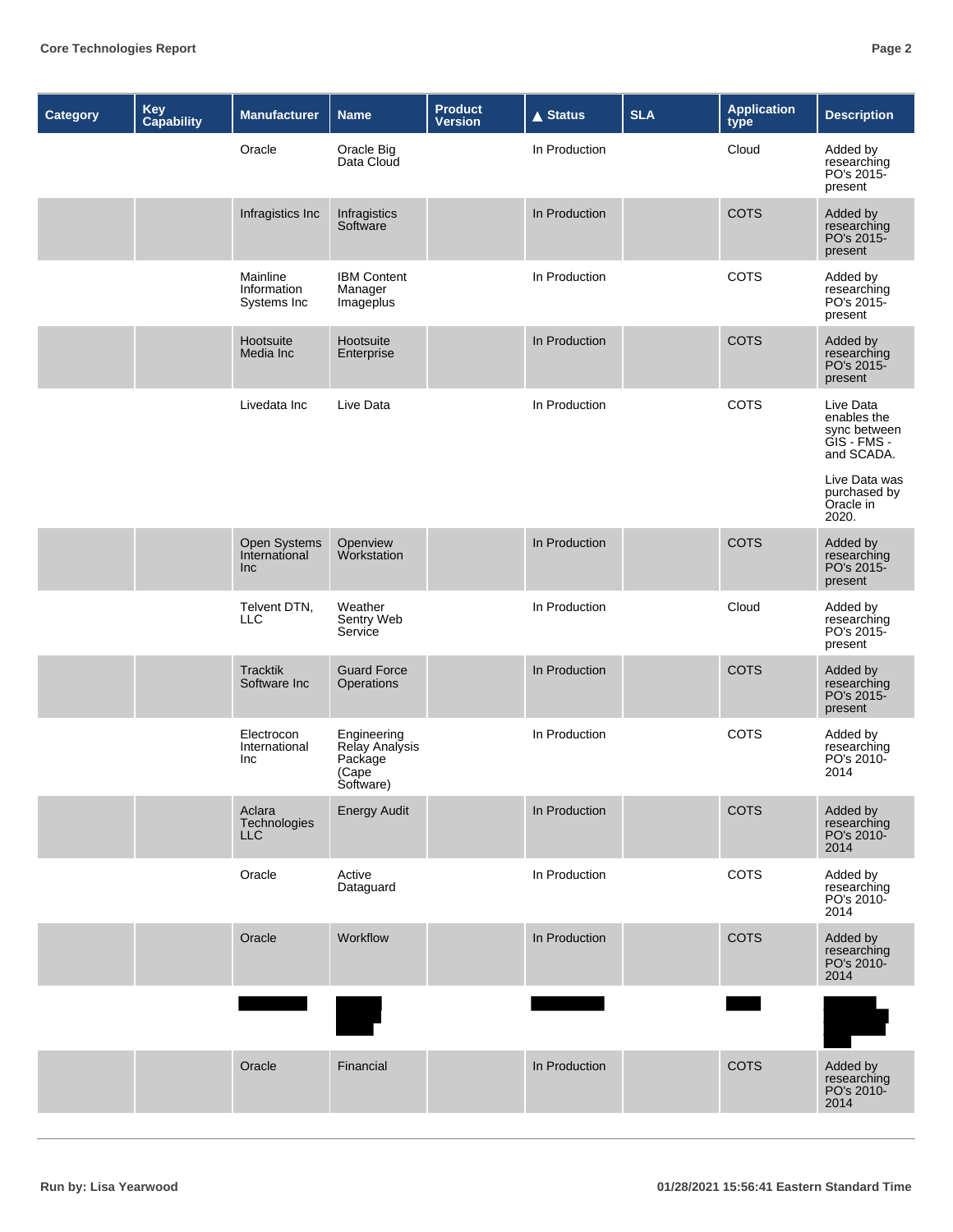| Category | Key Capability | Manufacturer | Name | Product Version | ▲ Status | SLA | Application type | Description |
|---|---|---|---|---|---|---|---|---|
| | | Oracle | Oracle Big Data Cloud | | In Production | | Cloud | Added by researching PO's 2015-present |
| | | Infragistics Inc | Infragistics Software | | In Production | | COTS | Added by researching PO's 2015-present |
| | | Mainline Information Systems Inc | IBM Content Manager Imageplus | | In Production | | COTS | Added by researching PO's 2015-present |
| | | Hootsuite Media Inc | Hootsuite Enterprise | | In Production | | COTS | Added by researching PO's 2015-present |
| | | Livedata Inc | Live Data | | In Production | | COTS | Live Data enables the sync between GIS - FMS - and SCADA.<br><br>Live Data was purchased by Oracle in 2020. |
| | | Open Systems International Inc | Openview Workstation | | In Production | | COTS | Added by researching PO's 2015-present |
| | | Telvent DTN, LLC | Weather Sentry Web Service | | In Production | | Cloud | Added by researching PO's 2015-present |
| | | Tracktik Software Inc | Guard Force Operations | | In Production | | COTS | Added by researching PO's 2015-present |
| | | Electrocon International Inc | Engineering Relay Analysis Package (Cape Software) | | In Production | | COTS | Added by researching PO's 2010-2014 |
| | | Aclara Technologies LLC | Energy Audit | | In Production | | COTS | Added by researching PO's 2010-2014 |
| | | Oracle | Active Dataguard | | In Production | | COTS | Added by researching PO's 2010-2014 |
| | | Oracle | Workflow | | In Production | | COTS | Added by researching PO's 2010-2014 |
| | | [REDACTED] | [REDACTED] | | [REDACTED] | | [REDACTED] | [REDACTED] |
| | | Oracle | Financial | | In Production | | COTS | Added by researching PO's 2010-2014 |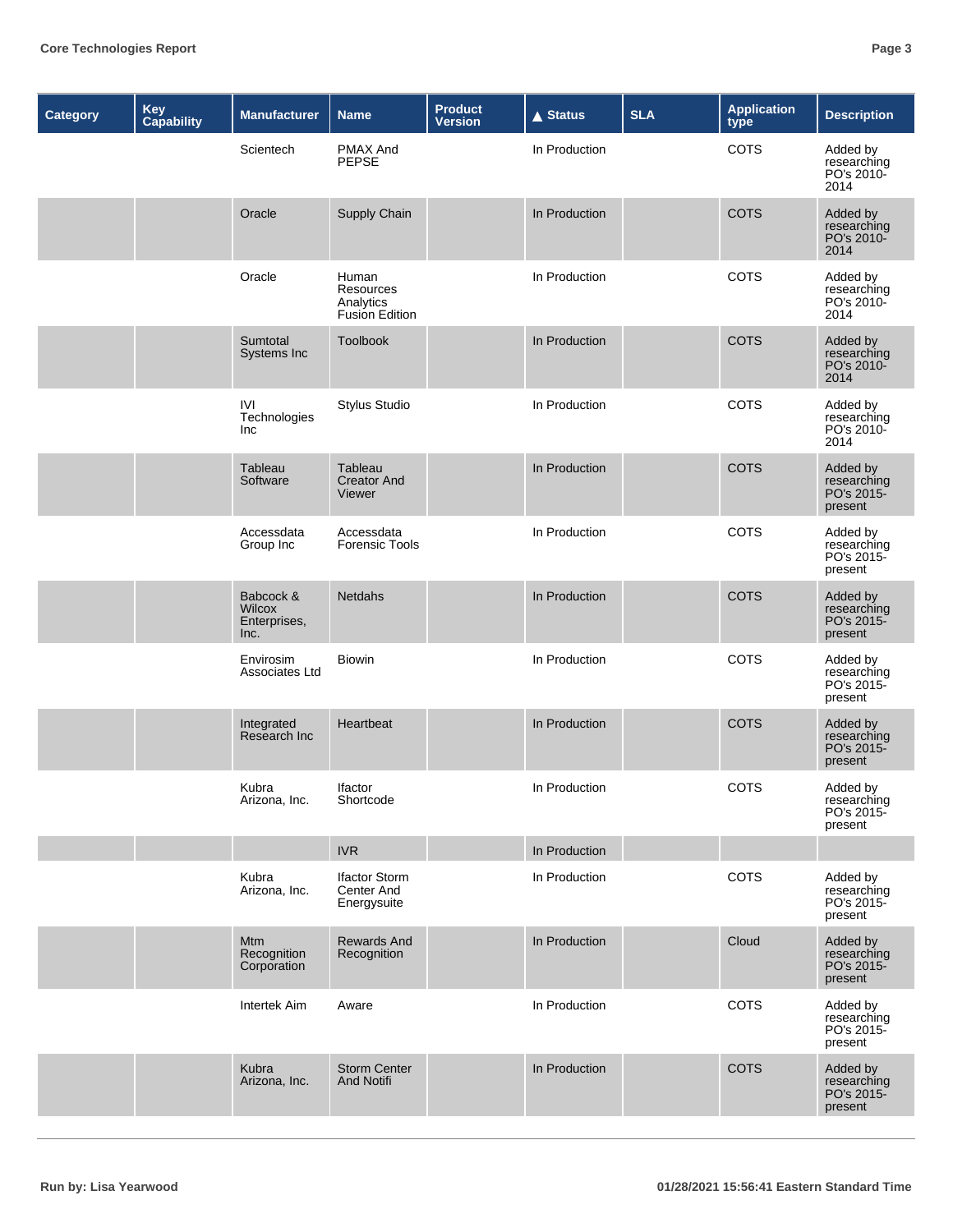| Category | Key Capability | Manufacturer | Name | Product Version | ▲ Status | SLA | Application type | Description |
|---|---|---|---|---|---|---|---|---|
| | | Scientech | PMAX And PEPSE | | In Production | | COTS | Added by researching PO's 2010-2014 |
| | | Oracle | Supply Chain | | In Production | | COTS | Added by researching PO's 2010-2014 |
| | | Oracle | Human Resources Analytics Fusion Edition | | In Production | | COTS | Added by researching PO's 2010-2014 |
| | | Sumtotal Systems Inc | Toolbook | | In Production | | COTS | Added by researching PO's 2010-2014 |
| | | IVI Technologies Inc | Stylus Studio | | In Production | | COTS | Added by researching PO's 2010-2014 |
| | | Tableau Software | Tableau Creator And Viewer | | In Production | | COTS | Added by researching PO's 2015-present |
| | | Accessdata Group Inc | Accessdata Forensic Tools | | In Production | | COTS | Added by researching PO's 2015-present |
| | | Babcock & Wilcox Enterprises, Inc. | Netdahs | | In Production | | COTS | Added by researching PO's 2015-present |
| | | Envirosim Associates Ltd | Biowin | | In Production | | COTS | Added by researching PO's 2015-present |
| | | Integrated Research Inc | Heartbeat | | In Production | | COTS | Added by researching PO's 2015-present |
| | | Kubra Arizona, Inc. | Ifactor Shortcode | | In Production | | COTS | Added by researching PO's 2015-present |
| | | | IVR | | In Production | | | |
| | | Kubra Arizona, Inc. | Ifactor Storm Center And Energysuite | | In Production | | COTS | Added by researching PO's 2015-present |
| | | Mtm Recognition Corporation | Rewards And Recognition | | In Production | | Cloud | Added by researching PO's 2015-present |
| | | Intertek Aim | Aware | | In Production | | COTS | Added by researching PO's 2015-present |
| | | Kubra Arizona, Inc. | Storm Center And Notifi | | In Production | | COTS | Added by researching PO's 2015-present |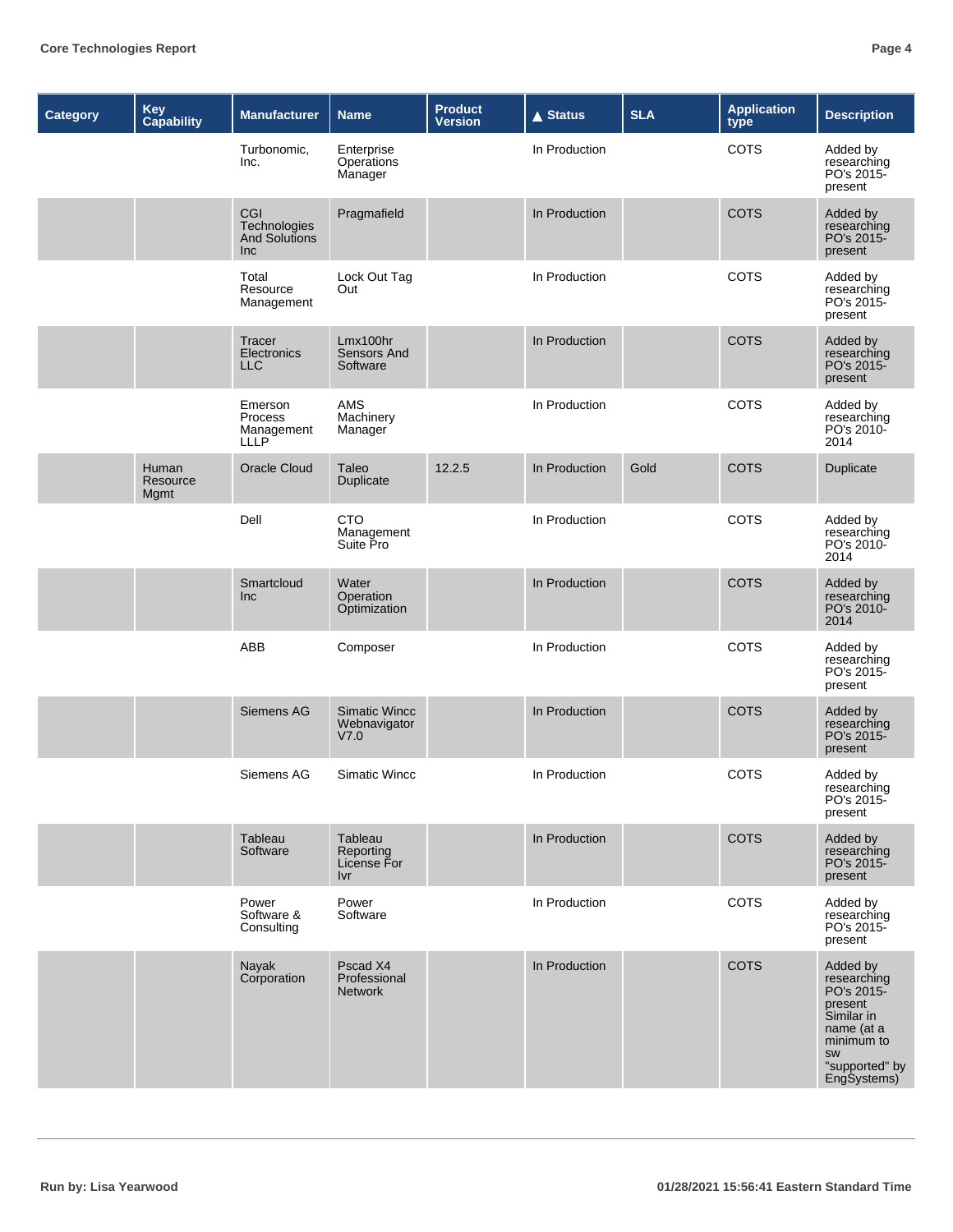| Category | Key Capability | Manufacturer | Name | Product Version | ▲ Status | SLA | Application type | Description |
|---|---|---|---|---|---|---|---|---|
| | | Turbonomic, Inc. | Enterprise Operations Manager | | In Production | | COTS | Added by researching PO's 2015-present |
| | | CGI Technologies And Solutions Inc | Pragmafield | | In Production | | COTS | Added by researching PO's 2015-present |
| | | Total Resource Management | Lock Out Tag Out | | In Production | | COTS | Added by researching PO's 2015-present |
| | | Tracer Electronics LLC | Lmx100hr Sensors And Software | | In Production | | COTS | Added by researching PO's 2015-present |
| | | Emerson Process Management LLLP | AMS Machinery Manager | | In Production | | COTS | Added by researching PO's 2010-2014 |
| | Human Resource Mgmt | Oracle Cloud | Taleo Duplicate | 12.2.5 | In Production | Gold | COTS | Duplicate |
| | | Dell | CTO Management Suite Pro | | In Production | | COTS | Added by researching PO's 2010-2014 |
| | | Smartcloud Inc | Water Operation Optimization | | In Production | | COTS | Added by researching PO's 2010-2014 |
| | | ABB | Composer | | In Production | | COTS | Added by researching PO's 2015-present |
| | | Siemens AG | Simatic Wincc Webnavigator V7.0 | | In Production | | COTS | Added by researching PO's 2015-present |
| | | Siemens AG | Simatic Wincc | | In Production | | COTS | Added by researching PO's 2015-present |
| | | Tableau Software | Tableau Reporting License For Ivr | | In Production | | COTS | Added by researching PO's 2015-present |
| | | Power Software & Consulting | Power Software | | In Production | | COTS | Added by researching PO's 2015-present |
| | | Nayak Corporation | Pscad X4 Professional Network | | In Production | | COTS | Added by researching PO's 2015-present Similar in name (at a minimum to sw "supported" by EngSystems) |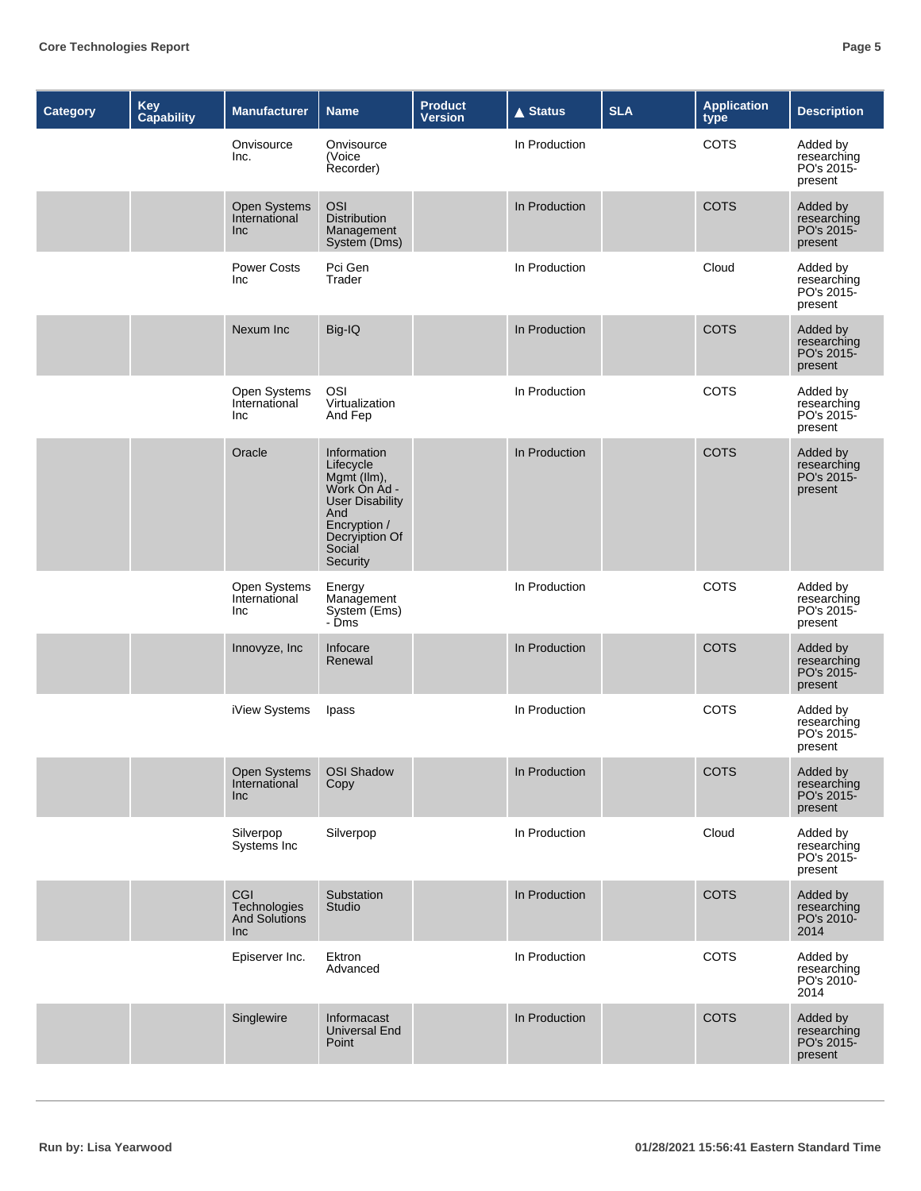| Category | Key Capability | Manufacturer | Name | Product Version | ▲ Status | SLA | Application type | Description |
|---|---|---|---|---|---|---|---|---|
| | | Onvisource Inc. | Onvisource (Voice Recorder) | | In Production | | COTS | Added by researching PO's 2015-present |
| | | Open Systems International Inc | OSI Distribution Management System (Dms) | | In Production | | COTS | Added by researching PO's 2015-present |
| | | Power Costs Inc | Pci Gen Trader | | In Production | | Cloud | Added by researching PO's 2015-present |
| | | Nexum Inc | Big-IQ | | In Production | | COTS | Added by researching PO's 2015-present |
| | | Open Systems International Inc | OSI Virtualization And Fep | | In Production | | COTS | Added by researching PO's 2015-present |
| | | Oracle | Information Lifecycle Mgmt (Ilm), Work On Ad - User Disability And Encryption / Decryiption Of Social Security | | In Production | | COTS | Added by researching PO's 2015-present |
| | | Open Systems International Inc | Energy Management System (Ems) - Dms | | In Production | | COTS | Added by researching PO's 2015-present |
| | | Innovyze, Inc | Infocare Renewal | | In Production | | COTS | Added by researching PO's 2015-present |
| | | iView Systems | Ipass | | In Production | | COTS | Added by researching PO's 2015-present |
| | | Open Systems International Inc | OSI Shadow Copy | | In Production | | COTS | Added by researching PO's 2015-present |
| | | Silverpop Systems Inc | Silverpop | | In Production | | Cloud | Added by researching PO's 2015-present |
| | | CGI Technologies And Solutions Inc | Substation Studio | | In Production | | COTS | Added by researching PO's 2010-2014 |
| | | Episerver Inc. | Ektron Advanced | | In Production | | COTS | Added by researching PO's 2010-2014 |
| | | Singlewire | Informacast Universal End Point | | In Production | | COTS | Added by researching PO's 2015-present |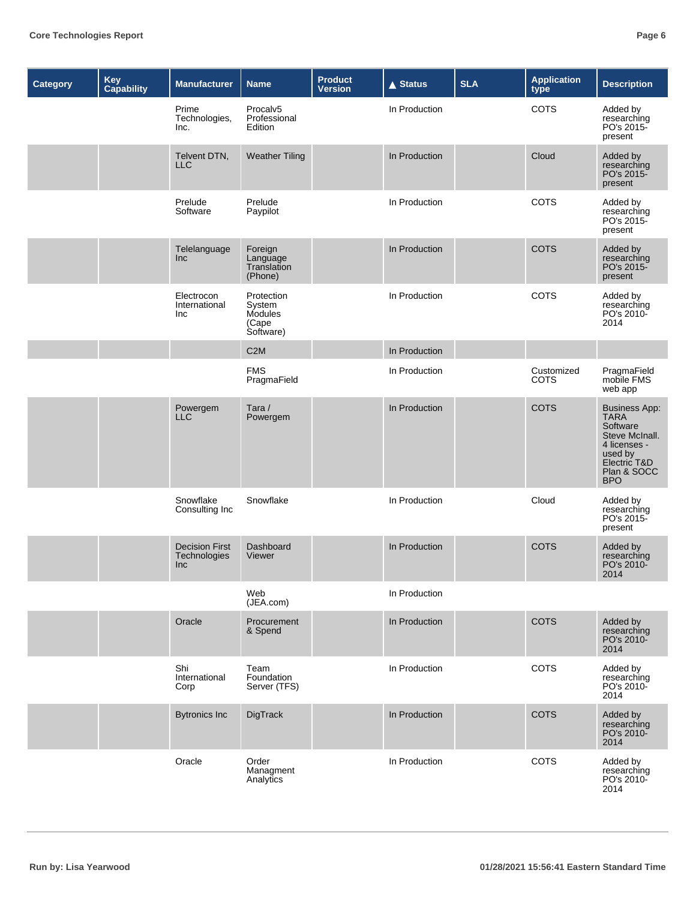| Category | Key Capability | Manufacturer | Name | Product Version | ▲ Status | SLA | Application type | Description |
|---|---|---|---|---|---|---|---|---|
| | | Prime Technologies, Inc. | Procalv5 Professional Edition | | In Production | | COTS | Added by researching PO's 2015-present |
| | | Telvent DTN, LLC | Weather Tiling | | In Production | | Cloud | Added by researching PO's 2015-present |
| | | Prelude Software | Prelude Paypilot | | In Production | | COTS | Added by researching PO's 2015-present |
| | | Telelanguage Inc | Foreign Language Translation (Phone) | | In Production | | COTS | Added by researching PO's 2015-present |
| | | Electrocon International Inc | Protection System Modules (Cape Software) | | In Production | | COTS | Added by researching PO's 2010-2014 |
| | | | C2M | | In Production | | | |
| | | | FMS PragmaField | | In Production | | Customized COTS | PragmaField mobile FMS web app |
| | | Powergem LLC | Tara / Powergem | | In Production | | COTS | Business App: TARA Software Steve McInall. 4 licenses - used by Electric T&D Plan & SOCC BPO |
| | | Snowflake Consulting Inc | Snowflake | | In Production | | Cloud | Added by researching PO's 2015-present |
| | | Decision First Technologies Inc | Dashboard Viewer | | In Production | | COTS | Added by researching PO's 2010-2014 |
| | | | Web (JEA.com) | | In Production | | | |
| | | Oracle | Procurement & Spend | | In Production | | COTS | Added by researching PO's 2010-2014 |
| | | Shi International Corp | Team Foundation Server (TFS) | | In Production | | COTS | Added by researching PO's 2010-2014 |
| | | Bytronics Inc | DigTrack | | In Production | | COTS | Added by researching PO's 2010-2014 |
| | | Oracle | Order Managment Analytics | | In Production | | COTS | Added by researching PO's 2010-2014 |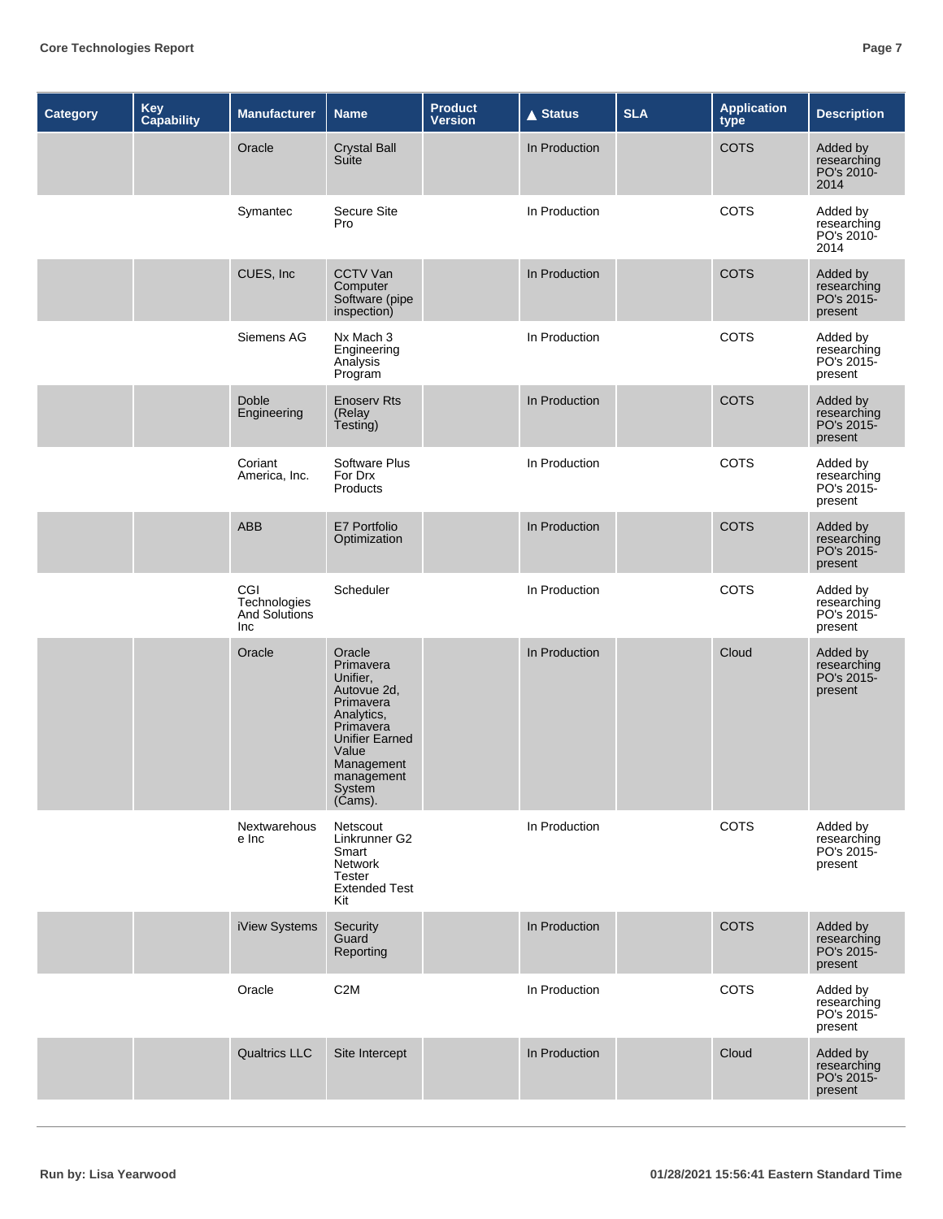| Category | Key Capability | Manufacturer | Name | Product Version | ▲ Status | SLA | Application type | Description |
|---|---|---|---|---|---|---|---|---|
| | | Oracle | Crystal Ball Suite | | In Production | | COTS | Added by researching PO's 2010-2014 |
| | | Symantec | Secure Site Pro | | In Production | | COTS | Added by researching PO's 2010-2014 |
| | | CUES, Inc | CCTV Van Computer Software (pipe inspection) | | In Production | | COTS | Added by researching PO's 2015-present |
| | | Siemens AG | Nx Mach 3 Engineering Analysis Program | | In Production | | COTS | Added by researching PO's 2015-present |
| | | Doble Engineering | Enoserv Rts (Relay Testing) | | In Production | | COTS | Added by researching PO's 2015-present |
| | | Coriant America, Inc. | Software Plus For Drx Products | | In Production | | COTS | Added by researching PO's 2015-present |
| | | ABB | E7 Portfolio Optimization | | In Production | | COTS | Added by researching PO's 2015-present |
| | | CGI Technologies And Solutions Inc | Scheduler | | In Production | | COTS | Added by researching PO's 2015-present |
| | | Oracle | Oracle Primavera Unifier, Autovue 2d, Primavera Analytics, Primavera Unifier Earned Value Management management System (Cams). | | In Production | | Cloud | Added by researching PO's 2015-present |
| | | Nextwarehouse Inc | Netscout Linkrunner G2 Smart Network Tester Extended Test Kit | | In Production | | COTS | Added by researching PO's 2015-present |
| | | iView Systems | Security Guard Reporting | | In Production | | COTS | Added by researching PO's 2015-present |
| | | Oracle | C2M | | In Production | | COTS | Added by researching PO's 2015-present |
| | | Qualtrics LLC | Site Intercept | | In Production | | Cloud | Added by researching PO's 2015-present |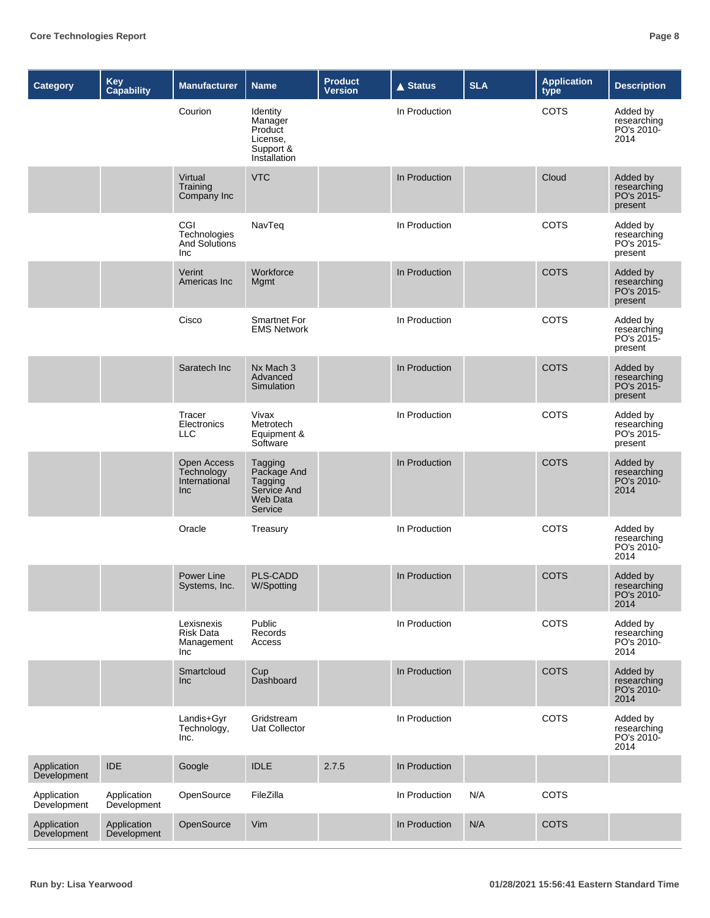| Category | Key Capability | Manufacturer | Name | Product Version | ▲ Status | SLA | Application type | Description |
|---|---|---|---|---|---|---|---|---|
| | | Courion | Identity Manager Product License, Support & Installation | | In Production | | COTS | Added by researching PO's 2010-2014 |
| | | Virtual Training Company Inc | VTC | | In Production | | Cloud | Added by researching PO's 2015-present |
| | | CGI Technologies And Solutions Inc | NavTeq | | In Production | | COTS | Added by researching PO's 2015-present |
| | | Verint Americas Inc | Workforce Mgmt | | In Production | | COTS | Added by researching PO's 2015-present |
| | | Cisco | Smartnet For EMS Network | | In Production | | COTS | Added by researching PO's 2015-present |
| | | Saratech Inc | Nx Mach 3 Advanced Simulation | | In Production | | COTS | Added by researching PO's 2015-present |
| | | Tracer Electronics LLC | Vivax Metrotech Equipment & Software | | In Production | | COTS | Added by researching PO's 2015-present |
| | | Open Access Technology International Inc | Tagging Package And Tagging Service And Web Data Service | | In Production | | COTS | Added by researching PO's 2010-2014 |
| | | Oracle | Treasury | | In Production | | COTS | Added by researching PO's 2010-2014 |
| | | Power Line Systems, Inc. | PLS-CADD W/Spotting | | In Production | | COTS | Added by researching PO's 2010-2014 |
| | | Lexisnexis Risk Data Management Inc | Public Records Access | | In Production | | COTS | Added by researching PO's 2010-2014 |
| | | Smartcloud Inc | Cup Dashboard | | In Production | | COTS | Added by researching PO's 2010-2014 |
| | | Landis+Gyr Technology, Inc. | Gridstream Uat Collector | | In Production | | COTS | Added by researching PO's 2010-2014 |
| Application Development | IDE | Google | IDLE | 2.7.5 | In Production | | | |
| Application Development | Application Development | OpenSource | FileZilla | | In Production | N/A | COTS | |
| Application Development | Application Development | OpenSource | Vim | | In Production | N/A | COTS | |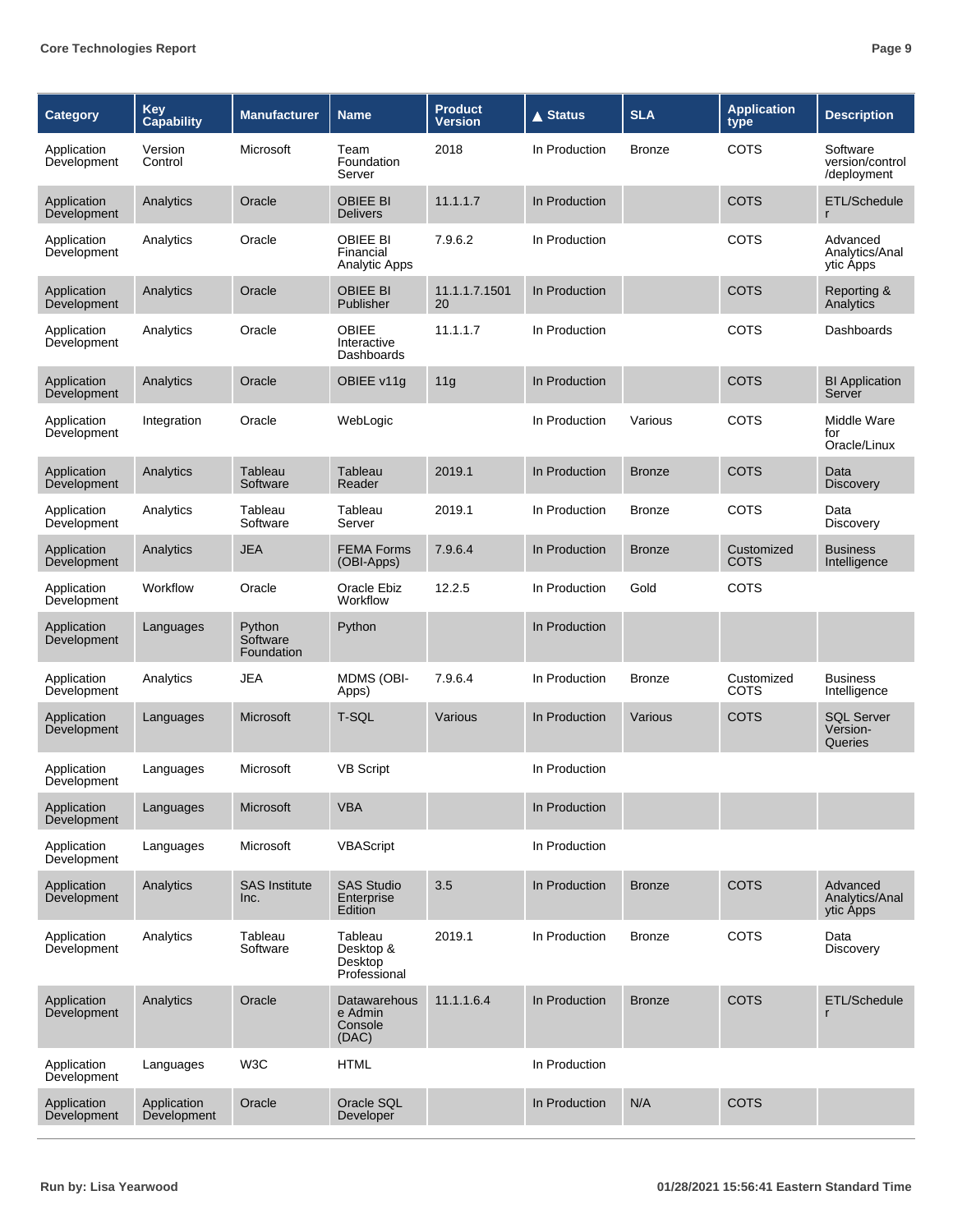| Category | Key Capability | Manufacturer | Name | Product Version | ▲ Status | SLA | Application type | Description |
|---|---|---|---|---|---|---|---|---|
| Application Development | Version Control | Microsoft | Team Foundation Server | 2018 | In Production | Bronze | COTS | Software version/control /deployment |
| Application Development | Analytics | Oracle | OBIEE BI Delivers | 11.1.1.7 | In Production | | COTS | ETL/Scheduler |
| Application Development | Analytics | Oracle | OBIEE BI Financial Analytic Apps | 7.9.6.2 | In Production | | COTS | Advanced Analytics/Analytic Apps |
| Application Development | Analytics | Oracle | OBIEE BI Publisher | 11.1.1.7.150120 | In Production | | COTS | Reporting & Analytics |
| Application Development | Analytics | Oracle | OBIEE Interactive Dashboards | 11.1.1.7 | In Production | | COTS | Dashboards |
| Application Development | Analytics | Oracle | OBIEE v11g | 11g | In Production | | COTS | BI Application Server |
| Application Development | Integration | Oracle | WebLogic | | In Production | Various | COTS | Middle Ware for Oracle/Linux |
| Application Development | Analytics | Tableau Software | Tableau Reader | 2019.1 | In Production | Bronze | COTS | Data Discovery |
| Application Development | Analytics | Tableau Software | Tableau Server | 2019.1 | In Production | Bronze | COTS | Data Discovery |
| Application Development | Analytics | JEA | FEMA Forms (OBI-Apps) | 7.9.6.4 | In Production | Bronze | Customized COTS | Business Intelligence |
| Application Development | Workflow | Oracle | Oracle Ebiz Workflow | 12.2.5 | In Production | Gold | COTS | |
| Application Development | Languages | Python Software Foundation | Python | | In Production | | | |
| Application Development | Analytics | JEA | MDMS (OBI-Apps) | 7.9.6.4 | In Production | Bronze | Customized COTS | Business Intelligence |
| Application Development | Languages | Microsoft | T-SQL | Various | In Production | Various | COTS | SQL Server Version-Queries |
| Application Development | Languages | Microsoft | VB Script | | In Production | | | |
| Application Development | Languages | Microsoft | VBA | | In Production | | | |
| Application Development | Languages | Microsoft | VBAScript | | In Production | | | |
| Application Development | Analytics | SAS Institute Inc. | SAS Studio Enterprise Edition | 3.5 | In Production | Bronze | COTS | Advanced Analytics/Analytic Apps |
| Application Development | Analytics | Tableau Software | Tableau Desktop & Desktop Professional | 2019.1 | In Production | Bronze | COTS | Data Discovery |
| Application Development | Analytics | Oracle | Datawarehouse Admin Console (DAC) | 11.1.1.6.4 | In Production | Bronze | COTS | ETL/Scheduler |
| Application Development | Languages | W3C | HTML | | In Production | | | |
| Application Development | Application Development | Oracle | Oracle SQL Developer | | In Production | N/A | COTS | |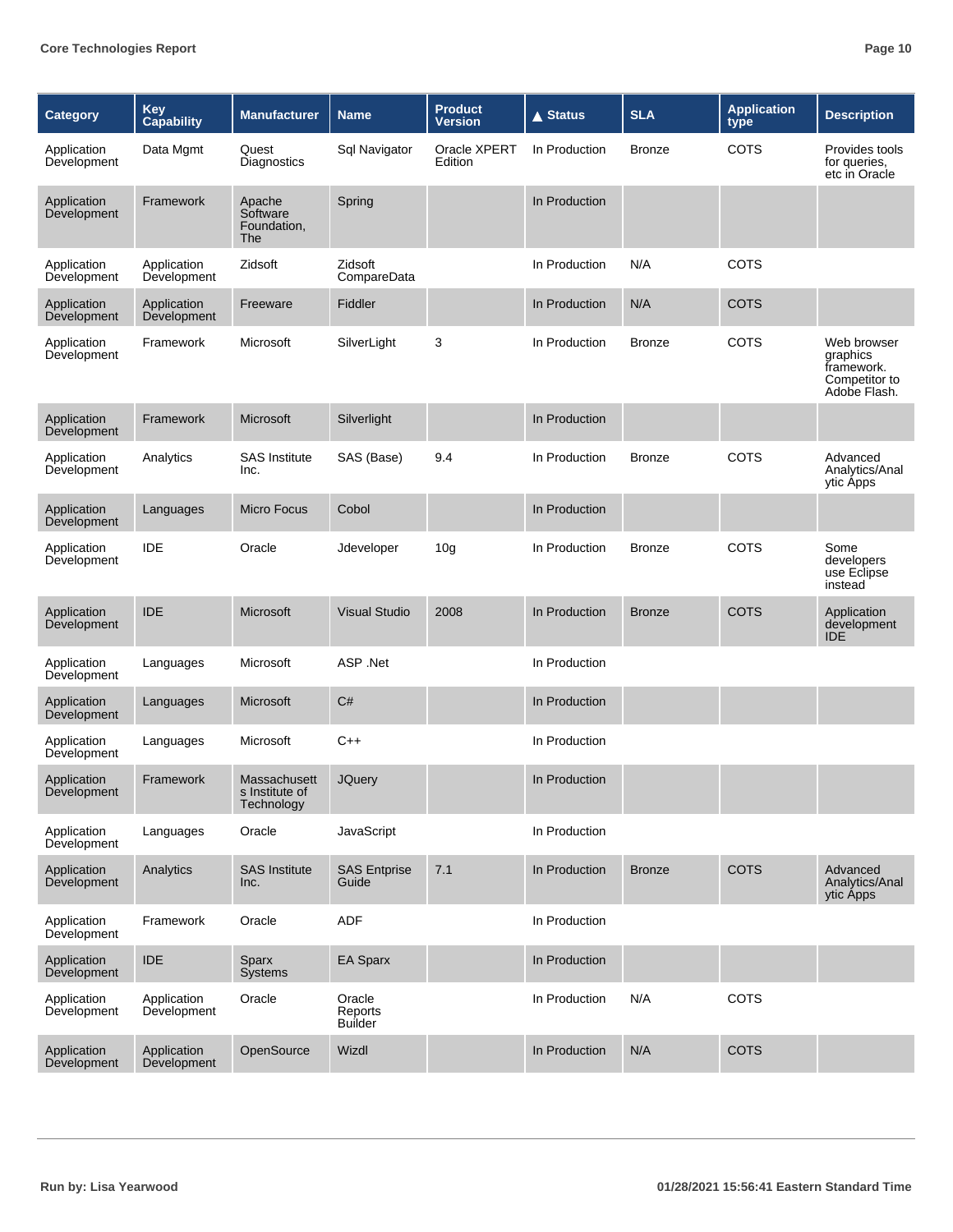| Category | Key Capability | Manufacturer | Name | Product Version | ▲ Status | SLA | Application type | Description |
|---|---|---|---|---|---|---|---|---|
| Application Development | Data Mgmt | Quest Diagnostics | Sql Navigator | Oracle XPERT Edition | In Production | Bronze | COTS | Provides tools for queries, etc in Oracle |
| Application Development | Framework | Apache Software Foundation, The | Spring | | In Production | | | |
| Application Development | Application Development | Zidsoft | Zidsoft CompareData | | In Production | N/A | COTS | |
| Application Development | Application Development | Freeware | Fiddler | | In Production | N/A | COTS | |
| Application Development | Framework | Microsoft | SilverLight | 3 | In Production | Bronze | COTS | Web browser graphics framework. Competitor to Adobe Flash. |
| Application Development | Framework | Microsoft | Silverlight | | In Production | | | |
| Application Development | Analytics | SAS Institute Inc. | SAS (Base) | 9.4 | In Production | Bronze | COTS | Advanced Analytics/Analytic Apps |
| Application Development | Languages | Micro Focus | Cobol | | In Production | | | |
| Application Development | IDE | Oracle | Jdeveloper | 10g | In Production | Bronze | COTS | Some developers use Eclipse instead |
| Application Development | IDE | Microsoft | Visual Studio | 2008 | In Production | Bronze | COTS | Application development IDE |
| Application Development | Languages | Microsoft | ASP .Net | | In Production | | | |
| Application Development | Languages | Microsoft | C# | | In Production | | | |
| Application Development | Languages | Microsoft | C++ | | In Production | | | |
| Application Development | Framework | Massachusetts Institute of Technology | JQuery | | In Production | | | |
| Application Development | Languages | Oracle | JavaScript | | In Production | | | |
| Application Development | Analytics | SAS Institute Inc. | SAS Entprise Guide | 7.1 | In Production | Bronze | COTS | Advanced Analytics/Analytic Apps |
| Application Development | Framework | Oracle | ADF | | In Production | | | |
| Application Development | IDE | Sparx Systems | EA Sparx | | In Production | | | |
| Application Development | Application Development | Oracle | Oracle Reports Builder | | In Production | N/A | COTS | |
| Application Development | Application Development | OpenSource | Wizdl | | In Production | N/A | COTS | |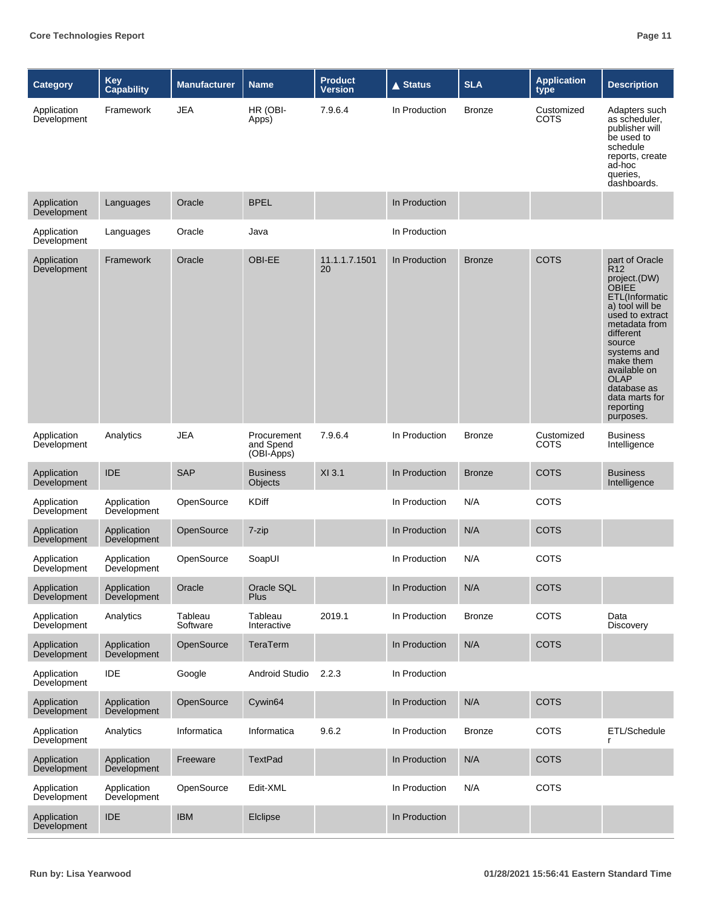| Category | Key Capability | Manufacturer | Name | Product Version | ▲ Status | SLA | Application type | Description |
|---|---|---|---|---|---|---|---|---|
| Application Development | Framework | JEA | HR (OBI-Apps) | 7.9.6.4 | In Production | Bronze | Customized COTS | Adapters such as scheduler, publisher will be used to schedule reports, create ad-hoc queries, dashboards. |
| Application Development | Languages | Oracle | BPEL | | In Production | | | |
| Application Development | Languages | Oracle | Java | | In Production | | | |
| Application Development | Framework | Oracle | OBI-EE | 11.1.1.7.150120 | In Production | Bronze | COTS | part of Oracle R12 project.(DW) OBIEE ETL(Informatica) tool will be used to extract metadata from different source systems and make them available on OLAP database as data marts for reporting purposes. |
| Application Development | Analytics | JEA | Procurement and Spend (OBI-Apps) | 7.9.6.4 | In Production | Bronze | Customized COTS | Business Intelligence |
| Application Development | IDE | SAP | Business Objects | XI 3.1 | In Production | Bronze | COTS | Business Intelligence |
| Application Development | Application Development | OpenSource | KDiff | | In Production | N/A | COTS | |
| Application Development | Application Development | OpenSource | 7-zip | | In Production | N/A | COTS | |
| Application Development | Application Development | OpenSource | SoapUI | | In Production | N/A | COTS | |
| Application Development | Application Development | Oracle | Oracle SQL Plus | | In Production | N/A | COTS | |
| Application Development | Analytics | Tableau Software | Tableau Interactive | 2019.1 | In Production | Bronze | COTS | Data Discovery |
| Application Development | Application Development | OpenSource | TeraTerm | | In Production | N/A | COTS | |
| Application Development | IDE | Google | Android Studio | 2.2.3 | In Production | | | |
| Application Development | Application Development | OpenSource | Cywin64 | | In Production | N/A | COTS | |
| Application Development | Analytics | Informatica | Informatica | 9.6.2 | In Production | Bronze | COTS | ETL/Scheduler |
| Application Development | Application Development | Freeware | TextPad | | In Production | N/A | COTS | |
| Application Development | Application Development | OpenSource | Edit-XML | | In Production | N/A | COTS | |
| Application Development | IDE | IBM | Elclipse | | In Production | | | |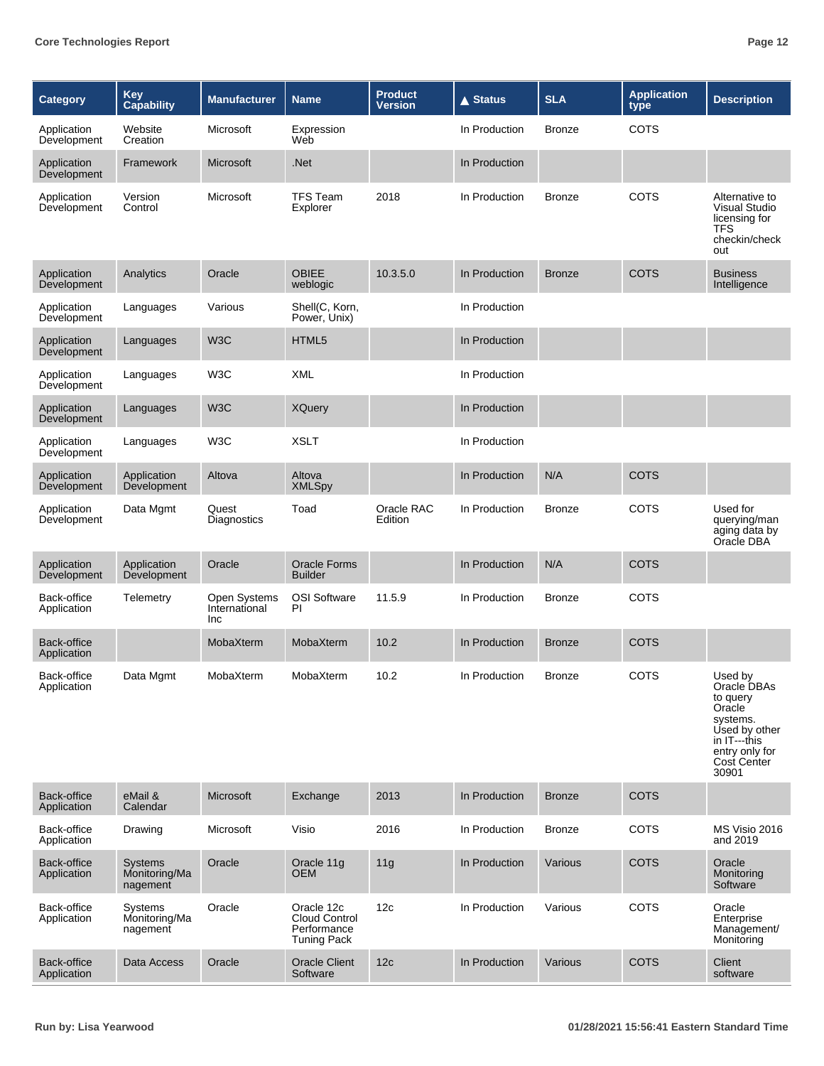| Category | Key Capability | Manufacturer | Name | Product Version | ▲ Status | SLA | Application type | Description |
|---|---|---|---|---|---|---|---|---|
| Application Development | Website Creation | Microsoft | Expression Web | | In Production | Bronze | COTS | |
| Application Development | Framework | Microsoft | .Net | | In Production | | | |
| Application Development | Version Control | Microsoft | TFS Team Explorer | 2018 | In Production | Bronze | COTS | Alternative to Visual Studio licensing for TFS checkin/check out |
| Application Development | Analytics | Oracle | OBIEE weblogic | 10.3.5.0 | In Production | Bronze | COTS | Business Intelligence |
| Application Development | Languages | Various | Shell(C, Korn, Power, Unix) | | In Production | | | |
| Application Development | Languages | W3C | HTML5 | | In Production | | | |
| Application Development | Languages | W3C | XML | | In Production | | | |
| Application Development | Languages | W3C | XQuery | | In Production | | | |
| Application Development | Languages | W3C | XSLT | | In Production | | | |
| Application Development | Application Development | Altova | Altova XMLSpy | | In Production | N/A | COTS | |
| Application Development | Data Mgmt | Quest Diagnostics | Toad | Oracle RAC Edition | In Production | Bronze | COTS | Used for querying/managing data by Oracle DBA |
| Application Development | Application Development | Oracle | Oracle Forms Builder | | In Production | N/A | COTS | |
| Back-office Application | Telemetry | Open Systems International Inc | OSI Software PI | 11.5.9 | In Production | Bronze | COTS | |
| Back-office Application | | MobaXterm | MobaXterm | 10.2 | In Production | Bronze | COTS | |
| Back-office Application | Data Mgmt | MobaXterm | MobaXterm | 10.2 | In Production | Bronze | COTS | Used by Oracle DBAs to query Oracle systems. Used by other in IT---this entry only for Cost Center 30901 |
| Back-office Application | eMail & Calendar | Microsoft | Exchange | 2013 | In Production | Bronze | COTS | |
| Back-office Application | Drawing | Microsoft | Visio | 2016 | In Production | Bronze | COTS | MS Visio 2016 and 2019 |
| Back-office Application | Systems Monitoring/Management | Oracle | Oracle 11g OEM | 11g | In Production | Various | COTS | Oracle Monitoring Software |
| Back-office Application | Systems Monitoring/Management | Oracle | Oracle 12c Cloud Control Performance Tuning Pack | 12c | In Production | Various | COTS | Oracle Enterprise Management/ Monitoring |
| Back-office Application | Data Access | Oracle | Oracle Client Software | 12c | In Production | Various | COTS | Client software |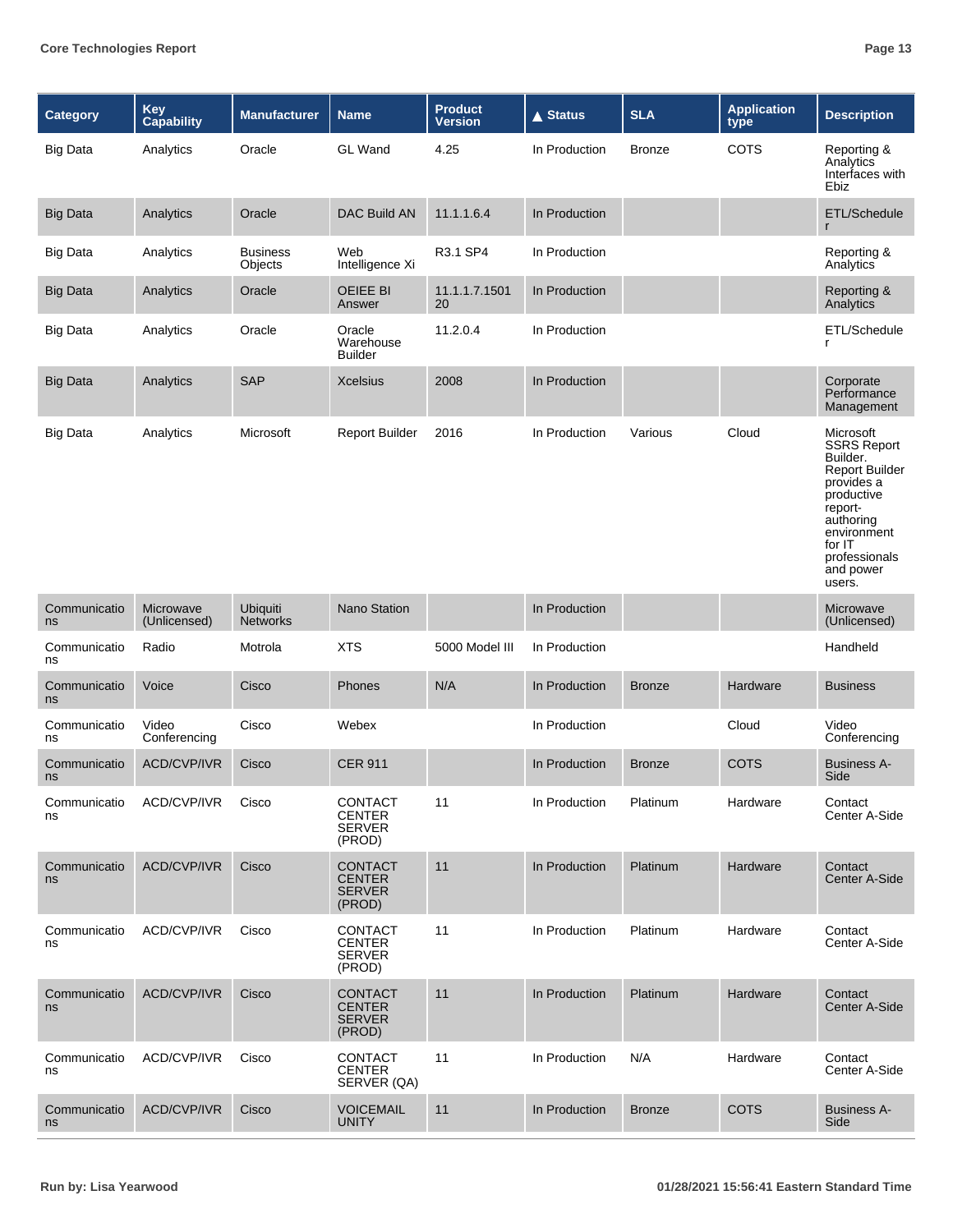| Category | Key Capability | Manufacturer | Name | Product Version | ▲ Status | SLA | Application type | Description |
|---|---|---|---|---|---|---|---|---|
| Big Data | Analytics | Oracle | GL Wand | 4.25 | In Production | Bronze | COTS | Reporting & Analytics Interfaces with Ebiz |
| Big Data | Analytics | Oracle | DAC Build AN | 11.1.1.6.4 | In Production | | | ETL/Scheduler |
| Big Data | Analytics | Business Objects | Web Intelligence Xi | R3.1 SP4 | In Production | | | Reporting & Analytics |
| Big Data | Analytics | Oracle | OEIEE BI Answer | 11.1.1.7.150120 | In Production | | | Reporting & Analytics |
| Big Data | Analytics | Oracle | Oracle Warehouse Builder | 11.2.0.4 | In Production | | | ETL/Scheduler |
| Big Data | Analytics | SAP | Xcelsius | 2008 | In Production | | | Corporate Performance Management |
| Big Data | Analytics | Microsoft | Report Builder | 2016 | In Production | Various | Cloud | Microsoft SSRS Report Builder. Report Builder provides a productive report-authoring environment for IT professionals and power users. |
| Communications | Microwave (Unlicensed) | Ubiquiti Networks | Nano Station | | In Production | | | Microwave (Unlicensed) |
| Communications | Radio | Motrola | XTS | 5000 Model III | In Production | | | Handheld |
| Communications | Voice | Cisco | Phones | N/A | In Production | Bronze | Hardware | Business |
| Communications | Video Conferencing | Cisco | Webex | | In Production | | Cloud | Video Conferencing |
| Communications | ACD/CVP/IVR | Cisco | CER 911 | | In Production | Bronze | COTS | Business A-Side |
| Communications | ACD/CVP/IVR | Cisco | CONTACT CENTER SERVER (PROD) | 11 | In Production | Platinum | Hardware | Contact Center A-Side |
| Communications | ACD/CVP/IVR | Cisco | CONTACT CENTER SERVER (PROD) | 11 | In Production | Platinum | Hardware | Contact Center A-Side |
| Communications | ACD/CVP/IVR | Cisco | CONTACT CENTER SERVER (PROD) | 11 | In Production | Platinum | Hardware | Contact Center A-Side |
| Communications | ACD/CVP/IVR | Cisco | CONTACT CENTER SERVER (PROD) | 11 | In Production | Platinum | Hardware | Contact Center A-Side |
| Communications | ACD/CVP/IVR | Cisco | CONTACT CENTER SERVER (QA) | 11 | In Production | N/A | Hardware | Contact Center A-Side |
| Communications | ACD/CVP/IVR | Cisco | VOICEMAIL UNITY | 11 | In Production | Bronze | COTS | Business A-Side |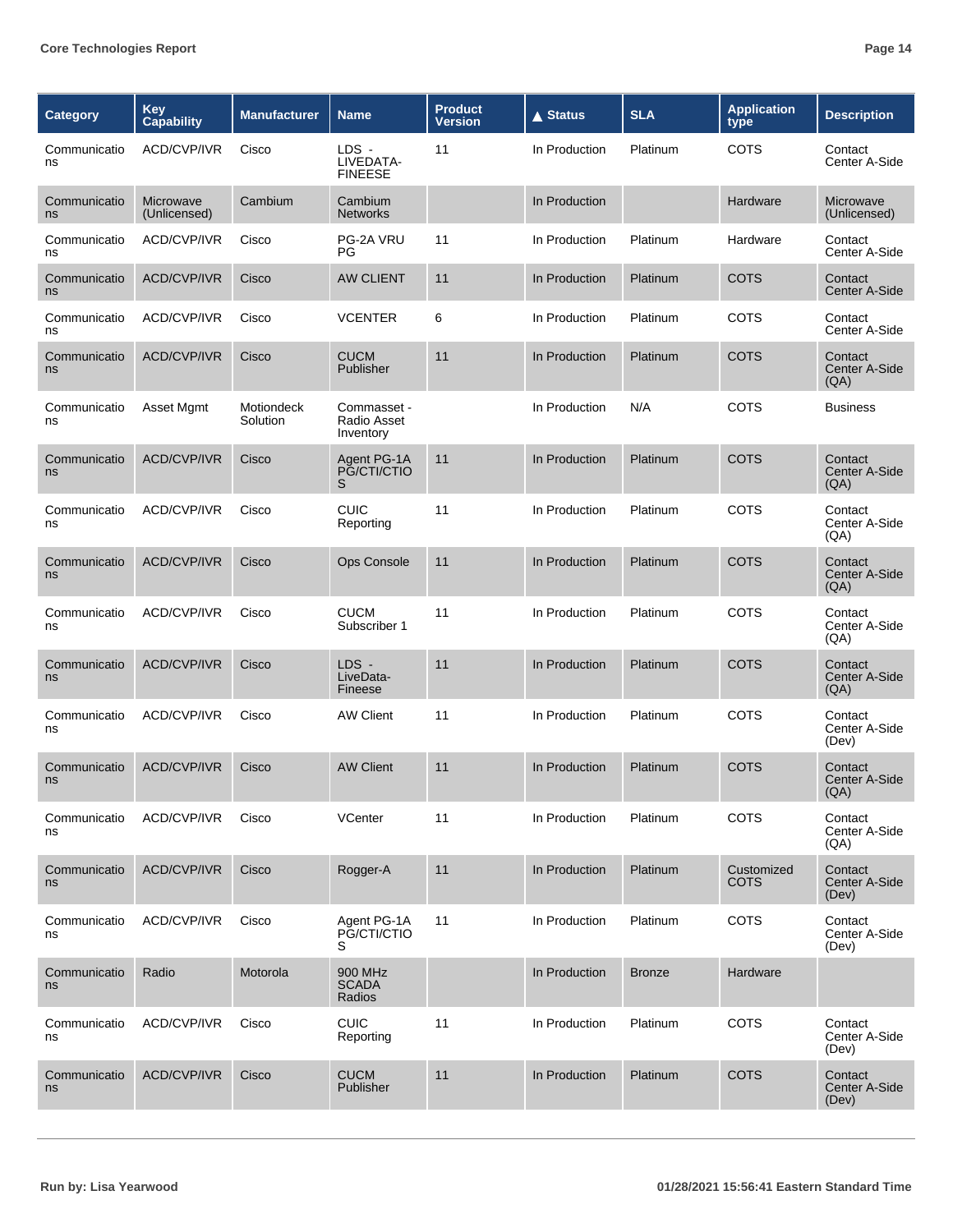| Category | Key Capability | Manufacturer | Name | Product Version | ▲ Status | SLA | Application type | Description |
|---|---|---|---|---|---|---|---|---|
| Communications | ACD/CVP/IVR | Cisco | LDS - LIVEDATA-FINESE | 11 | In Production | Platinum | COTS | Contact Center A-Side |
| Communications | Microwave (Unlicensed) | Cambium | Cambium Networks | | In Production | | Hardware | Microwave (Unlicensed) |
| Communications | ACD/CVP/IVR | Cisco | PG-2A VRU PG | 11 | In Production | Platinum | Hardware | Contact Center A-Side |
| Communications | ACD/CVP/IVR | Cisco | AW CLIENT | 11 | In Production | Platinum | COTS | Contact Center A-Side |
| Communications | ACD/CVP/IVR | Cisco | VCENTER | 6 | In Production | Platinum | COTS | Contact Center A-Side |
| Communications | ACD/CVP/IVR | Cisco | CUCM Publisher | 11 | In Production | Platinum | COTS | Contact Center A-Side (QA) |
| Communications | Asset Mgmt | Motiondeck Solution | Commasset - Radio Asset Inventory | | In Production | N/A | COTS | Business |
| Communications | ACD/CVP/IVR | Cisco | Agent PG-1A PG/CTI/CTIOS | 11 | In Production | Platinum | COTS | Contact Center A-Side (QA) |
| Communications | ACD/CVP/IVR | Cisco | CUIC Reporting | 11 | In Production | Platinum | COTS | Contact Center A-Side (QA) |
| Communications | ACD/CVP/IVR | Cisco | Ops Console | 11 | In Production | Platinum | COTS | Contact Center A-Side (QA) |
| Communications | ACD/CVP/IVR | Cisco | CUCM Subscriber 1 | 11 | In Production | Platinum | COTS | Contact Center A-Side (QA) |
| Communications | ACD/CVP/IVR | Cisco | LDS - LiveData-Fineese | 11 | In Production | Platinum | COTS | Contact Center A-Side (QA) |
| Communications | ACD/CVP/IVR | Cisco | AW Client | 11 | In Production | Platinum | COTS | Contact Center A-Side (Dev) |
| Communications | ACD/CVP/IVR | Cisco | AW Client | 11 | In Production | Platinum | COTS | Contact Center A-Side (QA) |
| Communications | ACD/CVP/IVR | Cisco | VCenter | 11 | In Production | Platinum | COTS | Contact Center A-Side (QA) |
| Communications | ACD/CVP/IVR | Cisco | Rogger-A | 11 | In Production | Platinum | Customized COTS | Contact Center A-Side (Dev) |
| Communications | ACD/CVP/IVR | Cisco | Agent PG-1A PG/CTI/CTIOS | 11 | In Production | Platinum | COTS | Contact Center A-Side (Dev) |
| Communications | Radio | Motorola | 900 MHz SCADA Radios | | In Production | Bronze | Hardware | |
| Communications | ACD/CVP/IVR | Cisco | CUIC Reporting | 11 | In Production | Platinum | COTS | Contact Center A-Side (Dev) |
| Communications | ACD/CVP/IVR | Cisco | CUCM Publisher | 11 | In Production | Platinum | COTS | Contact Center A-Side (Dev) |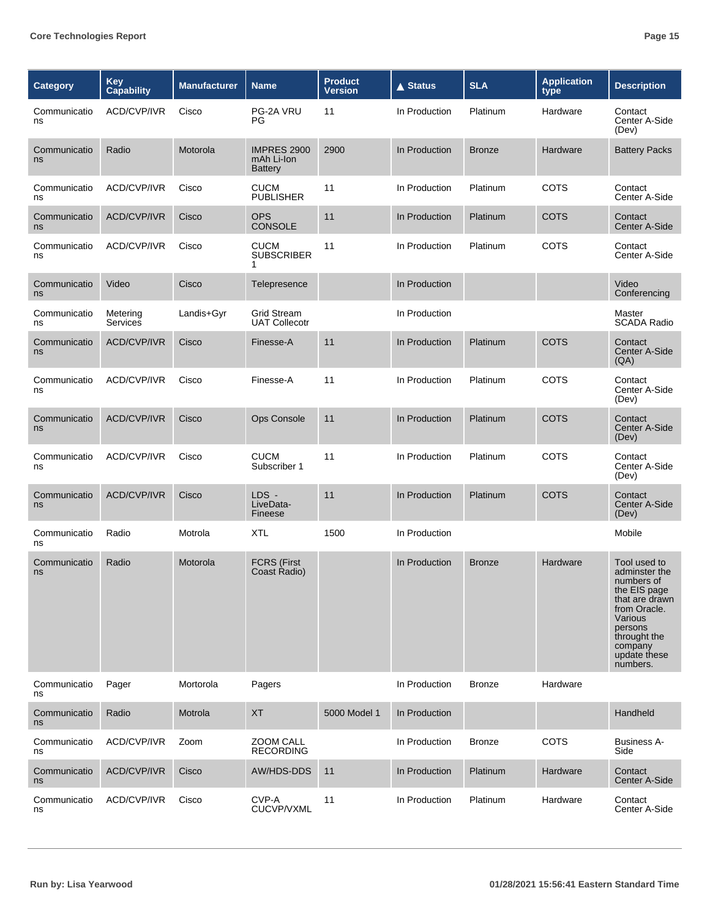| Category | Key Capability | Manufacturer | Name | Product Version | ▲ Status | SLA | Application type | Description |
|---|---|---|---|---|---|---|---|---|
| Communications | ACD/CVP/IVR | Cisco | PG-2A VRU PG | 11 | In Production | Platinum | Hardware | Contact Center A-Side (Dev) |
| Communications | Radio | Motorola | IMPRES 2900 mAh Li-Ion Battery | 2900 | In Production | Bronze | Hardware | Battery Packs |
| Communications | ACD/CVP/IVR | Cisco | CUCM PUBLISHER | 11 | In Production | Platinum | COTS | Contact Center A-Side |
| Communications | ACD/CVP/IVR | Cisco | OPS CONSOLE | 11 | In Production | Platinum | COTS | Contact Center A-Side |
| Communications | ACD/CVP/IVR | Cisco | CUCM SUBSCRIBER 1 | 11 | In Production | Platinum | COTS | Contact Center A-Side |
| Communications | Video | Cisco | Telepresence | | In Production | | | Video Conferencing |
| Communications | Metering Services | Landis+Gyr | Grid Stream UAT Collecotr | | In Production | | | Master SCADA Radio |
| Communications | ACD/CVP/IVR | Cisco | Finesse-A | 11 | In Production | Platinum | COTS | Contact Center A-Side (QA) |
| Communications | ACD/CVP/IVR | Cisco | Finesse-A | 11 | In Production | Platinum | COTS | Contact Center A-Side (Dev) |
| Communications | ACD/CVP/IVR | Cisco | Ops Console | 11 | In Production | Platinum | COTS | Contact Center A-Side (Dev) |
| Communications | ACD/CVP/IVR | Cisco | CUCM Subscriber 1 | 11 | In Production | Platinum | COTS | Contact Center A-Side (Dev) |
| Communications | ACD/CVP/IVR | Cisco | LDS - LiveData-Fineese | 11 | In Production | Platinum | COTS | Contact Center A-Side (Dev) |
| Communications | Radio | Motrola | XTL | 1500 | In Production | | | Mobile |
| Communications | Radio | Motorola | FCRS (First Coast Radio) | | In Production | Bronze | Hardware | Tool used to adminster the numbers of the EIS page that are drawn from Oracle. Various persons throught the company update these numbers. |
| Communications | Pager | Mortorola | Pagers | | In Production | Bronze | Hardware | |
| Communications | Radio | Motrola | XT | 5000 Model 1 | In Production | | | Handheld |
| Communications | ACD/CVP/IVR | Zoom | ZOOM CALL RECORDING | | In Production | Bronze | COTS | Business A-Side |
| Communications | ACD/CVP/IVR | Cisco | AW/HDS-DDS | 11 | In Production | Platinum | Hardware | Contact Center A-Side |
| Communications | ACD/CVP/IVR | Cisco | CVP-A CUCVP/VXML | 11 | In Production | Platinum | Hardware | Contact Center A-Side |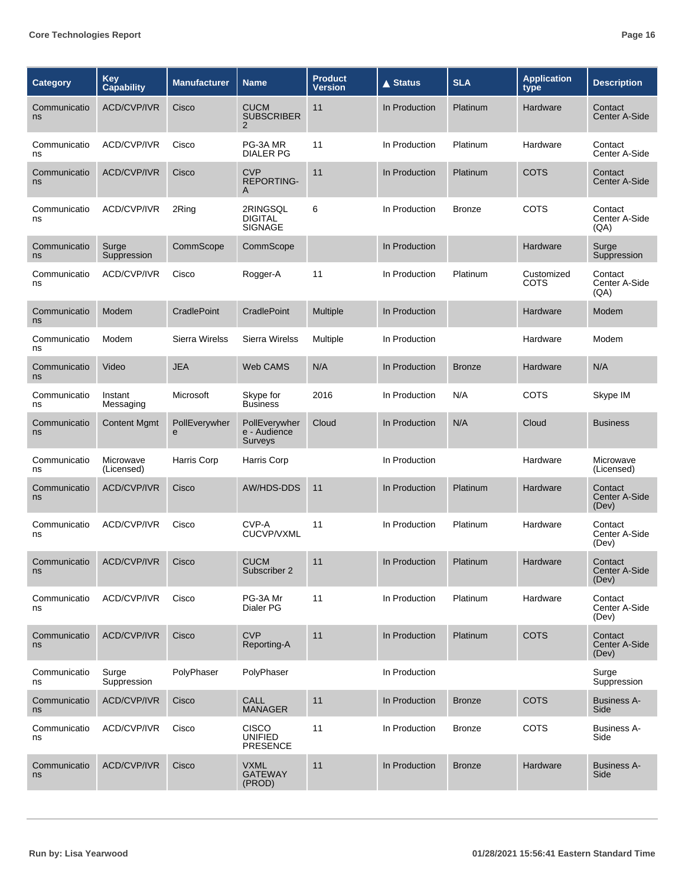| Category | Key Capability | Manufacturer | Name | Product Version | ▲ Status | SLA | Application type | Description |
|---|---|---|---|---|---|---|---|---|
| Communications | ACD/CVP/IVR | Cisco | CUCM SUBSCRIBER 2 | 11 | In Production | Platinum | Hardware | Contact Center A-Side |
| Communications | ACD/CVP/IVR | Cisco | PG-3A MR DIALER PG | 11 | In Production | Platinum | Hardware | Contact Center A-Side |
| Communications | ACD/CVP/IVR | Cisco | CVP REPORTING-A | 11 | In Production | Platinum | COTS | Contact Center A-Side |
| Communications | ACD/CVP/IVR | 2Ring | 2RINGSQL DIGITAL SIGNAGE | 6 | In Production | Bronze | COTS | Contact Center A-Side (QA) |
| Communications | Surge Suppression | CommScope | CommScope | | In Production | | Hardware | Surge Suppression |
| Communications | ACD/CVP/IVR | Cisco | Rogger-A | 11 | In Production | Platinum | Customized COTS | Contact Center A-Side (QA) |
| Communications | Modem | CradlePoint | CradlePoint | Multiple | In Production | | Hardware | Modem |
| Communications | Modem | Sierra Wirelss | Sierra Wirelss | Multiple | In Production | | Hardware | Modem |
| Communications | Video | JEA | Web CAMS | N/A | In Production | Bronze | Hardware | N/A |
| Communications | Instant Messaging | Microsoft | Skype for Business | 2016 | In Production | N/A | COTS | Skype IM |
| Communications | Content Mgmt | PollEverywhere | PollEverywhere - Audience Surveys | Cloud | In Production | N/A | Cloud | Business |
| Communications | Microwave (Licensed) | Harris Corp | Harris Corp | | In Production | | Hardware | Microwave (Licensed) |
| Communications | ACD/CVP/IVR | Cisco | AW/HDS-DDS | 11 | In Production | Platinum | Hardware | Contact Center A-Side (Dev) |
| Communications | ACD/CVP/IVR | Cisco | CVP-A CUCVP/VXML | 11 | In Production | Platinum | Hardware | Contact Center A-Side (Dev) |
| Communications | ACD/CVP/IVR | Cisco | CUCM Subscriber 2 | 11 | In Production | Platinum | Hardware | Contact Center A-Side (Dev) |
| Communications | ACD/CVP/IVR | Cisco | PG-3A Mr Dialer PG | 11 | In Production | Platinum | Hardware | Contact Center A-Side (Dev) |
| Communications | ACD/CVP/IVR | Cisco | CVP Reporting-A | 11 | In Production | Platinum | COTS | Contact Center A-Side (Dev) |
| Communications | Surge Suppression | PolyPhaser | PolyPhaser | | In Production | | | Surge Suppression |
| Communications | ACD/CVP/IVR | Cisco | CALL MANAGER | 11 | In Production | Bronze | COTS | Business A-Side |
| Communications | ACD/CVP/IVR | Cisco | CISCO UNIFIED PRESENCE | 11 | In Production | Bronze | COTS | Business A-Side |
| Communications | ACD/CVP/IVR | Cisco | VXML GATEWAY (PROD) | 11 | In Production | Bronze | Hardware | Business A-Side |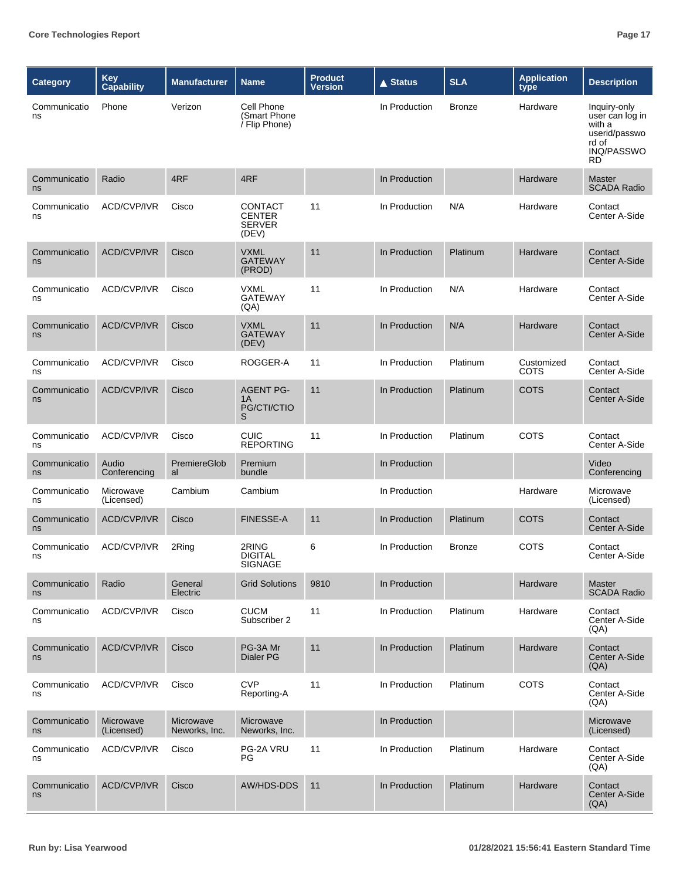| Category | Key Capability | Manufacturer | Name | Product Version | ▲ Status | SLA | Application type | Description |
|---|---|---|---|---|---|---|---|---|
| Communications | Phone | Verizon | Cell Phone (Smart Phone / Flip Phone) | | In Production | Bronze | Hardware | Inquiry-only user can log in with a userid/password of INQ/PASSWORD |
| Communications | Radio | 4RF | 4RF | | In Production | | Hardware | Master SCADA Radio |
| Communications | ACD/CVP/IVR | Cisco | CONTACT CENTER SERVER (DEV) | 11 | In Production | N/A | Hardware | Contact Center A-Side |
| Communications | ACD/CVP/IVR | Cisco | VXML GATEWAY (PROD) | 11 | In Production | Platinum | Hardware | Contact Center A-Side |
| Communications | ACD/CVP/IVR | Cisco | VXML GATEWAY (QA) | 11 | In Production | N/A | Hardware | Contact Center A-Side |
| Communications | ACD/CVP/IVR | Cisco | VXML GATEWAY (DEV) | 11 | In Production | N/A | Hardware | Contact Center A-Side |
| Communications | ACD/CVP/IVR | Cisco | ROGGER-A | 11 | In Production | Platinum | Customized COTS | Contact Center A-Side |
| Communications | ACD/CVP/IVR | Cisco | AGENT PG-1A PG/CTI/CTIOS | 11 | In Production | Platinum | COTS | Contact Center A-Side |
| Communications | ACD/CVP/IVR | Cisco | CUIC REPORTING | 11 | In Production | Platinum | COTS | Contact Center A-Side |
| Communications | Audio Conferencing | PremiereGlobal | Premium bundle | | In Production | | | Video Conferencing |
| Communications | Microwave (Licensed) | Cambium | Cambium | | In Production | | Hardware | Microwave (Licensed) |
| Communications | ACD/CVP/IVR | Cisco | FINESSE-A | 11 | In Production | Platinum | COTS | Contact Center A-Side |
| Communications | ACD/CVP/IVR | 2Ring | 2RING DIGITAL SIGNAGE | 6 | In Production | Bronze | COTS | Contact Center A-Side |
| Communications | Radio | General Electric | Grid Solutions | 9810 | In Production | | Hardware | Master SCADA Radio |
| Communications | ACD/CVP/IVR | Cisco | CUCM Subscriber 2 | 11 | In Production | Platinum | Hardware | Contact Center A-Side (QA) |
| Communications | ACD/CVP/IVR | Cisco | PG-3A Mr Dialer PG | 11 | In Production | Platinum | Hardware | Contact Center A-Side (QA) |
| Communications | ACD/CVP/IVR | Cisco | CVP Reporting-A | 11 | In Production | Platinum | COTS | Contact Center A-Side (QA) |
| Communications | Microwave (Licensed) | Microwave Neworks, Inc. | Microwave Neworks, Inc. | | In Production | | | Microwave (Licensed) |
| Communications | ACD/CVP/IVR | Cisco | PG-2A VRU PG | 11 | In Production | Platinum | Hardware | Contact Center A-Side (QA) |
| Communications | ACD/CVP/IVR | Cisco | AW/HDS-DDS | 11 | In Production | Platinum | Hardware | Contact Center A-Side (QA) |

Run by: Lisa Yearwood

01/28/2021 15:56:41 Eastern Standard Time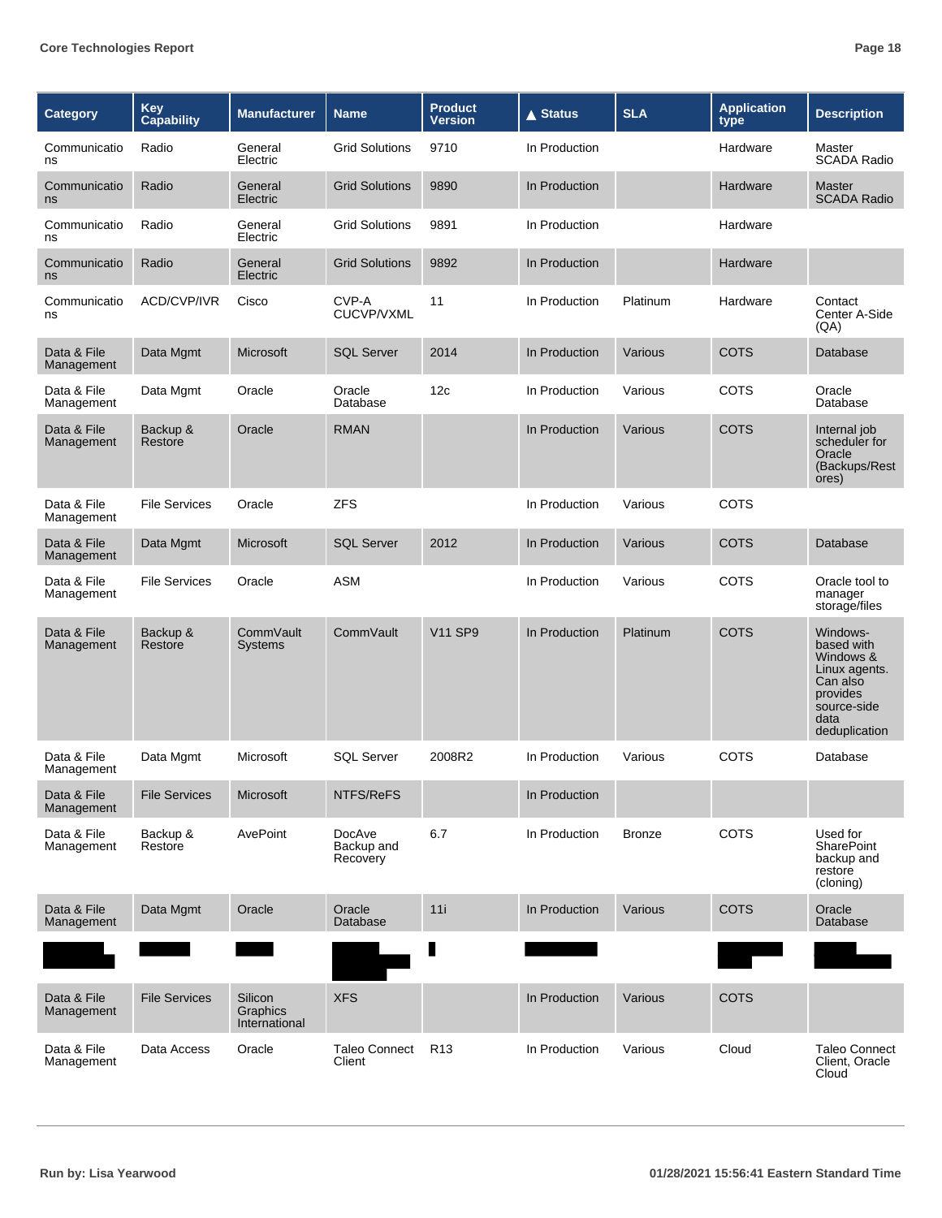| Category | Key Capability | Manufacturer | Name | Product Version | ▲ Status | SLA | Application type | Description |
|---|---|---|---|---|---|---|---|---|
| Communications | Radio | General Electric | Grid Solutions | 9710 | In Production | | Hardware | Master SCADA Radio |
| Communications | Radio | General Electric | Grid Solutions | 9890 | In Production | | Hardware | Master SCADA Radio |
| Communications | Radio | General Electric | Grid Solutions | 9891 | In Production | | Hardware | |
| Communications | Radio | General Electric | Grid Solutions | 9892 | In Production | | Hardware | |
| Communications | ACD/CVP/IVR | Cisco | CVP-A CUCVP/VXML | 11 | In Production | Platinum | Hardware | Contact Center A-Side (QA) |
| Data & File Management | Data Mgmt | Microsoft | SQL Server | 2014 | In Production | Various | COTS | Database |
| Data & File Management | Data Mgmt | Oracle | Oracle Database | 12c | In Production | Various | COTS | Oracle Database |
| Data & File Management | Backup & Restore | Oracle | RMAN | | In Production | Various | COTS | Internal job scheduler for Oracle (Backups/Restores) |
| Data & File Management | File Services | Oracle | ZFS | | In Production | Various | COTS | |
| Data & File Management | Data Mgmt | Microsoft | SQL Server | 2012 | In Production | Various | COTS | Database |
| Data & File Management | File Services | Oracle | ASM | | In Production | Various | COTS | Oracle tool to manager storage/files |
| Data & File Management | Backup & Restore | CommVault Systems | CommVault | V11 SP9 | In Production | Platinum | COTS | Windows-based with Windows & Linux agents. Can also provides source-side data deduplication |
| Data & File Management | Data Mgmt | Microsoft | SQL Server | 2008R2 | In Production | Various | COTS | Database |
| Data & File Management | File Services | Microsoft | NTFS/ReFS | | In Production | | | |
| Data & File Management | Backup & Restore | AvePoint | DocAve Backup and Recovery | 6.7 | In Production | Bronze | COTS | Used for SharePoint backup and restore (cloning) |
| Data & File Management | Data Mgmt | Oracle | Oracle Database | 11i | In Production | Various | COTS | Oracle Database |
| [REDACTED] | [REDACTED] | [REDACTED] | [REDACTED] | [REDACTED] | [REDACTED] | | [REDACTED] | [REDACTED] |
| Data & File Management | File Services | Silicon Graphics International | XFS | | In Production | Various | COTS | |
| Data & File Management | Data Access | Oracle | Taleo Connect Client | R13 | In Production | Various | Cloud | Taleo Connect Client, Oracle Cloud |

Run by: Lisa Yearwood

01/28/2021 15:56:41 Eastern Standard Time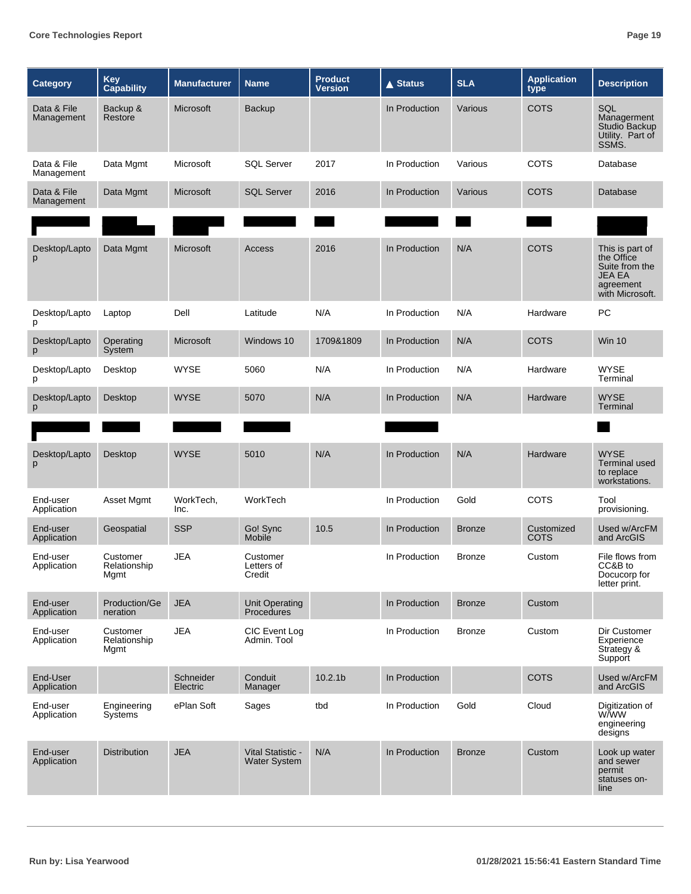| Category | Key Capability | Manufacturer | Name | Product Version | ▲ Status | SLA | Application type | Description |
|---|---|---|---|---|---|---|---|---|
| Data & File Management | Backup & Restore | Microsoft | Backup | | In Production | Various | COTS | SQL Managerment Studio Backup Utility. Part of SSMS. |
| Data & File Management | Data Mgmt | Microsoft | SQL Server | 2017 | In Production | Various | COTS | Database |
| Data & File Management | Data Mgmt | Microsoft | SQL Server | 2016 | In Production | Various | COTS | Database |
| | | | | | | | | |
| Desktop/Laptop | Data Mgmt | Microsoft | Access | 2016 | In Production | N/A | COTS | This is part of the Office Suite from the JEA EA agreement with Microsoft. |
| Desktop/Laptop | Laptop | Dell | Latitude | N/A | In Production | N/A | Hardware | PC |
| Desktop/Laptop | Operating System | Microsoft | Windows 10 | 1709&1809 | In Production | N/A | COTS | Win 10 |
| Desktop/Laptop | Desktop | WYSE | 5060 | N/A | In Production | N/A | Hardware | WYSE Terminal |
| Desktop/Laptop | Desktop | WYSE | 5070 | N/A | In Production | N/A | Hardware | WYSE Terminal |
| | | | | | | | | |
| Desktop/Laptop | Desktop | WYSE | 5010 | N/A | In Production | N/A | Hardware | WYSE Terminal used to replace workstations. |
| End-user Application | Asset Mgmt | WorkTech, Inc. | WorkTech | | In Production | Gold | COTS | Tool provisioning. |
| End-user Application | Geospatial | SSP | Go! Sync Mobile | 10.5 | In Production | Bronze | Customized COTS | Used w/ArcFM and ArcGIS |
| End-user Application | Customer Relationship Mgmt | JEA | Customer Letters of Credit | | In Production | Bronze | Custom | File flows from CC&B to Docucorp for letter print. |
| End-user Application | Production/Generation | JEA | Unit Operating Procedures | | In Production | Bronze | Custom | |
| End-user Application | Customer Relationship Mgmt | JEA | CIC Event Log Admin. Tool | | In Production | Bronze | Custom | Dir Customer Experience Strategy & Support |
| End-User Application | | Schneider Electric | Conduit Manager | 10.2.1b | In Production | | COTS | Used w/ArcFM and ArcGIS |
| End-user Application | Engineering Systems | ePlan Soft | Sages | tbd | In Production | Gold | Cloud | Digitization of W/WW engineering designs |
| End-user Application | Distribution | JEA | Vital Statistic - Water System | N/A | In Production | Bronze | Custom | Look up water and sewer permit statuses on-line |

Run by: Lisa Yearwood

01/28/2021 15:56:41 Eastern Standard Time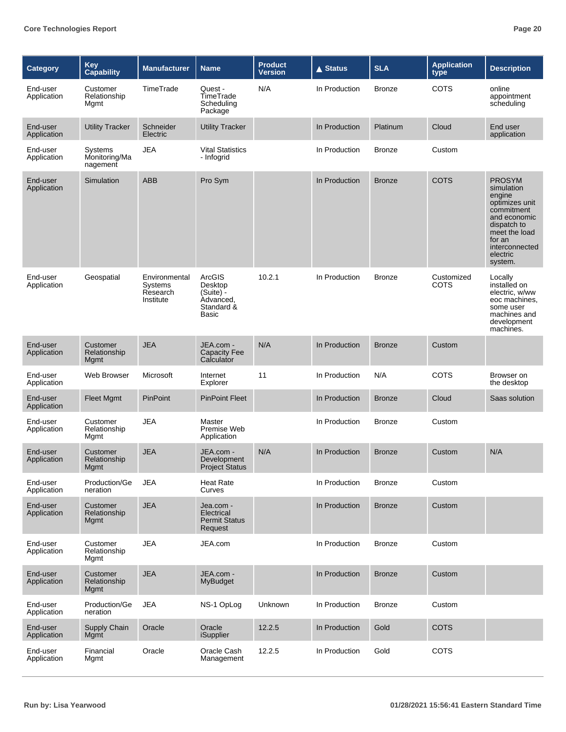| Category | Key Capability | Manufacturer | Name | Product Version | ▲ Status | SLA | Application type | Description |
|---|---|---|---|---|---|---|---|---|
| End-user Application | Customer Relationship Mgmt | TimeTrade | Quest - TimeTrade Scheduling Package | N/A | In Production | Bronze | COTS | online appointment scheduling |
| End-user Application | Utility Tracker | Schneider Electric | Utility Tracker | | In Production | Platinum | Cloud | End user application |
| End-user Application | Systems Monitoring/Management | JEA | Vital Statistics - Infogrid | | In Production | Bronze | Custom | |
| End-user Application | Simulation | ABB | Pro Sym | | In Production | Bronze | COTS | PROSYM simulation engine optimizes unit commitment and economic dispatch to meet the load for an interconnected electric system. |
| End-user Application | Geospatial | Environmental Systems Research Institute | ArcGIS Desktop (Suite) - Advanced, Standard & Basic | 10.2.1 | In Production | Bronze | Customized COTS | Locally installed on electric, w/ww eoc machines, some user machines and development machines. |
| End-user Application | Customer Relationship Mgmt | JEA | JEA.com - Capacity Fee Calculator | N/A | In Production | Bronze | Custom | |
| End-user Application | Web Browser | Microsoft | Internet Explorer | 11 | In Production | N/A | COTS | Browser on the desktop |
| End-user Application | Fleet Mgmt | PinPoint | PinPoint Fleet | | In Production | Bronze | Cloud | Saas solution |
| End-user Application | Customer Relationship Mgmt | JEA | Master Premise Web Application | | In Production | Bronze | Custom | |
| End-user Application | Customer Relationship Mgmt | JEA | JEA.com - Development Project Status | N/A | In Production | Bronze | Custom | N/A |
| End-user Application | Production/Generation | JEA | Heat Rate Curves | | In Production | Bronze | Custom | |
| End-user Application | Customer Relationship Mgmt | JEA | Jea.com - Electrical Permit Status Request | | In Production | Bronze | Custom | |
| End-user Application | Customer Relationship Mgmt | JEA | JEA.com | | In Production | Bronze | Custom | |
| End-user Application | Customer Relationship Mgmt | JEA | JEA.com - MyBudget | | In Production | Bronze | Custom | |
| End-user Application | Production/Generation | JEA | NS-1 OpLog | Unknown | In Production | Bronze | Custom | |
| End-user Application | Supply Chain Mgmt | Oracle | Oracle iSupplier | 12.2.5 | In Production | Gold | COTS | |
| End-user Application | Financial Mgmt | Oracle | Oracle Cash Management | 12.2.5 | In Production | Gold | COTS | |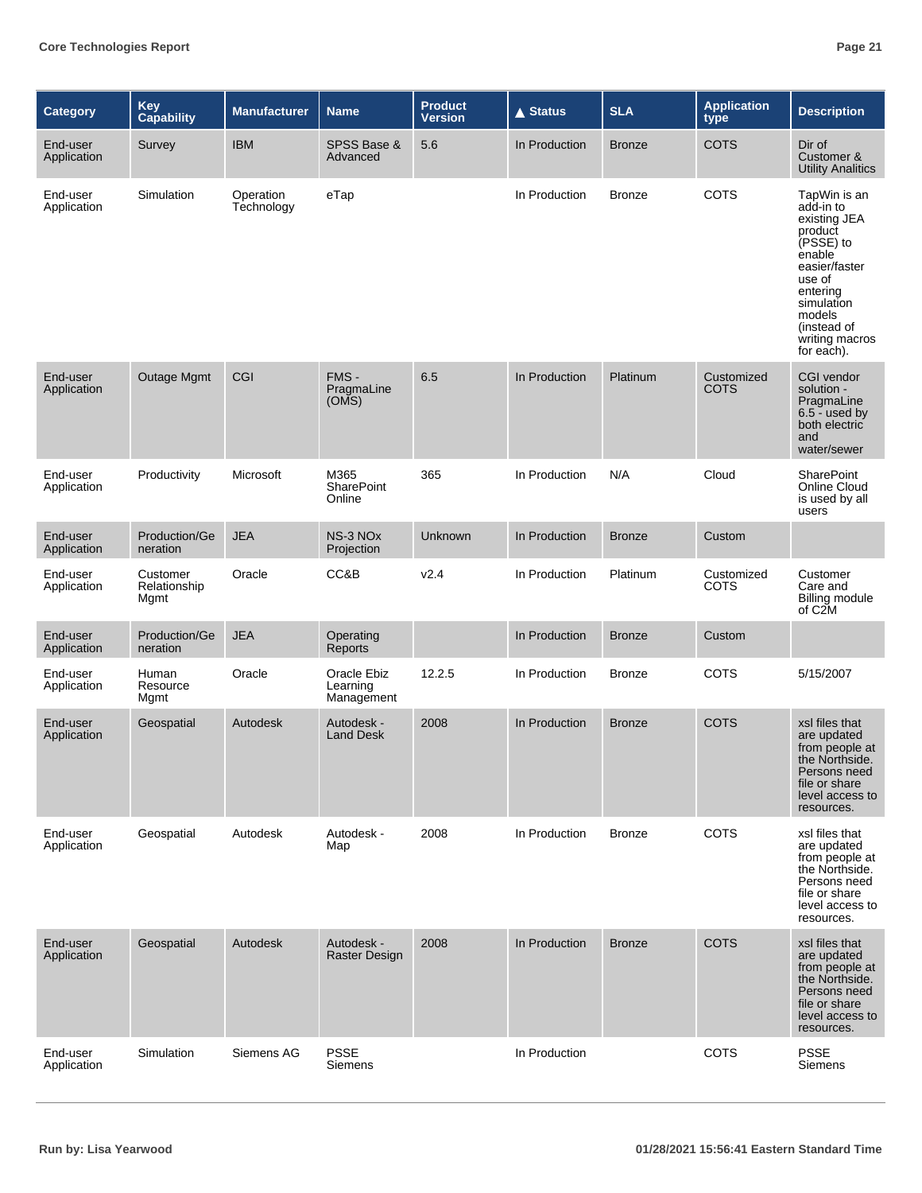| Category | Key Capability | Manufacturer | Name | Product Version | ▲ Status | SLA | Application type | Description |
|---|---|---|---|---|---|---|---|---|
| End-user Application | Survey | IBM | SPSS Base & Advanced | 5.6 | In Production | Bronze | COTS | Dir of Customer & Utility Analitics |
| End-user Application | Simulation | Operation Technology | eTap | | In Production | Bronze | COTS | TapWin is an add-in to existing JEA product (PSSE) to enable easier/faster use of entering simulation models (instead of writing macros for each). |
| End-user Application | Outage Mgmt | CGI | FMS - PragmaLine (OMS) | 6.5 | In Production | Platinum | Customized COTS | CGI vendor solution - PragmaLine 6.5 - used by both electric and water/sewer |
| End-user Application | Productivity | Microsoft | M365 SharePoint Online | 365 | In Production | N/A | Cloud | SharePoint Online Cloud is used by all users |
| End-user Application | Production/Generation | JEA | NS-3 NOx Projection | Unknown | In Production | Bronze | Custom | |
| End-user Application | Customer Relationship Mgmt | Oracle | CC&B | v2.4 | In Production | Platinum | Customized COTS | Customer Care and Billing module of C2M |
| End-user Application | Production/Generation | JEA | Operating Reports | | In Production | Bronze | Custom | |
| End-user Application | Human Resource Mgmt | Oracle | Oracle Ebiz Learning Management | 12.2.5 | In Production | Bronze | COTS | 5/15/2007 |
| End-user Application | Geospatial | Autodesk | Autodesk - Land Desk | 2008 | In Production | Bronze | COTS | xsl files that are updated from people at the Northside. Persons need file or share level access to resources. |
| End-user Application | Geospatial | Autodesk | Autodesk - Map | 2008 | In Production | Bronze | COTS | xsl files that are updated from people at the Northside. Persons need file or share level access to resources. |
| End-user Application | Geospatial | Autodesk | Autodesk - Raster Design | 2008 | In Production | Bronze | COTS | xsl files that are updated from people at the Northside. Persons need file or share level access to resources. |
| End-user Application | Simulation | Siemens AG | PSSE Siemens | | In Production | | COTS | PSSE Siemens |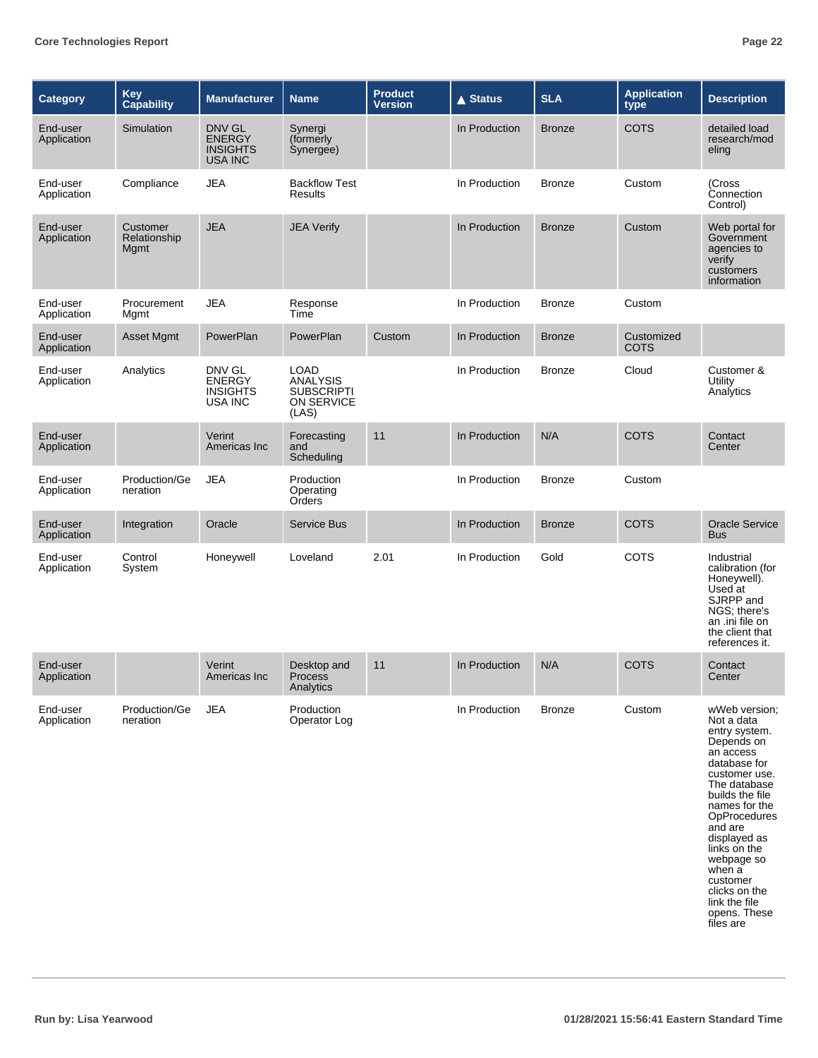| Category | Key Capability | Manufacturer | Name | Product Version | ▲ Status | SLA | Application type | Description |
|---|---|---|---|---|---|---|---|---|
| End-user Application | Simulation | DNV GL ENERGY INSIGHTS USA INC | Synergi (formerly Synergee) | | In Production | Bronze | COTS | detailed load research/modeling |
| End-user Application | Compliance | JEA | Backflow Test Results | | In Production | Bronze | Custom | (Cross Connection Control) |
| End-user Application | Customer Relationship Mgmt | JEA | JEA Verify | | In Production | Bronze | Custom | Web portal for Government agencies to verify customers information |
| End-user Application | Procurement Mgmt | JEA | Response Time | | In Production | Bronze | Custom | |
| End-user Application | Asset Mgmt | PowerPlan | PowerPlan | Custom | In Production | Bronze | Customized COTS | |
| End-user Application | Analytics | DNV GL ENERGY INSIGHTS USA INC | LOAD ANALYSIS SUBSCRIPTION SERVICE (LAS) | | In Production | Bronze | Cloud | Customer & Utility Analytics |
| End-user Application | | Verint Americas Inc | Forecasting and Scheduling | 11 | In Production | N/A | COTS | Contact Center |
| End-user Application | Production/Generation | JEA | Production Operating Orders | | In Production | Bronze | Custom | |
| End-user Application | Integration | Oracle | Service Bus | | In Production | Bronze | COTS | Oracle Service Bus |
| End-user Application | Control System | Honeywell | Loveland | 2.01 | In Production | Gold | COTS | Industrial calibration (for Honeywell). Used at SJRPP and NGS; there's an .ini file on the client that references it. |
| End-user Application | | Verint Americas Inc | Desktop and Process Analytics | 11 | In Production | N/A | COTS | Contact Center |
| End-user Application | Production/Generation | JEA | Production Operator Log | | In Production | Bronze | Custom | wWeb version; Not a data entry system. Depends on an access database for customer use. The database builds the file names for the OpProcedures and are displayed as links on the webpage so when a customer clicks on the link the file opens. These files are |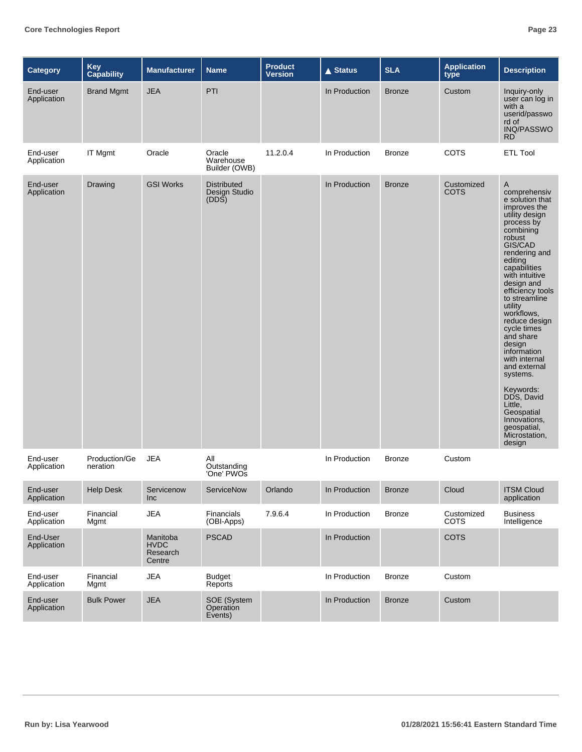| Category | Key Capability | Manufacturer | Name | Product Version | ▲ Status | SLA | Application type | Description |
|---|---|---|---|---|---|---|---|---|
| End-user Application | Brand Mgmt | JEA | PTI | | In Production | Bronze | Custom | Inquiry-only user can log in with a userid/password of INQ/PASSWORD |
| End-user Application | IT Mgmt | Oracle | Oracle Warehouse Builder (OWB) | 11.2.0.4 | In Production | Bronze | COTS | ETL Tool |
| End-user Application | Drawing | GSI Works | Distributed Design Studio (DDS) | | In Production | Bronze | Customized COTS | A comprehensive solution that improves the utility design process by combining robust GIS/CAD rendering and editing capabilities with intuitive design and efficiency tools to streamline utility workflows, reduce design cycle times and share design information with internal and external systems.<br><br>Keywords: DDS, David Little, Geospatial Innovations, geospatial, Microstation, design |
| End-user Application | Production/Generation | JEA | All Outstanding 'One' PWOs | | In Production | Bronze | Custom | |
| End-user Application | Help Desk | Servicenow Inc | ServiceNow | Orlando | In Production | Bronze | Cloud | ITSM Cloud application |
| End-user Application | Financial Mgmt | JEA | Financials (OBI-Apps) | 7.9.6.4 | In Production | Bronze | Customized COTS | Business Intelligence |
| End-User Application | | Manitoba HVDC Research Centre | PSCAD | | In Production | | COTS | |
| End-user Application | Financial Mgmt | JEA | Budget Reports | | In Production | Bronze | Custom | |
| End-user Application | Bulk Power | JEA | SOE (System Operation Events) | | In Production | Bronze | Custom | |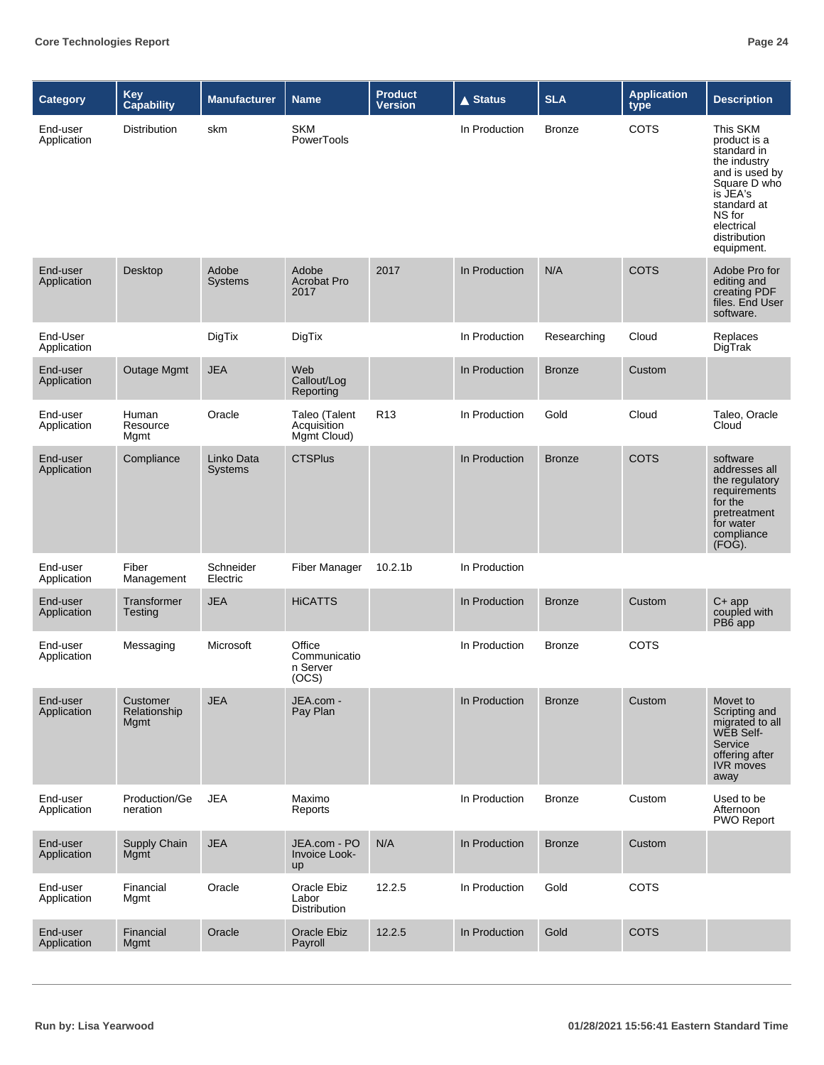| Category | Key Capability | Manufacturer | Name | Product Version | ▲ Status | SLA | Application type | Description |
|---|---|---|---|---|---|---|---|---|
| End-user Application | Distribution | skm | SKM PowerTools | | In Production | Bronze | COTS | This SKM product is a standard in the industry and is used by Square D who is JEA's standard at NS for electrical distribution equipment. |
| End-user Application | Desktop | Adobe Systems | Adobe Acrobat Pro 2017 | 2017 | In Production | N/A | COTS | Adobe Pro for editing and creating PDF files. End User software. |
| End-User Application | | DigTix | DigTix | | In Production | Researching | Cloud | Replaces DigTrak |
| End-user Application | Outage Mgmt | JEA | Web Callout/Log Reporting | | In Production | Bronze | Custom | |
| End-user Application | Human Resource Mgmt | Oracle | Taleo (Talent Acquisition Mgmt Cloud) | R13 | In Production | Gold | Cloud | Taleo, Oracle Cloud |
| End-user Application | Compliance | Linko Data Systems | CTSPlus | | In Production | Bronze | COTS | software addresses all the regulatory requirements for the pretreatment for water compliance (FOG). |
| End-user Application | Fiber Management | Schneider Electric | Fiber Manager | 10.2.1b | In Production | | | |
| End-user Application | Transformer Testing | JEA | HiCATTS | | In Production | Bronze | Custom | C+ app coupled with PB6 app |
| End-user Application | Messaging | Microsoft | Office Communication Server (OCS) | | In Production | Bronze | COTS | |
| End-user Application | Customer Relationship Mgmt | JEA | JEA.com - Pay Plan | | In Production | Bronze | Custom | Movet to Scripting and migrated to all WEB Self-Service offering after IVR moves away |
| End-user Application | Production/Generation | JEA | Maximo Reports | | In Production | Bronze | Custom | Used to be Afternoon PWO Report |
| End-user Application | Supply Chain Mgmt | JEA | JEA.com - PO Invoice Look-up | N/A | In Production | Bronze | Custom | |
| End-user Application | Financial Mgmt | Oracle | Oracle Ebiz Labor Distribution | 12.2.5 | In Production | Gold | COTS | |
| End-user Application | Financial Mgmt | Oracle | Oracle Ebiz Payroll | 12.2.5 | In Production | Gold | COTS | |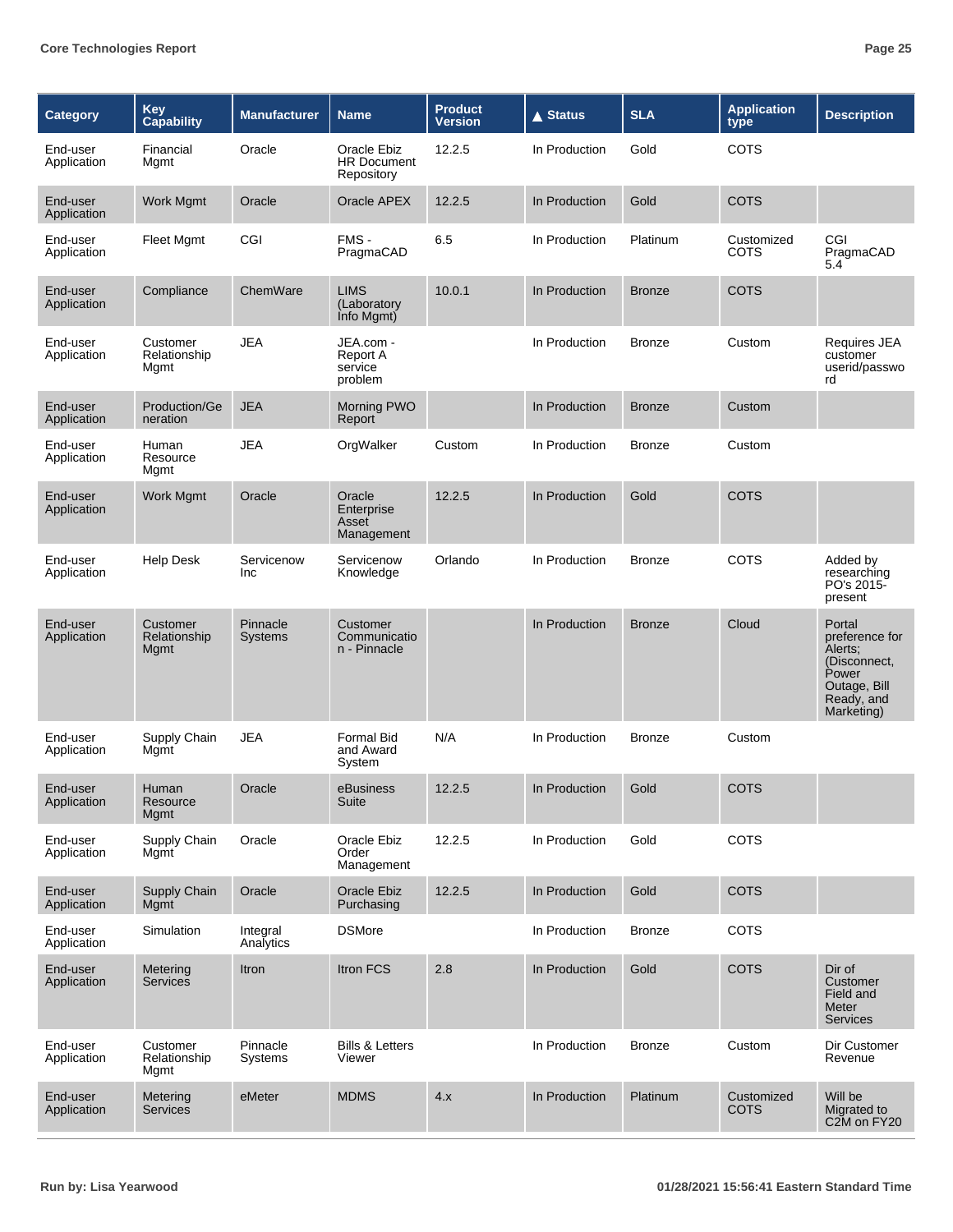| Category | Key Capability | Manufacturer | Name | Product Version | ▲ Status | SLA | Application type | Description |
|---|---|---|---|---|---|---|---|---|
| End-user Application | Financial Mgmt | Oracle | Oracle Ebiz HR Document Repository | 12.2.5 | In Production | Gold | COTS | |
| End-user Application | Work Mgmt | Oracle | Oracle APEX | 12.2.5 | In Production | Gold | COTS | |
| End-user Application | Fleet Mgmt | CGI | FMS - PragmaCAD | 6.5 | In Production | Platinum | Customized COTS | CGI PragmaCAD 5.4 |
| End-user Application | Compliance | ChemWare | LIMS (Laboratory Info Mgmt) | 10.0.1 | In Production | Bronze | COTS | |
| End-user Application | Customer Relationship Mgmt | JEA | JEA.com - Report A service problem | | In Production | Bronze | Custom | Requires JEA customer userid/password |
| End-user Application | Production/Generation | JEA | Morning PWO Report | | In Production | Bronze | Custom | |
| End-user Application | Human Resource Mgmt | JEA | OrgWalker | Custom | In Production | Bronze | Custom | |
| End-user Application | Work Mgmt | Oracle | Oracle Enterprise Asset Management | 12.2.5 | In Production | Gold | COTS | |
| End-user Application | Help Desk | Servicenow Inc | Servicenow Knowledge | Orlando | In Production | Bronze | COTS | Added by researching PO's 2015-present |
| End-user Application | Customer Relationship Mgmt | Pinnacle Systems | Customer Communication - Pinnacle | | In Production | Bronze | Cloud | Portal preference for Alerts; (Disconnect, Power Outage, Bill Ready, and Marketing) |
| End-user Application | Supply Chain Mgmt | JEA | Formal Bid and Award System | N/A | In Production | Bronze | Custom | |
| End-user Application | Human Resource Mgmt | Oracle | eBusiness Suite | 12.2.5 | In Production | Gold | COTS | |
| End-user Application | Supply Chain Mgmt | Oracle | Oracle Ebiz Order Management | 12.2.5 | In Production | Gold | COTS | |
| End-user Application | Supply Chain Mgmt | Oracle | Oracle Ebiz Purchasing | 12.2.5 | In Production | Gold | COTS | |
| End-user Application | Simulation | Integral Analytics | DSMore | | In Production | Bronze | COTS | |
| End-user Application | Metering Services | Itron | Itron FCS | 2.8 | In Production | Gold | COTS | Dir of Customer Field and Meter Services |
| End-user Application | Customer Relationship Mgmt | Pinnacle Systems | Bills & Letters Viewer | | In Production | Bronze | Custom | Dir Customer Revenue |
| End-user Application | Metering Services | eMeter | MDMS | 4.x | In Production | Platinum | Customized COTS | Will be Migrated to C2M on FY20 |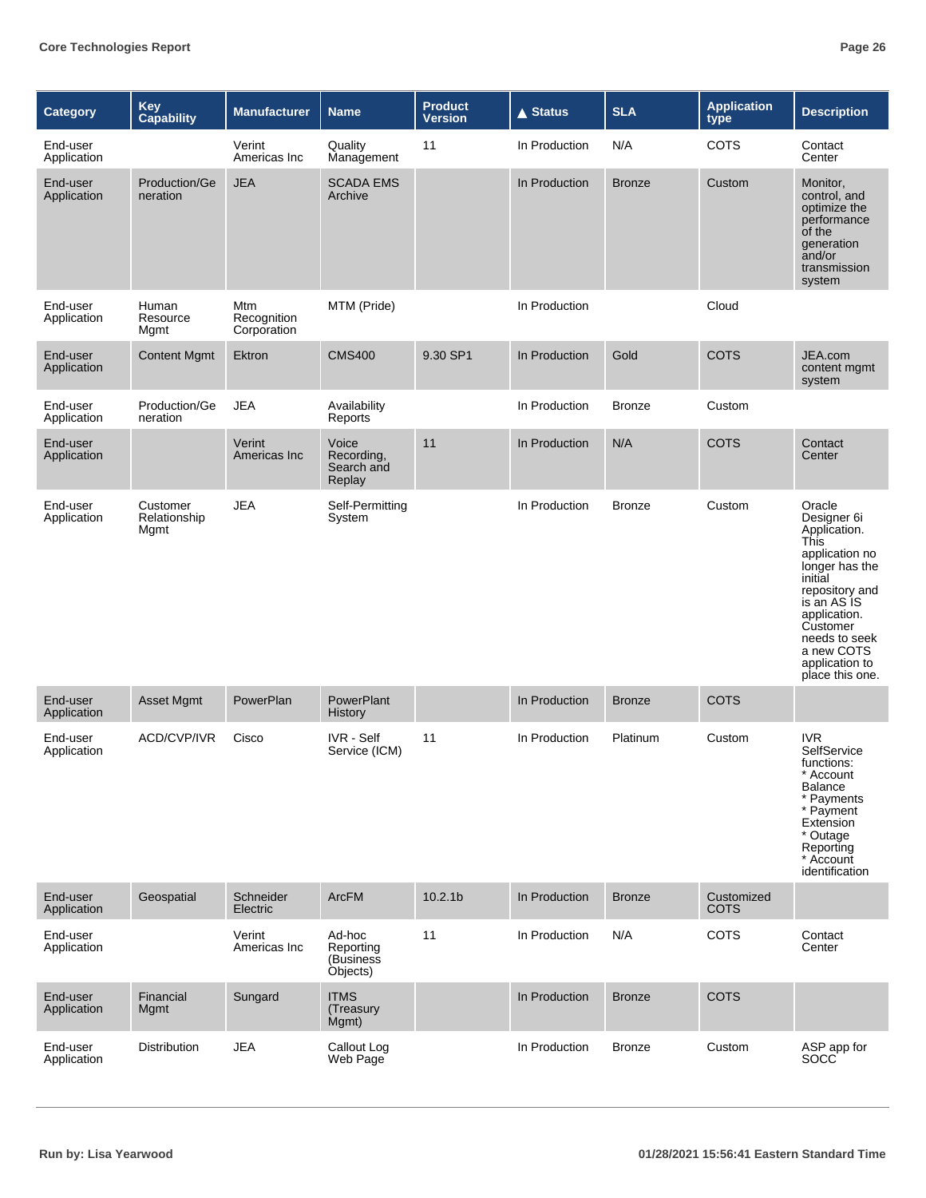| Category | Key Capability | Manufacturer | Name | Product Version | ▲ Status | SLA | Application type | Description |
|---|---|---|---|---|---|---|---|---|
| End-user Application | | Verint Americas Inc | Quality Management | 11 | In Production | N/A | COTS | Contact Center |
| End-user Application | Production/Generation | JEA | SCADA EMS Archive | | In Production | Bronze | Custom | Monitor, control, and optimize the performance of the generation and/or transmission system |
| End-user Application | Human Resource Mgmt | Mtm Recognition Corporation | MTM (Pride) | | In Production | | Cloud | |
| End-user Application | Content Mgmt | Ektron | CMS400 | 9.30 SP1 | In Production | Gold | COTS | JEA.com content mgmt system |
| End-user Application | Production/Generation | JEA | Availability Reports | | In Production | Bronze | Custom | |
| End-user Application | | Verint Americas Inc | Voice Recording, Search and Replay | 11 | In Production | N/A | COTS | Contact Center |
| End-user Application | Customer Relationship Mgmt | JEA | Self-Permitting System | | In Production | Bronze | Custom | Oracle Designer 6i Application. This application no longer has the initial repository and is an AS IS application. Customer needs to seek a new COTS application to place this one. |
| End-user Application | Asset Mgmt | PowerPlan | PowerPlant History | | In Production | Bronze | COTS | |
| End-user Application | ACD/CVP/IVR | Cisco | IVR - Self Service (ICM) | 11 | In Production | Platinum | Custom | IVR SelfService functions: * Account Balance * Payments * Payment Extension * Outage Reporting * Account identification |
| End-user Application | Geospatial | Schneider Electric | ArcFM | 10.2.1b | In Production | Bronze | Customized COTS | |
| End-user Application | | Verint Americas Inc | Ad-hoc Reporting (Business Objects) | 11 | In Production | N/A | COTS | Contact Center |
| End-user Application | Financial Mgmt | Sungard | ITMS (Treasury Mgmt) | | In Production | Bronze | COTS | |
| End-user Application | Distribution | JEA | Callout Log Web Page | | In Production | Bronze | Custom | ASP app for SOCC |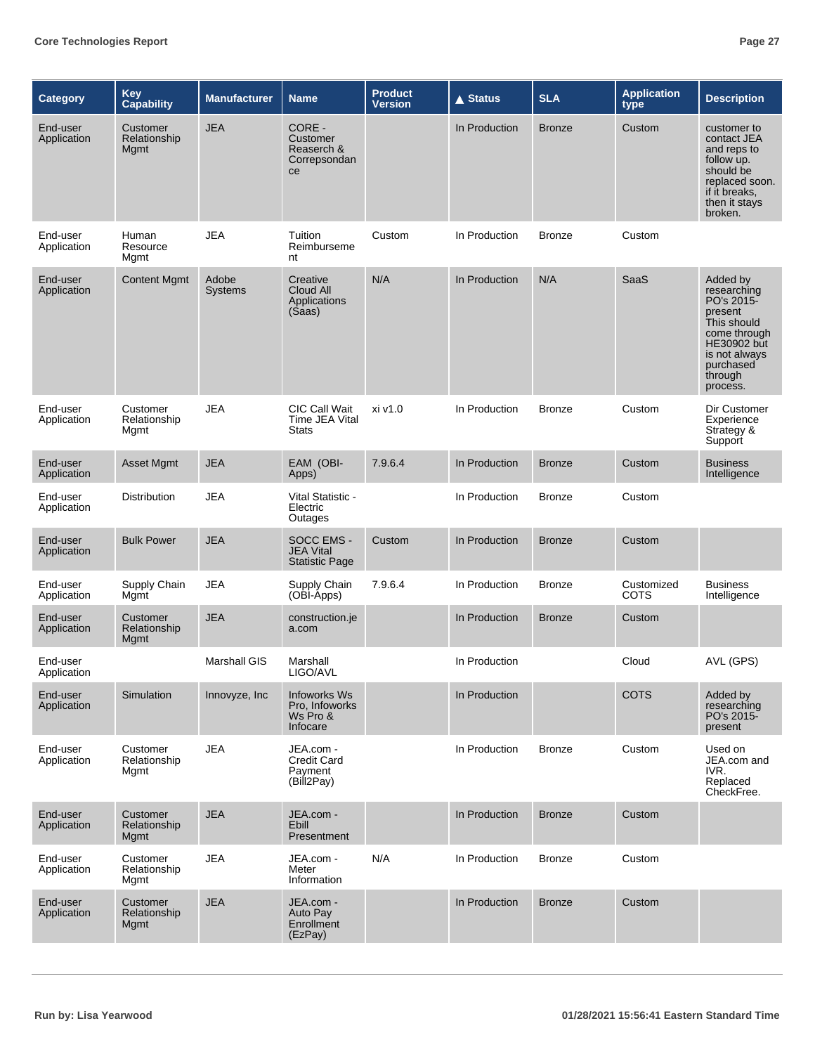| Category | Key Capability | Manufacturer | Name | Product Version | ▲ Status | SLA | Application type | Description |
|---|---|---|---|---|---|---|---|---|
| End-user Application | Customer Relationship Mgmt | JEA | CORE - Customer Reaserch & Correpsondance | | In Production | Bronze | Custom | customer to contact JEA and reps to follow up. should be replaced soon. if it breaks, then it stays broken. |
| End-user Application | Human Resource Mgmt | JEA | Tuition Reimbursement | Custom | In Production | Bronze | Custom | |
| End-user Application | Content Mgmt | Adobe Systems | Creative Cloud All Applications (Saas) | N/A | In Production | N/A | SaaS | Added by researching PO's 2015-present This should come through HE30902 but is not always purchased through process. |
| End-user Application | Customer Relationship Mgmt | JEA | CIC Call Wait Time JEA Vital Stats | xi v1.0 | In Production | Bronze | Custom | Dir Customer Experience Strategy & Support |
| End-user Application | Asset Mgmt | JEA | EAM (OBI-Apps) | 7.9.6.4 | In Production | Bronze | Custom | Business Intelligence |
| End-user Application | Distribution | JEA | Vital Statistic - Electric Outages | | In Production | Bronze | Custom | |
| End-user Application | Bulk Power | JEA | SOCC EMS - JEA Vital Statistic Page | Custom | In Production | Bronze | Custom | |
| End-user Application | Supply Chain Mgmt | JEA | Supply Chain (OBI-Apps) | 7.9.6.4 | In Production | Bronze | Customized COTS | Business Intelligence |
| End-user Application | Customer Relationship Mgmt | JEA | construction.jea.com | | In Production | Bronze | Custom | |
| End-user Application | | Marshall GIS | Marshall LIGO/AVL | | In Production | | Cloud | AVL (GPS) |
| End-user Application | Simulation | Innovyze, Inc | Infoworks Ws Pro, Infoworks Ws Pro & Infocare | | In Production | | COTS | Added by researching PO's 2015-present |
| End-user Application | Customer Relationship Mgmt | JEA | JEA.com - Credit Card Payment (Bill2Pay) | | In Production | Bronze | Custom | Used on JEA.com and IVR. Replaced CheckFree. |
| End-user Application | Customer Relationship Mgmt | JEA | JEA.com - Ebill Presentment | | In Production | Bronze | Custom | |
| End-user Application | Customer Relationship Mgmt | JEA | JEA.com - Meter Information | N/A | In Production | Bronze | Custom | |
| End-user Application | Customer Relationship Mgmt | JEA | JEA.com - Auto Pay Enrollment (EzPay) | | In Production | Bronze | Custom | |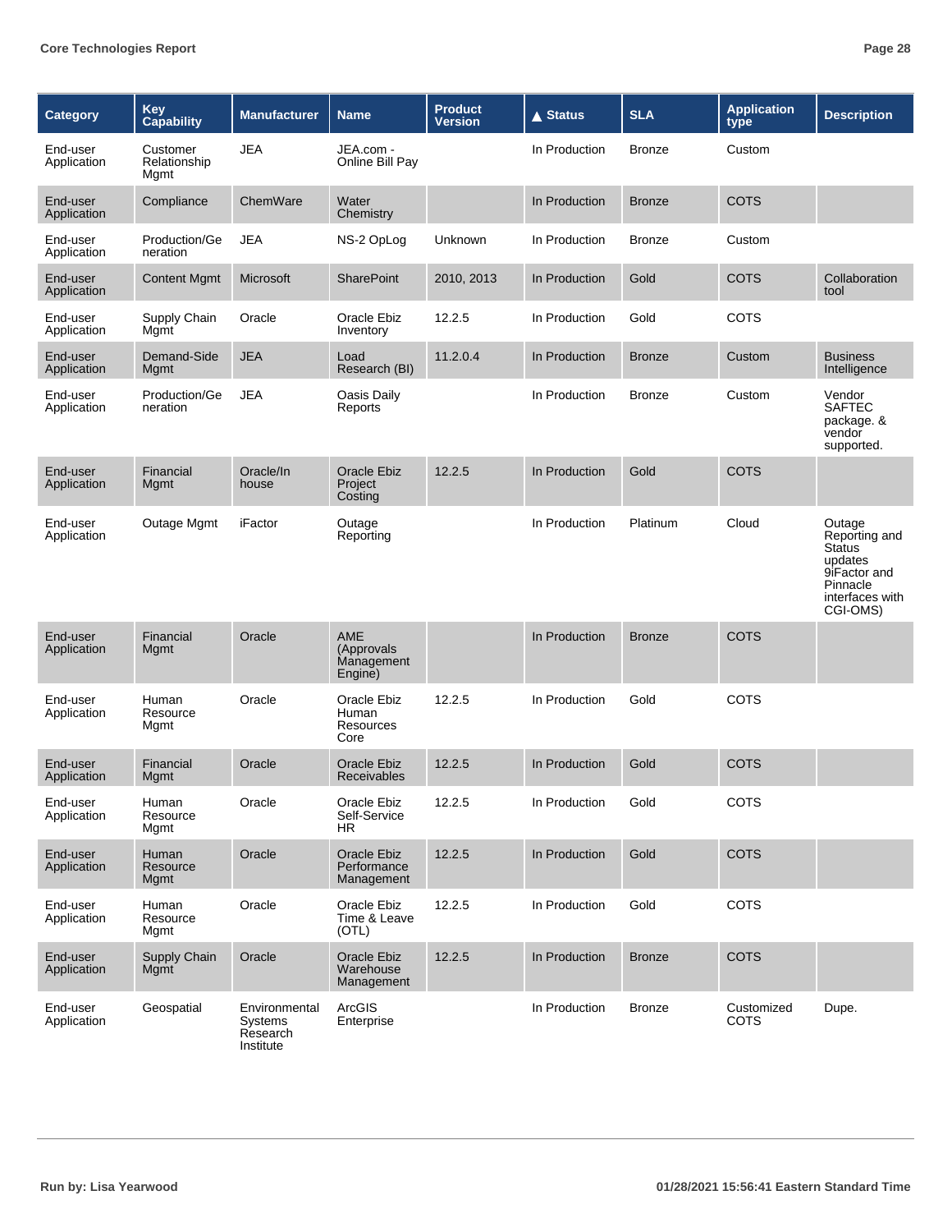| Category | Key Capability | Manufacturer | Name | Product Version | ▲ Status | SLA | Application type | Description |
|---|---|---|---|---|---|---|---|---|
| End-user Application | Customer Relationship Mgmt | JEA | JEA.com - Online Bill Pay | | In Production | Bronze | Custom | |
| End-user Application | Compliance | ChemWare | Water Chemistry | | In Production | Bronze | COTS | |
| End-user Application | Production/Generation | JEA | NS-2 OpLog | Unknown | In Production | Bronze | Custom | |
| End-user Application | Content Mgmt | Microsoft | SharePoint | 2010, 2013 | In Production | Gold | COTS | Collaboration tool |
| End-user Application | Supply Chain Mgmt | Oracle | Oracle Ebiz Inventory | 12.2.5 | In Production | Gold | COTS | |
| End-user Application | Demand-Side Mgmt | JEA | Load Research (BI) | 11.2.0.4 | In Production | Bronze | Custom | Business Intelligence |
| End-user Application | Production/Generation | JEA | Oasis Daily Reports | | In Production | Bronze | Custom | Vendor SAFTEC package. & vendor supported. |
| End-user Application | Financial Mgmt | Oracle/In house | Oracle Ebiz Project Costing | 12.2.5 | In Production | Gold | COTS | |
| End-user Application | Outage Mgmt | iFactor | Outage Reporting | | In Production | Platinum | Cloud | Outage Reporting and Status updates 9iFactor and Pinnacle interfaces with CGI-OMS) |
| End-user Application | Financial Mgmt | Oracle | AME (Approvals Management Engine) | | In Production | Bronze | COTS | |
| End-user Application | Human Resource Mgmt | Oracle | Oracle Ebiz Human Resources Core | 12.2.5 | In Production | Gold | COTS | |
| End-user Application | Financial Mgmt | Oracle | Oracle Ebiz Receivables | 12.2.5 | In Production | Gold | COTS | |
| End-user Application | Human Resource Mgmt | Oracle | Oracle Ebiz Self-Service HR | 12.2.5 | In Production | Gold | COTS | |
| End-user Application | Human Resource Mgmt | Oracle | Oracle Ebiz Performance Management | 12.2.5 | In Production | Gold | COTS | |
| End-user Application | Human Resource Mgmt | Oracle | Oracle Ebiz Time & Leave (OTL) | 12.2.5 | In Production | Gold | COTS | |
| End-user Application | Supply Chain Mgmt | Oracle | Oracle Ebiz Warehouse Management | 12.2.5 | In Production | Bronze | COTS | |
| End-user Application | Geospatial | Environmental Systems Research Institute | ArcGIS Enterprise | | In Production | Bronze | Customized COTS | Dupe. |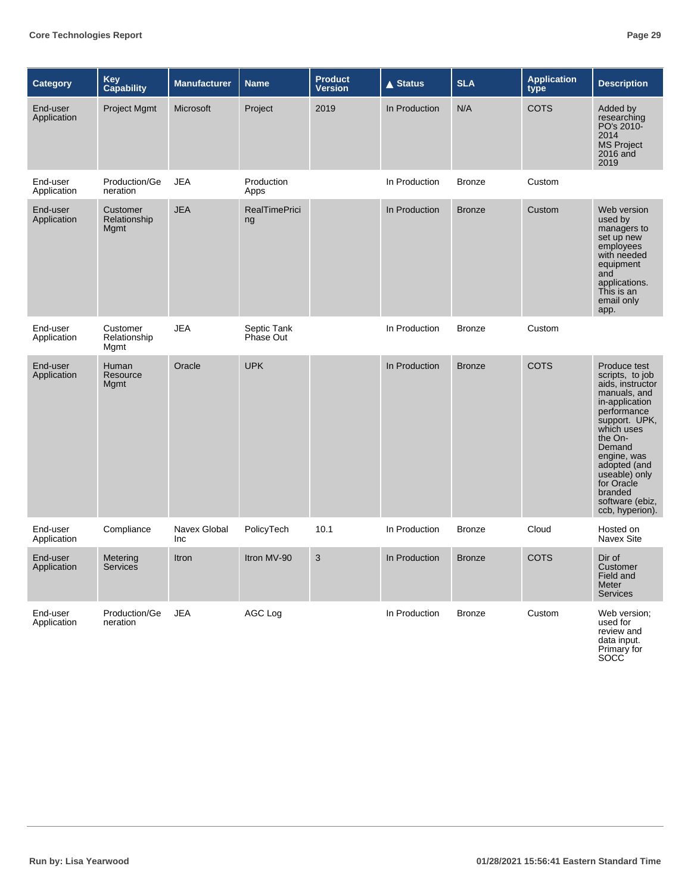| Category | Key Capability | Manufacturer | Name | Product Version | ▲ Status | SLA | Application type | Description |
|---|---|---|---|---|---|---|---|---|
| End-user Application | Project Mgmt | Microsoft | Project | 2019 | In Production | N/A | COTS | Added by researching PO's 2010-2014 MS Project 2016 and 2019 |
| End-user Application | Production/Generation | JEA | Production Apps | | In Production | Bronze | Custom | |
| End-user Application | Customer Relationship Mgmt | JEA | RealTimePricing | | In Production | Bronze | Custom | Web version used by managers to set up new employees with needed equipment and applications. This is an email only app. |
| End-user Application | Customer Relationship Mgmt | JEA | Septic Tank Phase Out | | In Production | Bronze | Custom | |
| End-user Application | Human Resource Mgmt | Oracle | UPK | | In Production | Bronze | COTS | Produce test scripts, to job aids, instructor manuals, and in-application performance support. UPK, which uses the On-Demand engine, was adopted (and useable) only for Oracle branded software (ebiz, ccb, hyperion). |
| End-user Application | Compliance | Navex Global Inc | PolicyTech | 10.1 | In Production | Bronze | Cloud | Hosted on Navex Site |
| End-user Application | Metering Services | Itron | Itron MV-90 | 3 | In Production | Bronze | COTS | Dir of Customer Field and Meter Services |
| End-user Application | Production/Generation | JEA | AGC Log | | In Production | Bronze | Custom | Web version; used for review and data input. Primary for SOCC |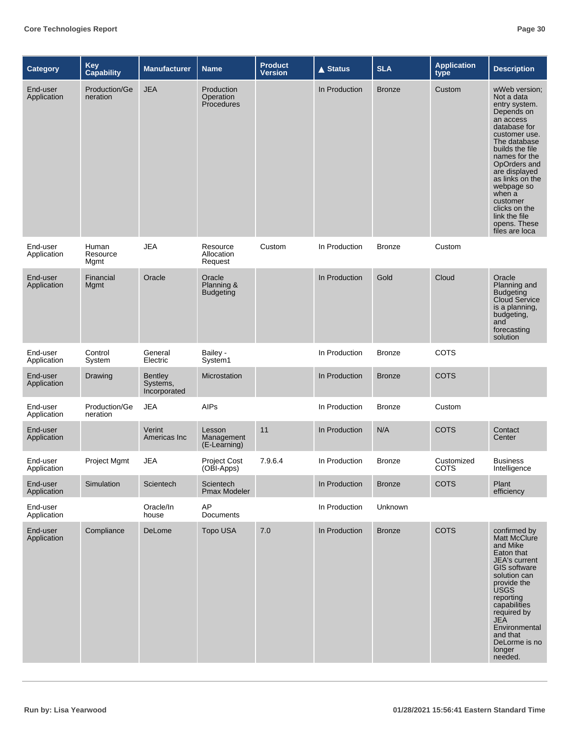| Category | Key Capability | Manufacturer | Name | Product Version | ▲ Status | SLA | Application type | Description |
|---|---|---|---|---|---|---|---|---|
| End-user Application | Production/Generation | JEA | Production Operation Procedures | | In Production | Bronze | Custom | wWeb version; Not a data entry system. Depends on an access database for customer use. The database builds the file names for the OpOrders and are displayed as links on the webpage so when a customer clicks on the link the file opens. These files are loca |
| End-user Application | Human Resource Mgmt | JEA | Resource Allocation Request | Custom | In Production | Bronze | Custom | |
| End-user Application | Financial Mgmt | Oracle | Oracle Planning & Budgeting | | In Production | Gold | Cloud | Oracle Planning and Budgeting Cloud Service is a planning, budgeting, and forecasting solution |
| End-user Application | Control System | General Electric | Bailey - System1 | | In Production | Bronze | COTS | |
| End-user Application | Drawing | Bentley Systems, Incorporated | Microstation | | In Production | Bronze | COTS | |
| End-user Application | Production/Generation | JEA | AIPs | | In Production | Bronze | Custom | |
| End-user Application | | Verint Americas Inc | Lesson Management (E-Learning) | 11 | In Production | N/A | COTS | Contact Center |
| End-user Application | Project Mgmt | JEA | Project Cost (OBI-Apps) | 7.9.6.4 | In Production | Bronze | Customized COTS | Business Intelligence |
| End-user Application | Simulation | Scientech | Scientech Pmax Modeler | | In Production | Bronze | COTS | Plant efficiency |
| End-user Application | | Oracle/In house | AP Documents | | In Production | Unknown | | |
| End-user Application | Compliance | DeLome | Topo USA | 7.0 | In Production | Bronze | COTS | confirmed by Matt McClure and Mike Eaton that JEA's current GIS software solution can provide the USGS reporting capabilities required by JEA Environmental and that DeLorme is no longer needed. |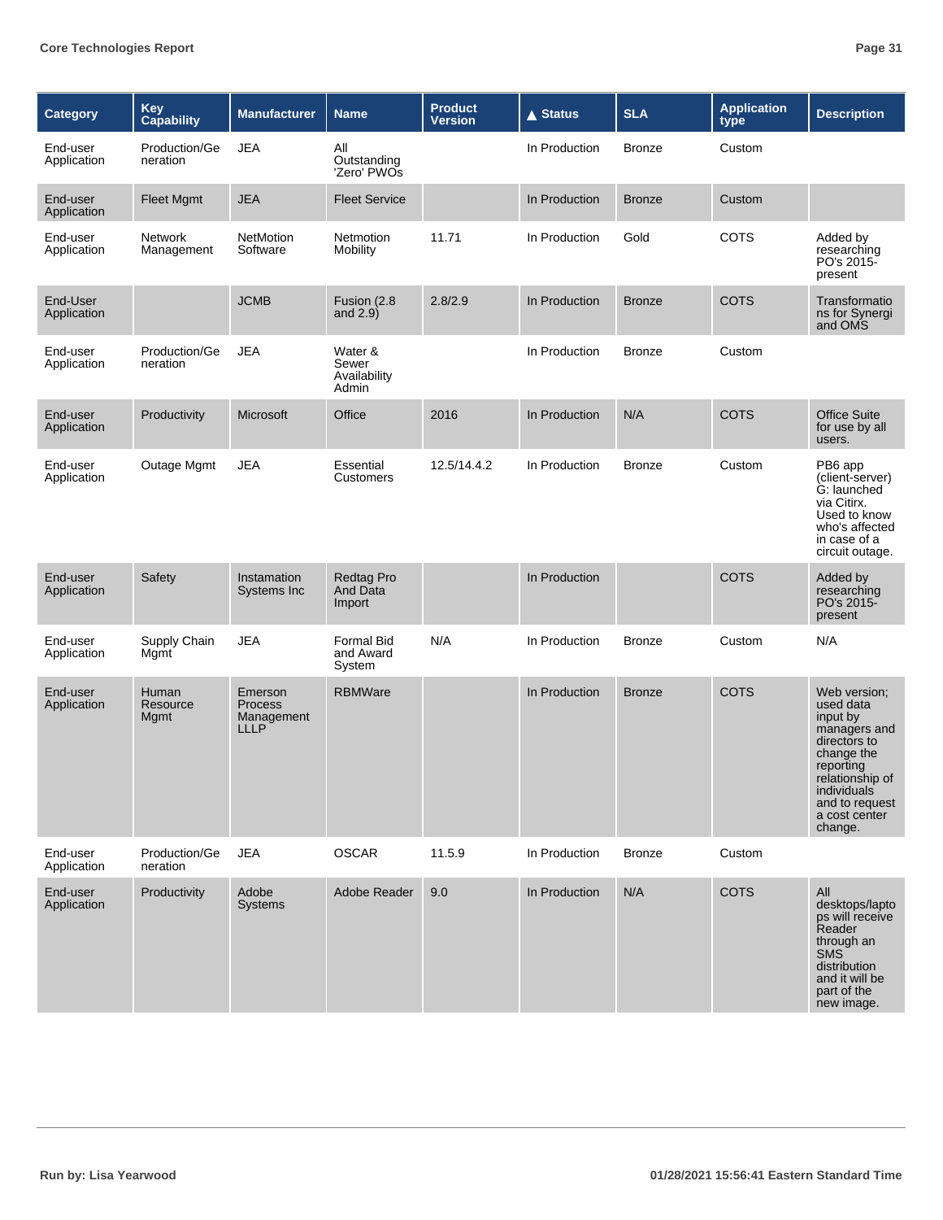| Category | Key Capability | Manufacturer | Name | Product Version | ▲ Status | SLA | Application type | Description |
|---|---|---|---|---|---|---|---|---|
| End-user Application | Production/Generation | JEA | All Outstanding 'Zero' PWOs | | In Production | Bronze | Custom | |
| End-user Application | Fleet Mgmt | JEA | Fleet Service | | In Production | Bronze | Custom | |
| End-user Application | Network Management | NetMotion Software | Netmotion Mobility | 11.71 | In Production | Gold | COTS | Added by researching PO's 2015-present |
| End-User Application | | JCMB | Fusion (2.8 and 2.9) | 2.8/2.9 | In Production | Bronze | COTS | Transformations for Synergi and OMS |
| End-user Application | Production/Generation | JEA | Water & Sewer Availability Admin | | In Production | Bronze | Custom | |
| End-user Application | Productivity | Microsoft | Office | 2016 | In Production | N/A | COTS | Office Suite for use by all users. |
| End-user Application | Outage Mgmt | JEA | Essential Customers | 12.5/14.4.2 | In Production | Bronze | Custom | PB6 app (client-server) G: launched via Citirx. Used to know who's affected in case of a circuit outage. |
| End-user Application | Safety | Instamation Systems Inc | Redtag Pro And Data Import | | In Production | | COTS | Added by researching PO's 2015-present |
| End-user Application | Supply Chain Mgmt | JEA | Formal Bid and Award System | N/A | In Production | Bronze | Custom | N/A |
| End-user Application | Human Resource Mgmt | Emerson Process Management LLLP | RBMWare | | In Production | Bronze | COTS | Web version; used data input by managers and directors to change the reporting relationship of individuals and to request a cost center change. |
| End-user Application | Production/Generation | JEA | OSCAR | 11.5.9 | In Production | Bronze | Custom | |
| End-user Application | Productivity | Adobe Systems | Adobe Reader | 9.0 | In Production | N/A | COTS | All desktops/laptops will receive Reader through an SMS distribution and it will be part of the new image. |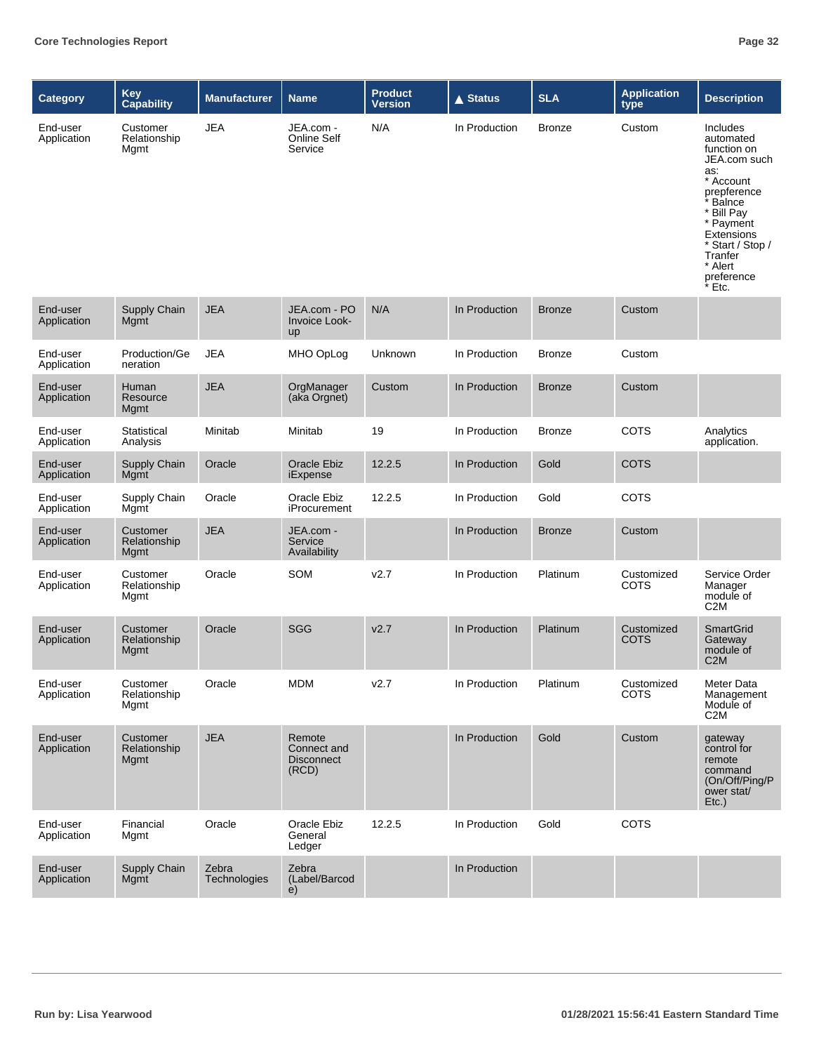| Category | Key Capability | Manufacturer | Name | Product Version | ▲ Status | SLA | Application type | Description |
|---|---|---|---|---|---|---|---|---|
| End-user Application | Customer Relationship Mgmt | JEA | JEA.com - Online Self Service | N/A | In Production | Bronze | Custom | Includes automated function on JEA.com such as: * Account prepference * Balnce * Bill Pay * Payment Extensions * Start / Stop / Tranfer * Alert preference * Etc. |
| End-user Application | Supply Chain Mgmt | JEA | JEA.com - PO Invoice Look-up | N/A | In Production | Bronze | Custom | |
| End-user Application | Production/Generation | JEA | MHO OpLog | Unknown | In Production | Bronze | Custom | |
| End-user Application | Human Resource Mgmt | JEA | OrgManager (aka Orgnet) | Custom | In Production | Bronze | Custom | |
| End-user Application | Statistical Analysis | Minitab | Minitab | 19 | In Production | Bronze | COTS | Analytics application. |
| End-user Application | Supply Chain Mgmt | Oracle | Oracle Ebiz iExpense | 12.2.5 | In Production | Gold | COTS | |
| End-user Application | Supply Chain Mgmt | Oracle | Oracle Ebiz iProcurement | 12.2.5 | In Production | Gold | COTS | |
| End-user Application | Customer Relationship Mgmt | JEA | JEA.com - Service Availability | | In Production | Bronze | Custom | |
| End-user Application | Customer Relationship Mgmt | Oracle | SOM | v2.7 | In Production | Platinum | Customized COTS | Service Order Manager module of C2M |
| End-user Application | Customer Relationship Mgmt | Oracle | SGG | v2.7 | In Production | Platinum | Customized COTS | SmartGrid Gateway module of C2M |
| End-user Application | Customer Relationship Mgmt | Oracle | MDM | v2.7 | In Production | Platinum | Customized COTS | Meter Data Management Module of C2M |
| End-user Application | Customer Relationship Mgmt | JEA | Remote Connect and Disconnect (RCD) | | In Production | Gold | Custom | gateway control for remote command (On/Off/Ping/Power stat/ Etc.) |
| End-user Application | Financial Mgmt | Oracle | Oracle Ebiz General Ledger | 12.2.5 | In Production | Gold | COTS | |
| End-user Application | Supply Chain Mgmt | Zebra Technologies | Zebra (Label/Barcode) | | In Production | | | |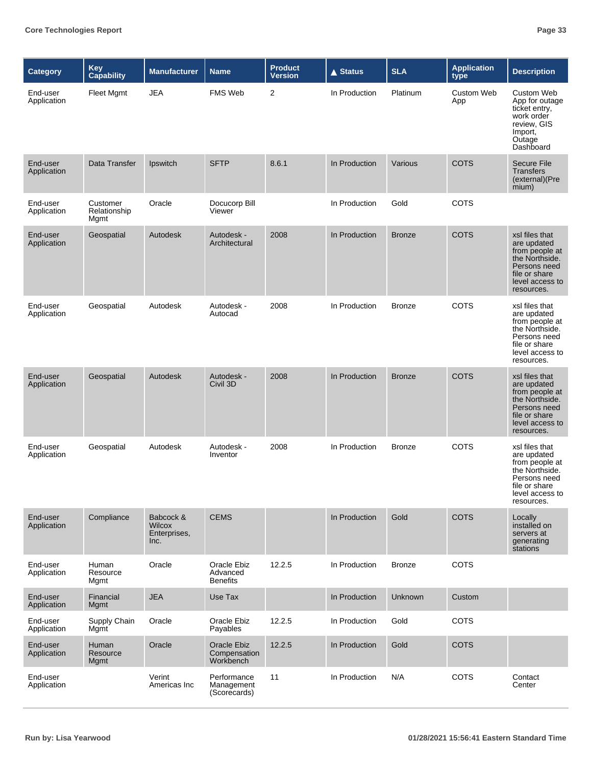| Category | Key Capability | Manufacturer | Name | Product Version | ▲ Status | SLA | Application type | Description |
|---|---|---|---|---|---|---|---|---|
| End-user Application | Fleet Mgmt | JEA | FMS Web | 2 | In Production | Platinum | Custom Web App | Custom Web App for outage ticket entry, work order review, GIS Import, Outage Dashboard |
| End-user Application | Data Transfer | Ipswitch | SFTP | 8.6.1 | In Production | Various | COTS | Secure File Transfers (external)(Premium) |
| End-user Application | Customer Relationship Mgmt | Oracle | Docucorp Bill Viewer | | In Production | Gold | COTS | |
| End-user Application | Geospatial | Autodesk | Autodesk - Architectural | 2008 | In Production | Bronze | COTS | xsl files that are updated from people at the Northside. Persons need file or share level access to resources. |
| End-user Application | Geospatial | Autodesk | Autodesk - Autocad | 2008 | In Production | Bronze | COTS | xsl files that are updated from people at the Northside. Persons need file or share level access to resources. |
| End-user Application | Geospatial | Autodesk | Autodesk - Civil 3D | 2008 | In Production | Bronze | COTS | xsl files that are updated from people at the Northside. Persons need file or share level access to resources. |
| End-user Application | Geospatial | Autodesk | Autodesk - Inventor | 2008 | In Production | Bronze | COTS | xsl files that are updated from people at the Northside. Persons need file or share level access to resources. |
| End-user Application | Compliance | Babcock & Wilcox Enterprises, Inc. | CEMS | | In Production | Gold | COTS | Locally installed on servers at generating stations |
| End-user Application | Human Resource Mgmt | Oracle | Oracle Ebiz Advanced Benefits | 12.2.5 | In Production | Bronze | COTS | |
| End-user Application | Financial Mgmt | JEA | Use Tax | | In Production | Unknown | Custom | |
| End-user Application | Supply Chain Mgmt | Oracle | Oracle Ebiz Payables | 12.2.5 | In Production | Gold | COTS | |
| End-user Application | Human Resource Mgmt | Oracle | Oracle Ebiz Compensation Workbench | 12.2.5 | In Production | Gold | COTS | |
| End-user Application | | Verint Americas Inc | Performance Management (Scorecards) | 11 | In Production | N/A | COTS | Contact Center |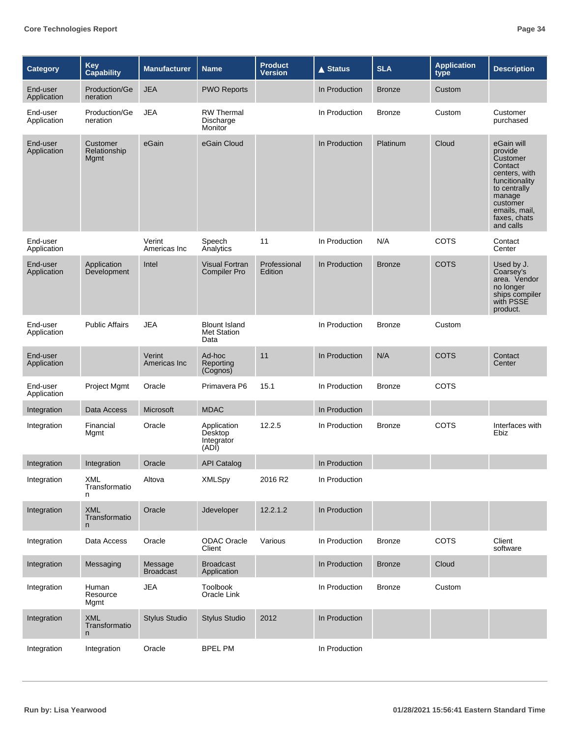| Category | Key Capability | Manufacturer | Name | Product Version | ▲ Status | SLA | Application type | Description |
| --- | --- | --- | --- | --- | --- | --- | --- | --- |
| End-user Application | Production/Generation | JEA | PWO Reports | | In Production | Bronze | Custom | |
| End-user Application | Production/Generation | JEA | RW Thermal Discharge Monitor | | In Production | Bronze | Custom | Customer purchased |
| End-user Application | Customer Relationship Mgmt | eGain | eGain Cloud | | In Production | Platinum | Cloud | eGain will provide Customer Contact centers, with funcitionality to centrally manage customer emails, mail, faxes, chats and calls |
| End-user Application | | Verint Americas Inc | Speech Analytics | 11 | In Production | N/A | COTS | Contact Center |
| End-user Application | Application Development | Intel | Visual Fortran Compiler Pro | Professional Edition | In Production | Bronze | COTS | Used by J. Coarsey's area. Vendor no longer ships compiler with PSSE product. |
| End-user Application | Public Affairs | JEA | Blount Island Met Station Data | | In Production | Bronze | Custom | |
| End-user Application | | Verint Americas Inc | Ad-hoc Reporting (Cognos) | 11 | In Production | N/A | COTS | Contact Center |
| End-user Application | Project Mgmt | Oracle | Primavera P6 | 15.1 | In Production | Bronze | COTS | |
| Integration | Data Access | Microsoft | MDAC | | In Production | | | |
| Integration | Financial Mgmt | Oracle | Application Desktop Integrator (ADI) | 12.2.5 | In Production | Bronze | COTS | Interfaces with Ebiz |
| Integration | Integration | Oracle | API Catalog | | In Production | | | |
| Integration | XML Transformation | Altova | XMLSpy | 2016 R2 | In Production | | | |
| Integration | XML Transformation | Oracle | Jdeveloper | 12.2.1.2 | In Production | | | |
| Integration | Data Access | Oracle | ODAC Oracle Client | Various | In Production | Bronze | COTS | Client software |
| Integration | Messaging | Message Broadcast | Broadcast Application | | In Production | Bronze | Cloud | |
| Integration | Human Resource Mgmt | JEA | Toolbook Oracle Link | | In Production | Bronze | Custom | |
| Integration | XML Transformation | Stylus Studio | Stylus Studio | 2012 | In Production | | | |
| Integration | Integration | Oracle | BPEL PM | | In Production | | | |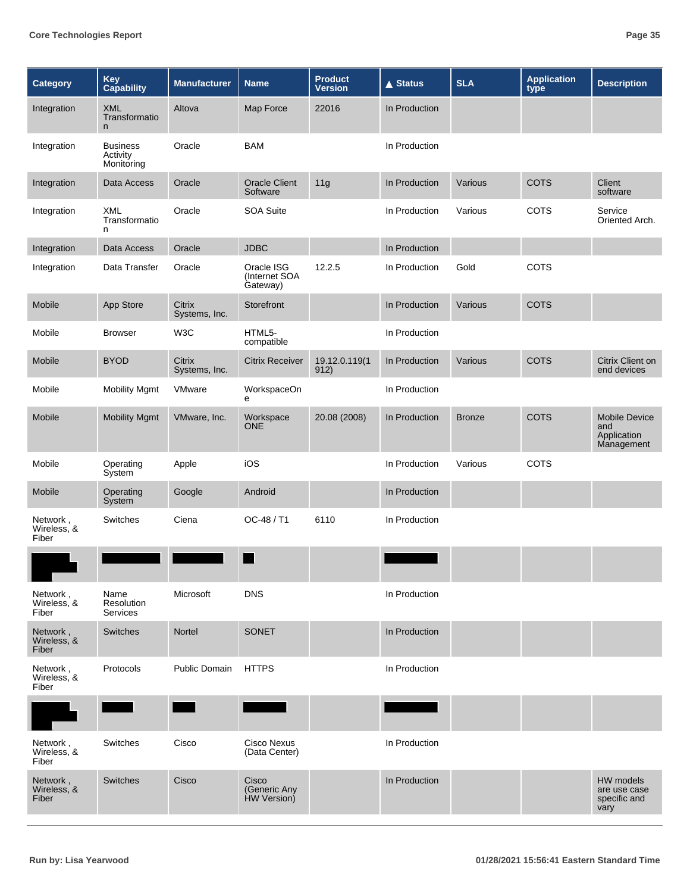| Category | Key Capability | Manufacturer | Name | Product Version | ▲ Status | SLA | Application type | Description |
|---|---|---|---|---|---|---|---|---|
| Integration | XML Transformation | Altova | Map Force | 22016 | In Production | | | |
| Integration | Business Activity Monitoring | Oracle | BAM | | In Production | | | |
| Integration | Data Access | Oracle | Oracle Client Software | 11g | In Production | Various | COTS | Client software |
| Integration | XML Transformation | Oracle | SOA Suite | | In Production | Various | COTS | Service Oriented Arch. |
| Integration | Data Access | Oracle | JDBC | | In Production | | | |
| Integration | Data Transfer | Oracle | Oracle ISG (Internet SOA Gateway) | 12.2.5 | In Production | Gold | COTS | |
| Mobile | App Store | Citrix Systems, Inc. | Storefront | | In Production | Various | COTS | |
| Mobile | Browser | W3C | HTML5-compatible | | In Production | | | |
| Mobile | BYOD | Citrix Systems, Inc. | Citrix Receiver | 19.12.0.119(1912) | In Production | Various | COTS | Citrix Client on end devices |
| Mobile | Mobility Mgmt | VMware | WorkspaceOne | | In Production | | | |
| Mobile | Mobility Mgmt | VMware, Inc. | Workspace ONE | 20.08 (2008) | In Production | Bronze | COTS | Mobile Device and Application Management |
| Mobile | Operating System | Apple | iOS | | In Production | Various | COTS | |
| Mobile | Operating System | Google | Android | | In Production | | | |
| Network , Wireless, & Fiber | Switches | Ciena | OC-48 / T1 | 6110 | In Production | | | |
| [REDACTED] | [REDACTED] | [REDACTED] | [REDACTED] | | [REDACTED] | | | |
| Network , Wireless, & Fiber | Name Resolution Services | Microsoft | DNS | | In Production | | | |
| Network , Wireless, & Fiber | Switches | Nortel | SONET | | In Production | | | |
| Network , Wireless, & Fiber | Protocols | Public Domain | HTTPS | | In Production | | | |
| [REDACTED] | [REDACTED] | [REDACTED] | [REDACTED] | | [REDACTED] | | | |
| Network , Wireless, & Fiber | Switches | Cisco | Cisco Nexus (Data Center) | | In Production | | | |
| Network , Wireless, & Fiber | Switches | Cisco | Cisco (Generic Any HW Version) | | In Production | | | HW models are use case specific and vary |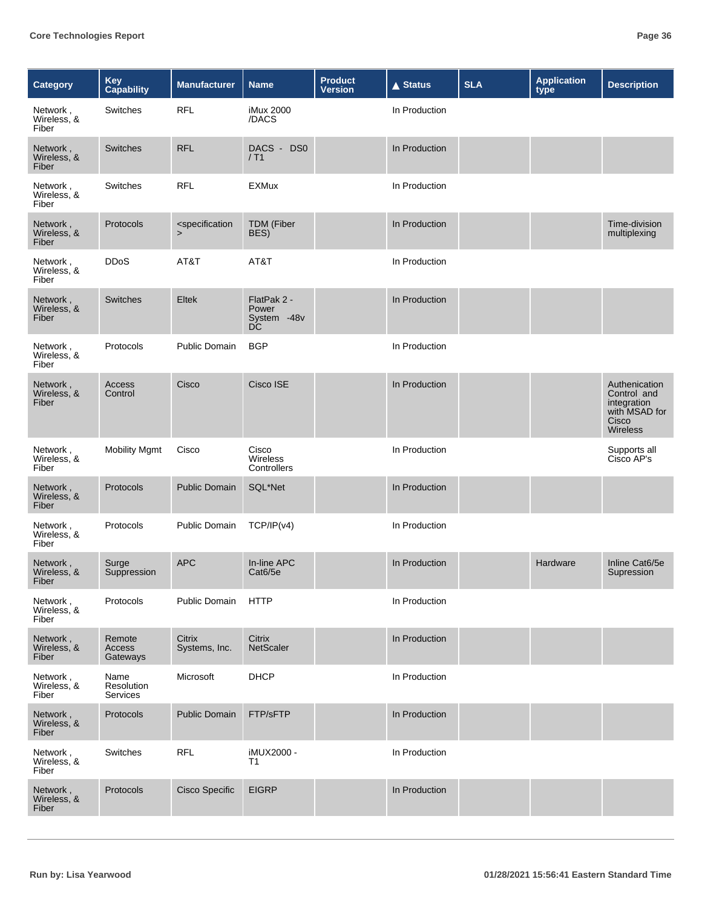| Category | Key Capability | Manufacturer | Name | Product Version | ▲ Status | SLA | Application type | Description |
|---|---|---|---|---|---|---|---|---|
| Network , Wireless, & Fiber | Switches | RFL | iMux 2000 /DACS | | In Production | | | |
| Network , Wireless, & Fiber | Switches | RFL | DACS - DS0 / T1 | | In Production | | | |
| Network , Wireless, & Fiber | Switches | RFL | EXMux | | In Production | | | |
| Network , Wireless, & Fiber | Protocols | <specification> | TDM (Fiber BES) | | In Production | | | Time-division multiplexing |
| Network , Wireless, & Fiber | DDoS | AT&T | AT&T | | In Production | | | |
| Network , Wireless, & Fiber | Switches | Eltek | FlatPak 2 - Power System -48v DC | | In Production | | | |
| Network , Wireless, & Fiber | Protocols | Public Domain | BGP | | In Production | | | |
| Network , Wireless, & Fiber | Access Control | Cisco | Cisco ISE | | In Production | | | Authenication Control and integration with MSAD for Cisco Wireless |
| Network , Wireless, & Fiber | Mobility Mgmt | Cisco | Cisco Wireless Controllers | | In Production | | | Supports all Cisco AP's |
| Network , Wireless, & Fiber | Protocols | Public Domain | SQL*Net | | In Production | | | |
| Network , Wireless, & Fiber | Protocols | Public Domain | TCP/IP(v4) | | In Production | | | |
| Network , Wireless, & Fiber | Surge Suppression | APC | In-line APC Cat6/5e | | In Production | | Hardware | Inline Cat6/5e Supression |
| Network , Wireless, & Fiber | Protocols | Public Domain | HTTP | | In Production | | | |
| Network , Wireless, & Fiber | Remote Access Gateways | Citrix Systems, Inc. | Citrix NetScaler | | In Production | | | |
| Network , Wireless, & Fiber | Name Resolution Services | Microsoft | DHCP | | In Production | | | |
| Network , Wireless, & Fiber | Protocols | Public Domain | FTP/sFTP | | In Production | | | |
| Network , Wireless, & Fiber | Switches | RFL | iMUX2000 - T1 | | In Production | | | |
| Network , Wireless, & Fiber | Protocols | Cisco Specific | EIGRP | | In Production | | | |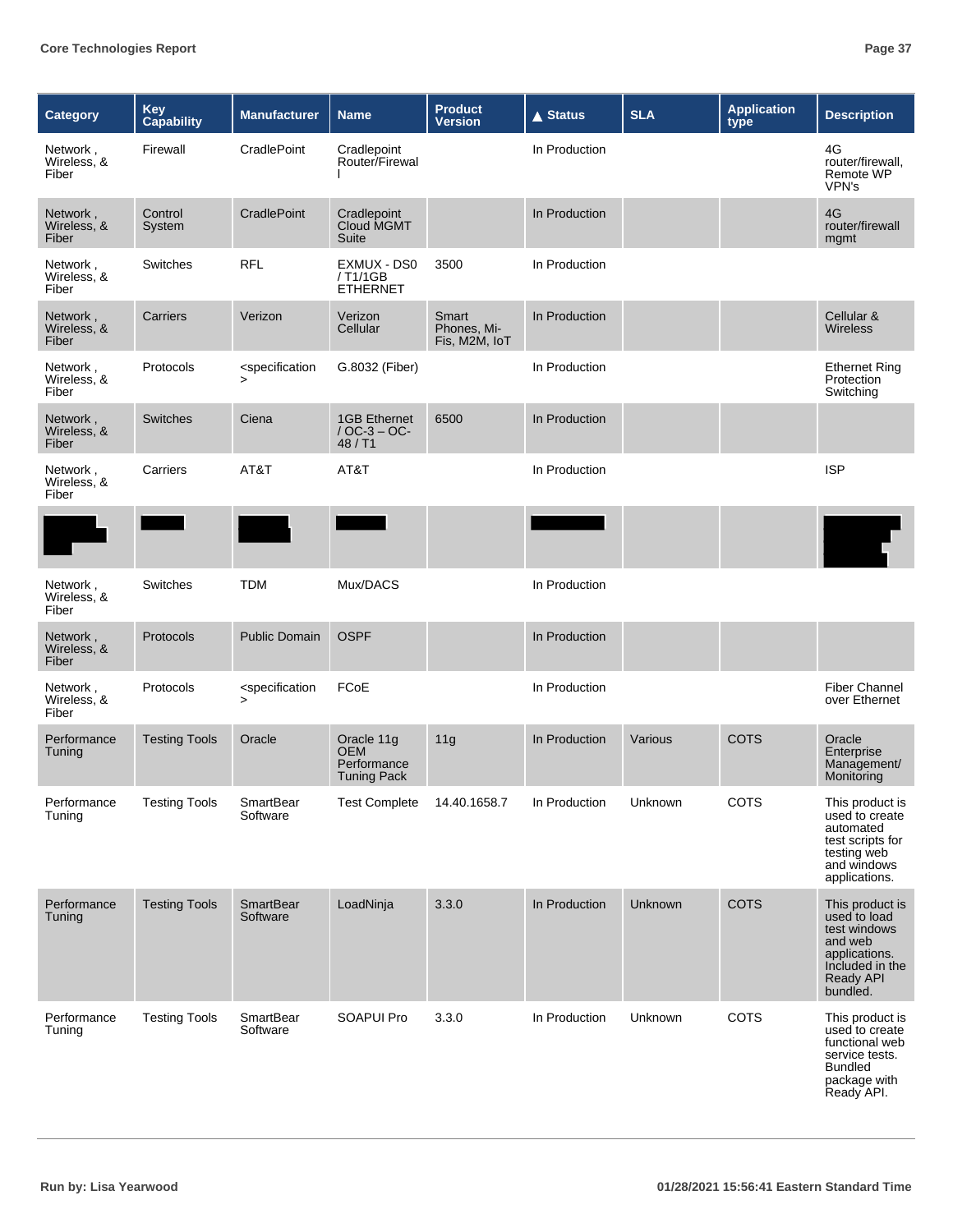| Category | Key Capability | Manufacturer | Name | Product Version | ▲ Status | SLA | Application type | Description |
|---|---|---|---|---|---|---|---|---|
| Network , Wireless, & Fiber | Firewall | CradlePoint | Cradlepoint Router/Firewall | | In Production | | | 4G router/firewall, Remote WP VPN's |
| Network , Wireless, & Fiber | Control System | CradlePoint | Cradlepoint Cloud MGMT Suite | | In Production | | | 4G router/firewall mgmt |
| Network , Wireless, & Fiber | Switches | RFL | EXMUX - DS0 / T1/1GB ETHERNET | 3500 | In Production | | | |
| Network , Wireless, & Fiber | Carriers | Verizon | Verizon Cellular | Smart Phones, Mi-Fis, M2M, IoT | In Production | | | Cellular & Wireless |
| Network , Wireless, & Fiber | Protocols | <specification> | G.8032 (Fiber) | | In Production | | | Ethernet Ring Protection Switching |
| Network , Wireless, & Fiber | Switches | Ciena | 1GB Ethernet / OC-3 – OC-48 / T1 | 6500 | In Production | | | |
| Network , Wireless, & Fiber | Carriers | AT&T | AT&T | | In Production | | | ISP |
| | | | | | | | | |
| Network , Wireless, & Fiber | Switches | TDM | Mux/DACS | | In Production | | | |
| Network , Wireless, & Fiber | Protocols | Public Domain | OSPF | | In Production | | | |
| Network , Wireless, & Fiber | Protocols | <specification> | FCoE | | In Production | | | Fiber Channel over Ethernet |
| Performance Tuning | Testing Tools | Oracle | Oracle 11g OEM Performance Tuning Pack | 11g | In Production | Various | COTS | Oracle Enterprise Management/ Monitoring |
| Performance Tuning | Testing Tools | SmartBear Software | Test Complete | 14.40.1658.7 | In Production | Unknown | COTS | This product is used to create automated test scripts for testing web and windows applications. |
| Performance Tuning | Testing Tools | SmartBear Software | LoadNinja | 3.3.0 | In Production | Unknown | COTS | This product is used to load test windows and web applications. Included in the Ready API bundled. |
| Performance Tuning | Testing Tools | SmartBear Software | SOAPUI Pro | 3.3.0 | In Production | Unknown | COTS | This product is used to create functional web service tests. Bundled package with Ready API. |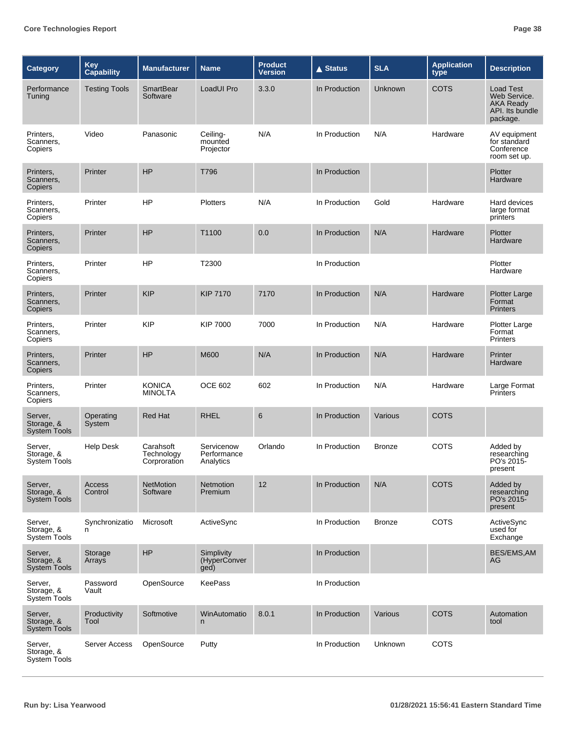| Category | Key Capability | Manufacturer | Name | Product Version | ▲ Status | SLA | Application type | Description |
|---|---|---|---|---|---|---|---|---|
| Performance Tuning | Testing Tools | SmartBear Software | LoadUI Pro | 3.3.0 | In Production | Unknown | COTS | Load Test Web Service. AKA Ready API. Its bundle package. |
| Printers, Scanners, Copiers | Video | Panasonic | Ceiling-mounted Projector | N/A | In Production | N/A | Hardware | AV equipment for standard Conference room set up. |
| Printers, Scanners, Copiers | Printer | HP | T796 | | In Production | | | Plotter Hardware |
| Printers, Scanners, Copiers | Printer | HP | Plotters | N/A | In Production | Gold | Hardware | Hard devices large format printers |
| Printers, Scanners, Copiers | Printer | HP | T1100 | 0.0 | In Production | N/A | Hardware | Plotter Hardware |
| Printers, Scanners, Copiers | Printer | HP | T2300 | | In Production | | | Plotter Hardware |
| Printers, Scanners, Copiers | Printer | KIP | KIP 7170 | 7170 | In Production | N/A | Hardware | Plotter Large Format Printers |
| Printers, Scanners, Copiers | Printer | KIP | KIP 7000 | 7000 | In Production | N/A | Hardware | Plotter Large Format Printers |
| Printers, Scanners, Copiers | Printer | HP | M600 | N/A | In Production | N/A | Hardware | Printer Hardware |
| Printers, Scanners, Copiers | Printer | KONICA MINOLTA | OCE 602 | 602 | In Production | N/A | Hardware | Large Format Printers |
| Server, Storage, & System Tools | Operating System | Red Hat | RHEL | 6 | In Production | Various | COTS | |
| Server, Storage, & System Tools | Help Desk | Carahsoft Technology Corproration | Servicenow Performance Analytics | Orlando | In Production | Bronze | COTS | Added by researching PO's 2015-present |
| Server, Storage, & System Tools | Access Control | NetMotion Software | Netmotion Premium | 12 | In Production | N/A | COTS | Added by researching PO's 2015-present |
| Server, Storage, & System Tools | Synchronization | Microsoft | ActiveSync | | In Production | Bronze | COTS | ActiveSync used for Exchange |
| Server, Storage, & System Tools | Storage Arrays | HP | Simplivity (HyperConverged) | | In Production | | | BES/EMS,AMAG |
| Server, Storage, & System Tools | Password Vault | OpenSource | KeePass | | In Production | | | |
| Server, Storage, & System Tools | Productivity Tool | Softmotive | WinAutomation | 8.0.1 | In Production | Various | COTS | Automation tool |
| Server, Storage, & System Tools | Server Access | OpenSource | Putty | | In Production | Unknown | COTS | |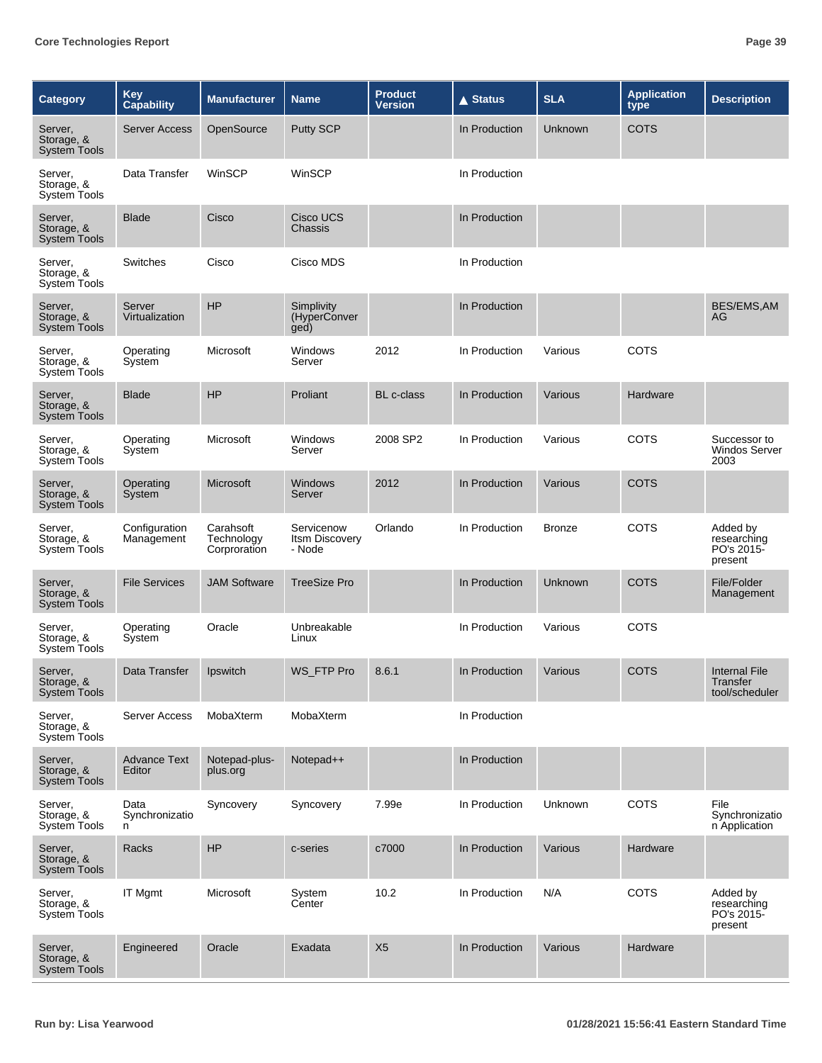| Category | Key Capability | Manufacturer | Name | Product Version | ▲ Status | SLA | Application type | Description |
| --- | --- | --- | --- | --- | --- | --- | --- | --- |
| Server, Storage, & System Tools | Server Access | OpenSource | Putty SCP | | In Production | Unknown | COTS | |
| Server, Storage, & System Tools | Data Transfer | WinSCP | WinSCP | | In Production | | | |
| Server, Storage, & System Tools | Blade | Cisco | Cisco UCS Chassis | | In Production | | | |
| Server, Storage, & System Tools | Switches | Cisco | Cisco MDS | | In Production | | | |
| Server, Storage, & System Tools | Server Virtualization | HP | Simplivity (HyperConverged) | | In Production | | | BES/EMS,AMAG |
| Server, Storage, & System Tools | Operating System | Microsoft | Windows Server | 2012 | In Production | Various | COTS | |
| Server, Storage, & System Tools | Blade | HP | Proliant | BL c-class | In Production | Various | Hardware | |
| Server, Storage, & System Tools | Operating System | Microsoft | Windows Server | 2008 SP2 | In Production | Various | COTS | Successor to Windos Server 2003 |
| Server, Storage, & System Tools | Operating System | Microsoft | Windows Server | 2012 | In Production | Various | COTS | |
| Server, Storage, & System Tools | Configuration Management | Carahsoft Technology Corproration | Servicenow Itsm Discovery - Node | Orlando | In Production | Bronze | COTS | Added by researching PO's 2015-present |
| Server, Storage, & System Tools | File Services | JAM Software | TreeSize Pro | | In Production | Unknown | COTS | File/Folder Management |
| Server, Storage, & System Tools | Operating System | Oracle | Unbreakable Linux | | In Production | Various | COTS | |
| Server, Storage, & System Tools | Data Transfer | Ipswitch | WS_FTP Pro | 8.6.1 | In Production | Various | COTS | Internal File Transfer tool/scheduler |
| Server, Storage, & System Tools | Server Access | MobaXterm | MobaXterm | | In Production | | | |
| Server, Storage, & System Tools | Advance Text Editor | Notepad-plus-plus.org | Notepad++ | | In Production | | | |
| Server, Storage, & System Tools | Data Synchronization | Syncovery | Syncovery | 7.99e | In Production | Unknown | COTS | File Synchronization Application |
| Server, Storage, & System Tools | Racks | HP | c-series | c7000 | In Production | Various | Hardware | |
| Server, Storage, & System Tools | IT Mgmt | Microsoft | System Center | 10.2 | In Production | N/A | COTS | Added by researching PO's 2015-present |
| Server, Storage, & System Tools | Engineered | Oracle | Exadata | X5 | In Production | Various | Hardware | |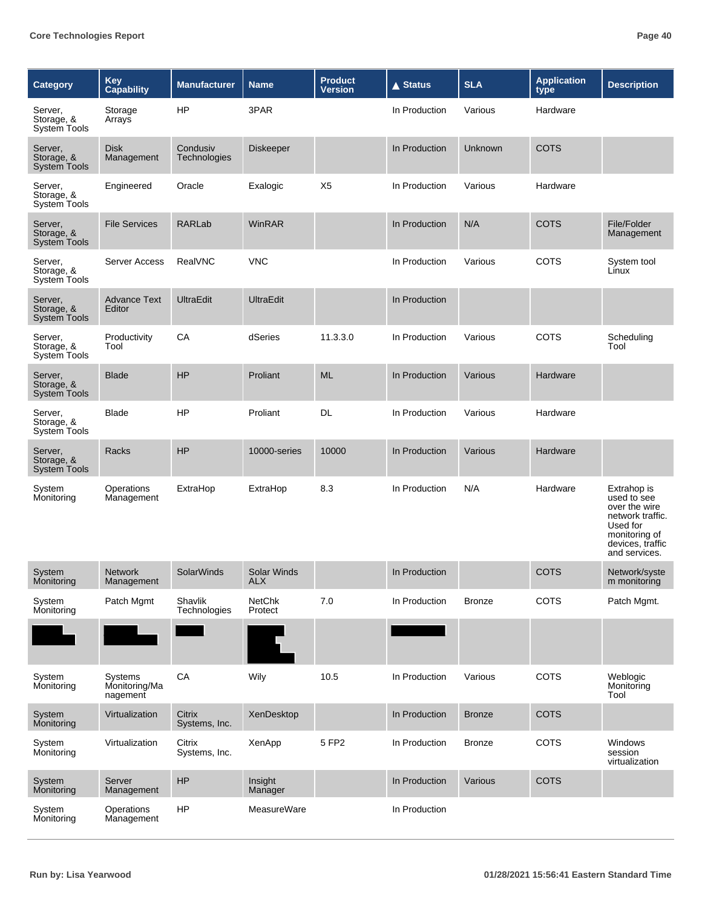| Category | Key Capability | Manufacturer | Name | Product Version | ▲ Status | SLA | Application type | Description |
|---|---|---|---|---|---|---|---|---|
| Server, Storage, & System Tools | Storage Arrays | HP | 3PAR | | In Production | Various | Hardware | |
| Server, Storage, & System Tools | Disk Management | Condusiv Technologies | Diskeeper | | In Production | Unknown | COTS | |
| Server, Storage, & System Tools | Engineered | Oracle | Exalogic | X5 | In Production | Various | Hardware | |
| Server, Storage, & System Tools | File Services | RARLab | WinRAR | | In Production | N/A | COTS | File/Folder Management |
| Server, Storage, & System Tools | Server Access | RealVNC | VNC | | In Production | Various | COTS | System tool Linux |
| Server, Storage, & System Tools | Advance Text Editor | UltraEdit | UltraEdit | | In Production | | | |
| Server, Storage, & System Tools | Productivity Tool | CA | dSeries | 11.3.3.0 | In Production | Various | COTS | Scheduling Tool |
| Server, Storage, & System Tools | Blade | HP | Proliant | ML | In Production | Various | Hardware | |
| Server, Storage, & System Tools | Blade | HP | Proliant | DL | In Production | Various | Hardware | |
| Server, Storage, & System Tools | Racks | HP | 10000-series | 10000 | In Production | Various | Hardware | |
| System Monitoring | Operations Management | ExtraHop | ExtraHop | 8.3 | In Production | N/A | Hardware | Extrahop is used to see over the wire network traffic. Used for monitoring of devices, traffic and services. |
| System Monitoring | Network Management | SolarWinds | Solar Winds ALX | | In Production | | COTS | Network/system monitoring |
| System Monitoring | Patch Mgmt | Shavlik Technologies | NetChk Protect | 7.0 | In Production | Bronze | COTS | Patch Mgmt. |
| | | | | | | | | |
| System Monitoring | Systems Monitoring/Management | CA | Wily | 10.5 | In Production | Various | COTS | Weblogic Monitoring Tool |
| System Monitoring | Virtualization | Citrix Systems, Inc. | XenDesktop | | In Production | Bronze | COTS | |
| System Monitoring | Virtualization | Citrix Systems, Inc. | XenApp | 5 FP2 | In Production | Bronze | COTS | Windows session virtualization |
| System Monitoring | Server Management | HP | Insight Manager | | In Production | Various | COTS | |
| System Monitoring | Operations Management | HP | MeasureWare | | In Production | | | |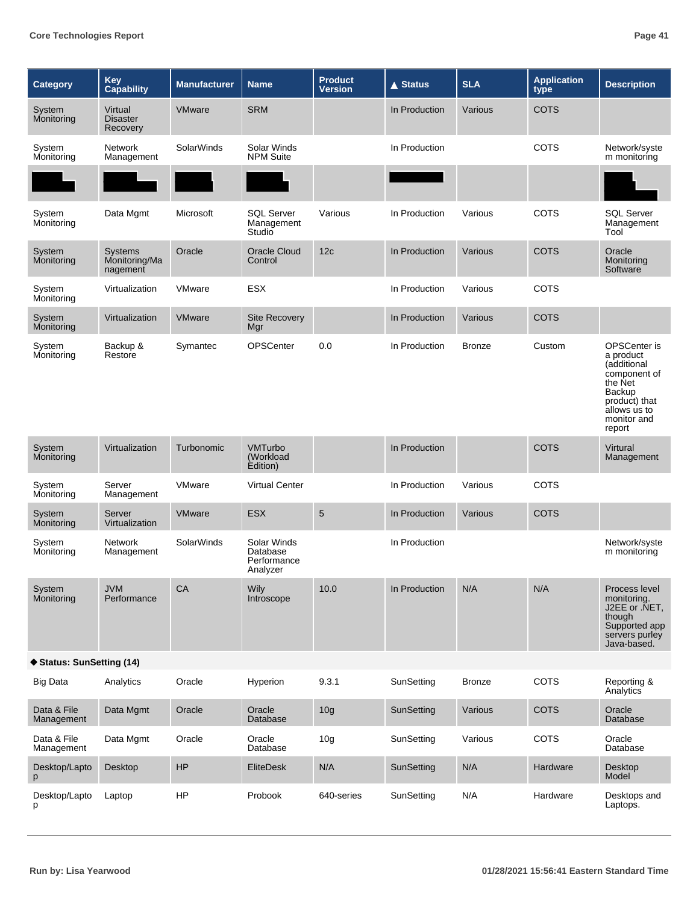| Category | Key Capability | Manufacturer | Name | Product Version | ▲ Status | SLA | Application type | Description |
|---|---|---|---|---|---|---|---|---|
| System Monitoring | Virtual Disaster Recovery | VMware | SRM | | In Production | Various | COTS | |
| System Monitoring | Network Management | SolarWinds | Solar Winds NPM Suite | | In Production | | COTS | Network/system monitoring |
| | | | | | | | | |
| System Monitoring | Data Mgmt | Microsoft | SQL Server Management Studio | Various | In Production | Various | COTS | SQL Server Management Tool |
| System Monitoring | Systems Monitoring/Management | Oracle | Oracle Cloud Control | 12c | In Production | Various | COTS | Oracle Monitoring Software |
| System Monitoring | Virtualization | VMware | ESX | | In Production | Various | COTS | |
| System Monitoring | Virtualization | VMware | Site Recovery Mgr | | In Production | Various | COTS | |
| System Monitoring | Backup & Restore | Symantec | OPSCenter | 0.0 | In Production | Bronze | Custom | OPSCenter is a product (additional component of the Net Backup product) that allows us to monitor and report |
| System Monitoring | Virtualization | Turbonomic | VMTurbo (Workload Edition) | | In Production | | COTS | Virtural Management |
| System Monitoring | Server Management | VMware | Virtual Center | | In Production | Various | COTS | |
| System Monitoring | Server Virtualization | VMware | ESX | 5 | In Production | Various | COTS | |
| System Monitoring | Network Management | SolarWinds | Solar Winds Database Performance Analyzer | | In Production | | | Network/system monitoring |
| System Monitoring | JVM Performance | CA | Wily Introscope | 10.0 | In Production | N/A | N/A | Process level monitoring. J2EE or .NET, though Supported app servers purley Java-based. |
| **◆ Status: SunSetting (14)** | | | | | | | | |
| Big Data | Analytics | Oracle | Hyperion | 9.3.1 | SunSetting | Bronze | COTS | Reporting & Analytics |
| Data & File Management | Data Mgmt | Oracle | Oracle Database | 10g | SunSetting | Various | COTS | Oracle Database |
| Data & File Management | Data Mgmt | Oracle | Oracle Database | 10g | SunSetting | Various | COTS | Oracle Database |
| Desktop/Laptop | Desktop | HP | EliteDesk | N/A | SunSetting | N/A | Hardware | Desktop Model |
| Desktop/Laptop | Laptop | HP | Probook | 640-series | SunSetting | N/A | Hardware | Desktops and Laptops. |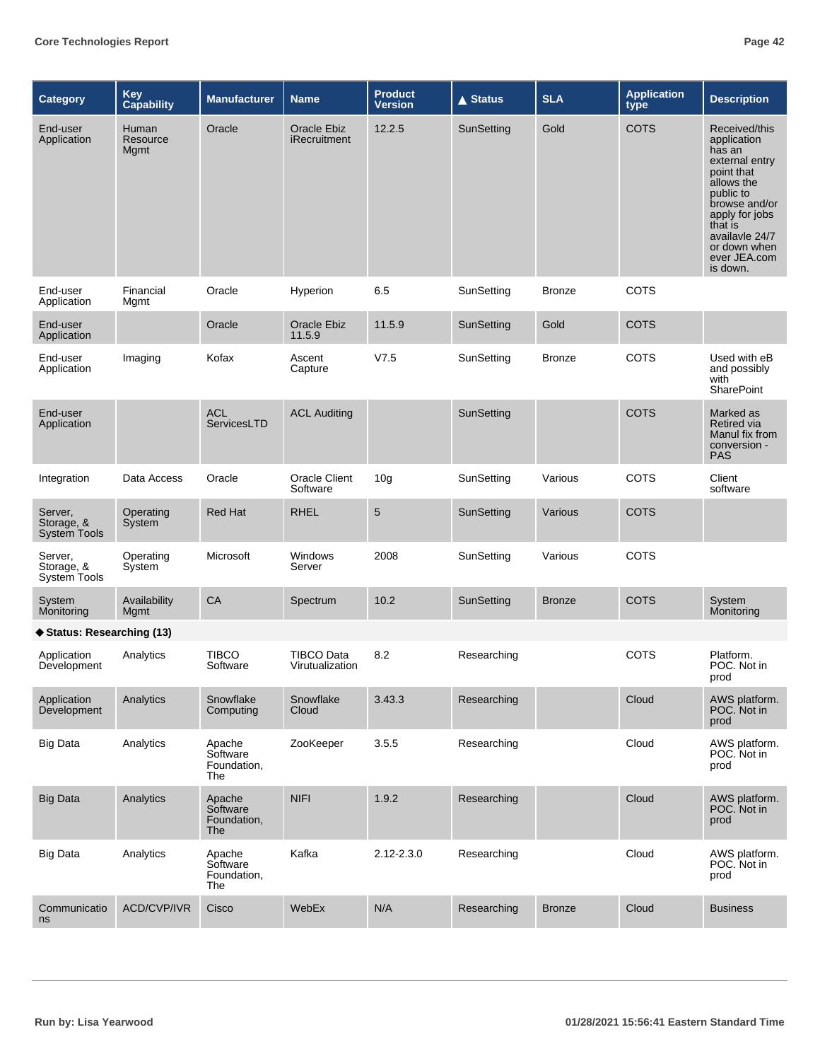| Category | Key Capability | Manufacturer | Name | Product Version | ▲ Status | SLA | Application type | Description |
|---|---|---|---|---|---|---|---|---|
| End-user Application | Human Resource Mgmt | Oracle | Oracle Ebiz iRecruitment | 12.2.5 | SunSetting | Gold | COTS | Received/this application has an external entry point that allows the public to browse and/or apply for jobs that is availavle 24/7 or down when ever JEA.com is down. |
| End-user Application | Financial Mgmt | Oracle | Hyperion | 6.5 | SunSetting | Bronze | COTS | |
| End-user Application | | Oracle | Oracle Ebiz 11.5.9 | 11.5.9 | SunSetting | Gold | COTS | |
| End-user Application | Imaging | Kofax | Ascent Capture | V7.5 | SunSetting | Bronze | COTS | Used with eB and possibly with SharePoint |
| End-user Application | | ACL ServicesLTD | ACL Auditing | | SunSetting | | COTS | Marked as Retired via Manul fix from conversion - PAS |
| Integration | Data Access | Oracle | Oracle Client Software | 10g | SunSetting | Various | COTS | Client software |
| Server, Storage, & System Tools | Operating System | Red Hat | RHEL | 5 | SunSetting | Various | COTS | |
| Server, Storage, & System Tools | Operating System | Microsoft | Windows Server | 2008 | SunSetting | Various | COTS | |
| System Monitoring | Availability Mgmt | CA | Spectrum | 10.2 | SunSetting | Bronze | COTS | System Monitoring |
| **◆ Status: Researching (13)** | | | | | | | | |
| Application Development | Analytics | TIBCO Software | TIBCO Data Virutualization | 8.2 | Researching | | COTS | Platform. POC. Not in prod |
| Application Development | Analytics | Snowflake Computing | Snowflake Cloud | 3.43.3 | Researching | | Cloud | AWS platform. POC. Not in prod |
| Big Data | Analytics | Apache Software Foundation, The | ZooKeeper | 3.5.5 | Researching | | Cloud | AWS platform. POC. Not in prod |
| Big Data | Analytics | Apache Software Foundation, The | NIFI | 1.9.2 | Researching | | Cloud | AWS platform. POC. Not in prod |
| Big Data | Analytics | Apache Software Foundation, The | Kafka | 2.12-2.3.0 | Researching | | Cloud | AWS platform. POC. Not in prod |
| Communications | ACD/CVP/IVR | Cisco | WebEx | N/A | Researching | Bronze | Cloud | Business |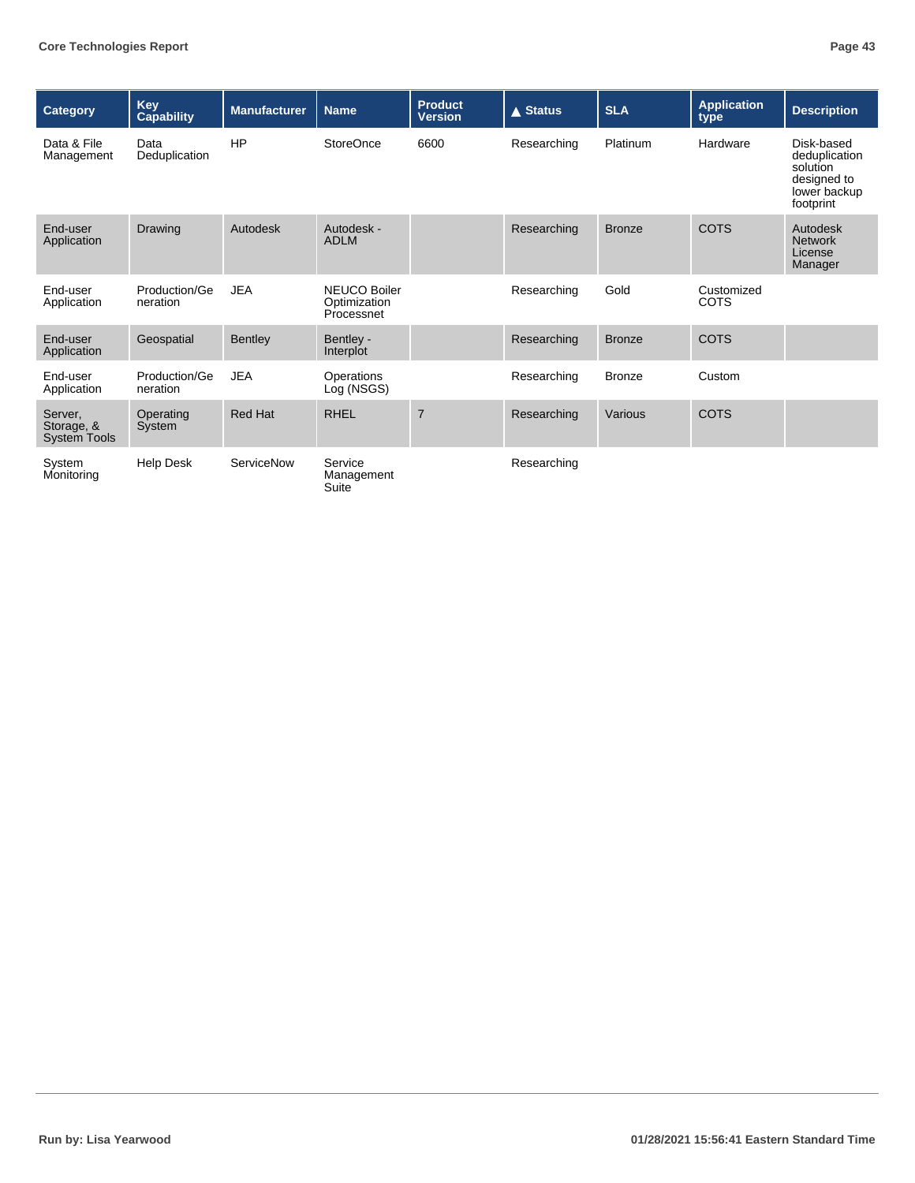| Category | Key Capability | Manufacturer | Name | Product Version | ▲ Status | SLA | Application type | Description |
| --- | --- | --- | --- | --- | --- | --- | --- | --- |
| Data & File Management | Data Deduplication | HP | StoreOnce | 6600 | Researching | Platinum | Hardware | Disk-based deduplication solution designed to lower backup footprint |
| End-user Application | Drawing | Autodesk | Autodesk - ADLM | | Researching | Bronze | COTS | Autodesk Network License Manager |
| End-user Application | Production/Generation | JEA | NEUCO Boiler Optimization Processnet | | Researching | Gold | Customized COTS | |
| End-user Application | Geospatial | Bentley | Bentley - Interplot | | Researching | Bronze | COTS | |
| End-user Application | Production/Generation | JEA | Operations Log (NSGS) | | Researching | Bronze | Custom | |
| Server, Storage, & System Tools | Operating System | Red Hat | RHEL | 7 | Researching | Various | COTS | |
| System Monitoring | Help Desk | ServiceNow | Service Management Suite | | Researching | | | |